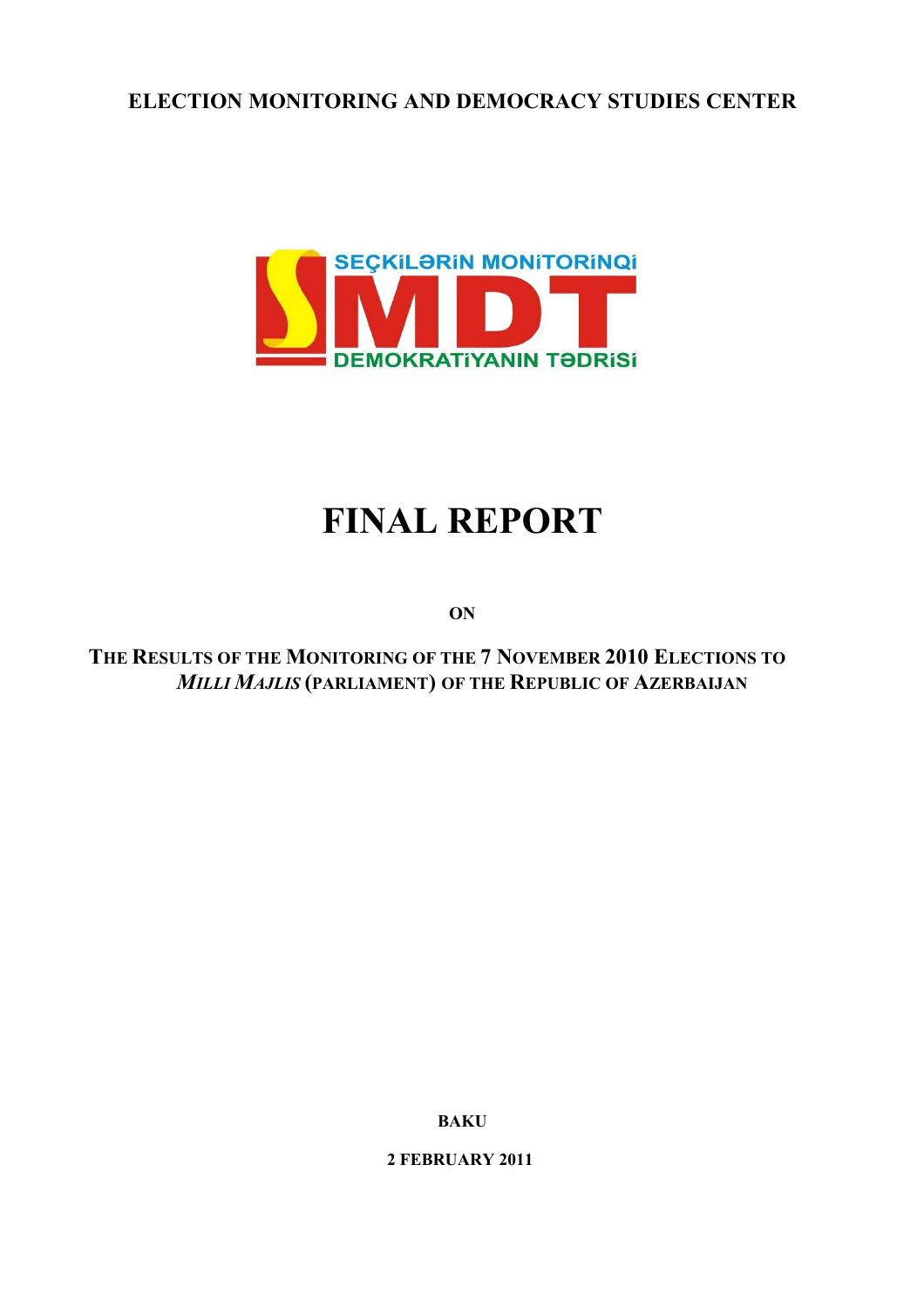**ELECTION MONITORING AND DEMOCRACY STUDIES CENTER**

SEÇKİLƏRİN MONİTORİNQİ

SMDT

DEMOKRATİYANIN TƏDRİSİ

# FINAL REPORT

**ON**

**THE RESULTS OF THE MONITORING OF THE 7 NOVEMBER 2010 ELECTIONS TO *MILLI MAJLIS* (PARLIAMENT) OF THE REPUBLIC OF AZERBAIJAN**

**BAKU**

**2 FEBRUARY 2011**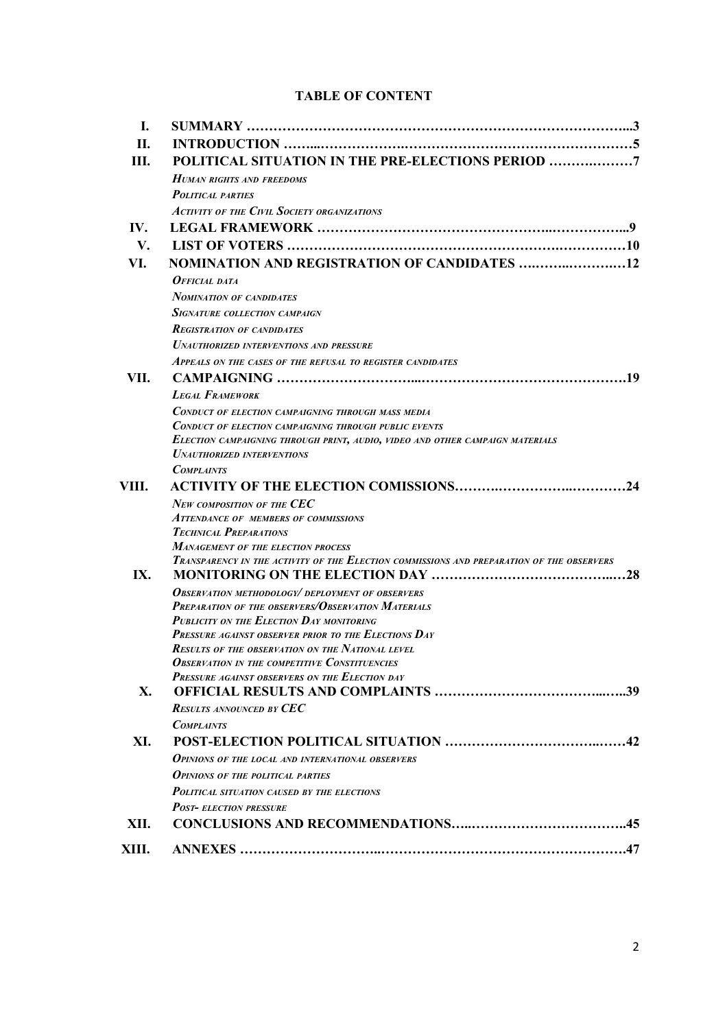# TABLE OF CONTENT

| | | |
|---|---|---|
| **I.** | **SUMMARY** | **3** |
| **II.** | **INTRODUCTION** | **5** |
| **III.** | **POLITICAL SITUATION IN THE PRE-ELECTIONS PERIOD** | **7** |
| | ***Human rights and freedoms*** | |
| | ***Political parties*** | |
| | ***Activity of the Civil Society organizations*** | |
| **IV.** | **LEGAL FRAMEWORK** | **9** |
| **V.** | **LIST OF VOTERS** | **10** |
| **VI.** | **NOMINATION AND REGISTRATION OF CANDIDATES** | **12** |
| | ***Official data*** | |
| | ***Nomination of candidates*** | |
| | ***Signature collection campaign*** | |
| | ***Registration of candidates*** | |
| | ***Unauthorized interventions and pressure*** | |
| | ***Appeals on the cases of the refusal to register candidates*** | |
| **VII.** | **CAMPAIGNING** | **19** |
| | ***Legal Framework*** | |
| | ***Conduct of election campaigning through mass media*** | |
| | ***Conduct of election campaigning through public events*** | |
| | ***Election campaigning through print, audio, video and other campaign materials*** | |
| | ***Unauthorized interventions*** | |
| | ***Complaints*** | |
| **VIII.** | **ACTIVITY OF THE ELECTION COMISSIONS** | **24** |
| | ***New composition of the CEC*** | |
| | ***Attendance of members of commissions*** | |
| | ***Technical Preparations*** | |
| | ***Management of the election process*** | |
| | ***Transparency in the activity of the Election commissions and preparation of the observers*** | |
| **IX.** | **MONITORING ON THE ELECTION DAY** | **28** |
| | ***Observation methodology/ deployment of observers*** | |
| | ***Preparation of the observers/Observation Materials*** | |
| | ***Publicity on the Election Day monitoring*** | |
| | ***Pressure against observer prior to the Elections Day*** | |
| | ***Results of the observation on the National level*** | |
| | ***Observation in the competitive Constituencies*** | |
| | ***Pressure against observers on the Election day*** | |
| **X.** | **OFFICIAL RESULTS AND COMPLAINTS** | **39** |
| | ***Results announced by CEC*** | |
| | ***Complaints*** | |
| **XI.** | **POST-ELECTION POLITICAL SITUATION** | **42** |
| | ***Opinions of the local and international observers*** | |
| | ***Opinions of the political parties*** | |
| | ***Political situation caused by the elections*** | |
| | ***Post- election pressure*** | |
| **XII.** | **CONCLUSIONS AND RECOMMENDATIONS** | **45** |
| **XIII.** | **ANNEXES** | **47** |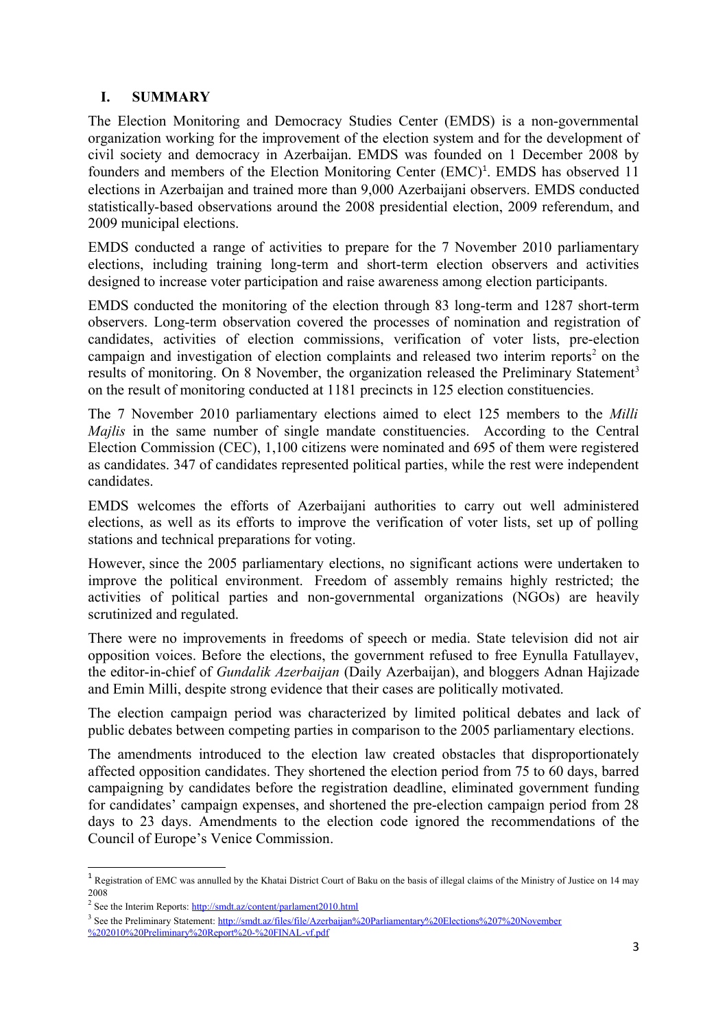## I. SUMMARY

The Election Monitoring and Democracy Studies Center (EMDS) is a non-governmental organization working for the improvement of the election system and for the development of civil society and democracy in Azerbaijan. EMDS was founded on 1 December 2008 by founders and members of the Election Monitoring Center (EMC)[1]. EMDS has observed 11 elections in Azerbaijan and trained more than 9,000 Azerbaijani observers. EMDS conducted statistically-based observations around the 2008 presidential election, 2009 referendum, and 2009 municipal elections.

EMDS conducted a range of activities to prepare for the 7 November 2010 parliamentary elections, including training long-term and short-term election observers and activities designed to increase voter participation and raise awareness among election participants.

EMDS conducted the monitoring of the election through 83 long-term and 1287 short-term observers. Long-term observation covered the processes of nomination and registration of candidates, activities of election commissions, verification of voter lists, pre-election campaign and investigation of election complaints and released two interim reports[2] on the results of monitoring. On 8 November, the organization released the Preliminary Statement[3] on the result of monitoring conducted at 1181 precincts in 125 election constituencies.

The 7 November 2010 parliamentary elections aimed to elect 125 members to the *Milli Majlis* in the same number of single mandate constituencies. According to the Central Election Commission (CEC), 1,100 citizens were nominated and 695 of them were registered as candidates. 347 of candidates represented political parties, while the rest were independent candidates.

EMDS welcomes the efforts of Azerbaijani authorities to carry out well administered elections, as well as its efforts to improve the verification of voter lists, set up of polling stations and technical preparations for voting.

However, since the 2005 parliamentary elections, no significant actions were undertaken to improve the political environment. Freedom of assembly remains highly restricted; the activities of political parties and non-governmental organizations (NGOs) are heavily scrutinized and regulated.

There were no improvements in freedoms of speech or media. State television did not air opposition voices. Before the elections, the government refused to free Eynulla Fatullayev, the editor-in-chief of *Gundalik Azerbaijan* (Daily Azerbaijan), and bloggers Adnan Hajizade and Emin Milli, despite strong evidence that their cases are politically motivated.

The election campaign period was characterized by limited political debates and lack of public debates between competing parties in comparison to the 2005 parliamentary elections.

The amendments introduced to the election law created obstacles that disproportionately affected opposition candidates. They shortened the election period from 75 to 60 days, barred campaigning by candidates before the registration deadline, eliminated government funding for candidates' campaign expenses, and shortened the pre-election campaign period from 28 days to 23 days. Amendments to the election code ignored the recommendations of the Council of Europe's Venice Commission.

---

[1] Registration of EMC was annulled by the Khatai District Court of Baku on the basis of illegal claims of the Ministry of Justice on 14 may 2008

[2] See the Interim Reports: http://smdt.az/content/parlament2010.html

[3] See the Preliminary Statement: http://smdt.az/files/file/Azerbaijan%20Parliamentary%20Elections%207%20November%202010%20Preliminary%20Report%20-%20FINAL-vf.pdf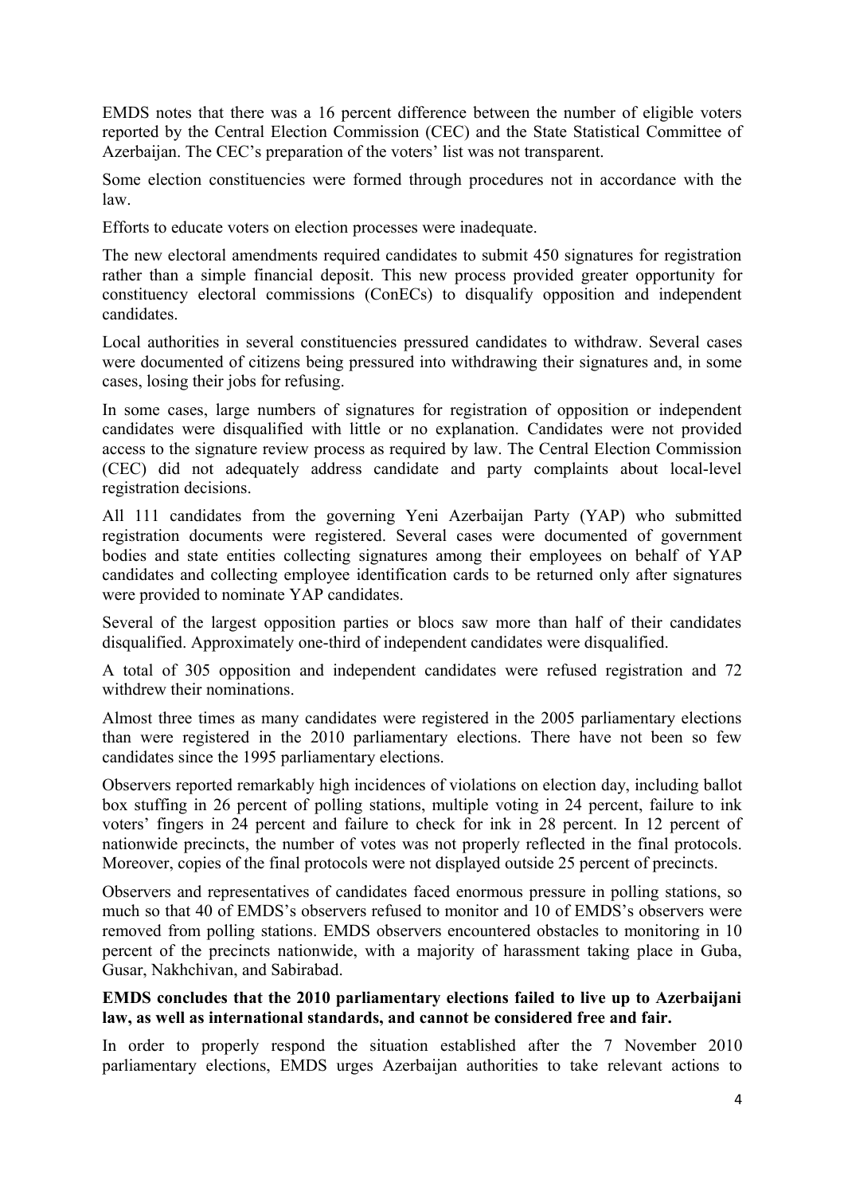EMDS notes that there was a 16 percent difference between the number of eligible voters reported by the Central Election Commission (CEC) and the State Statistical Committee of Azerbaijan. The CEC's preparation of the voters' list was not transparent.

Some election constituencies were formed through procedures not in accordance with the law.

Efforts to educate voters on election processes were inadequate.

The new electoral amendments required candidates to submit 450 signatures for registration rather than a simple financial deposit. This new process provided greater opportunity for constituency electoral commissions (ConECs) to disqualify opposition and independent candidates.

Local authorities in several constituencies pressured candidates to withdraw. Several cases were documented of citizens being pressured into withdrawing their signatures and, in some cases, losing their jobs for refusing.

In some cases, large numbers of signatures for registration of opposition or independent candidates were disqualified with little or no explanation. Candidates were not provided access to the signature review process as required by law. The Central Election Commission (CEC) did not adequately address candidate and party complaints about local-level registration decisions.

All 111 candidates from the governing Yeni Azerbaijan Party (YAP) who submitted registration documents were registered. Several cases were documented of government bodies and state entities collecting signatures among their employees on behalf of YAP candidates and collecting employee identification cards to be returned only after signatures were provided to nominate YAP candidates.

Several of the largest opposition parties or blocs saw more than half of their candidates disqualified. Approximately one-third of independent candidates were disqualified.

A total of 305 opposition and independent candidates were refused registration and 72 withdrew their nominations.

Almost three times as many candidates were registered in the 2005 parliamentary elections than were registered in the 2010 parliamentary elections. There have not been so few candidates since the 1995 parliamentary elections.

Observers reported remarkably high incidences of violations on election day, including ballot box stuffing in 26 percent of polling stations, multiple voting in 24 percent, failure to ink voters' fingers in 24 percent and failure to check for ink in 28 percent. In 12 percent of nationwide precincts, the number of votes was not properly reflected in the final protocols. Moreover, copies of the final protocols were not displayed outside 25 percent of precincts.

Observers and representatives of candidates faced enormous pressure in polling stations, so much so that 40 of EMDS's observers refused to monitor and 10 of EMDS's observers were removed from polling stations. EMDS observers encountered obstacles to monitoring in 10 percent of the precincts nationwide, with a majority of harassment taking place in Guba, Gusar, Nakhchivan, and Sabirabad.

**EMDS concludes that the 2010 parliamentary elections failed to live up to Azerbaijani law, as well as international standards, and cannot be considered free and fair.**

In order to properly respond the situation established after the 7 November 2010 parliamentary elections, EMDS urges Azerbaijan authorities to take relevant actions to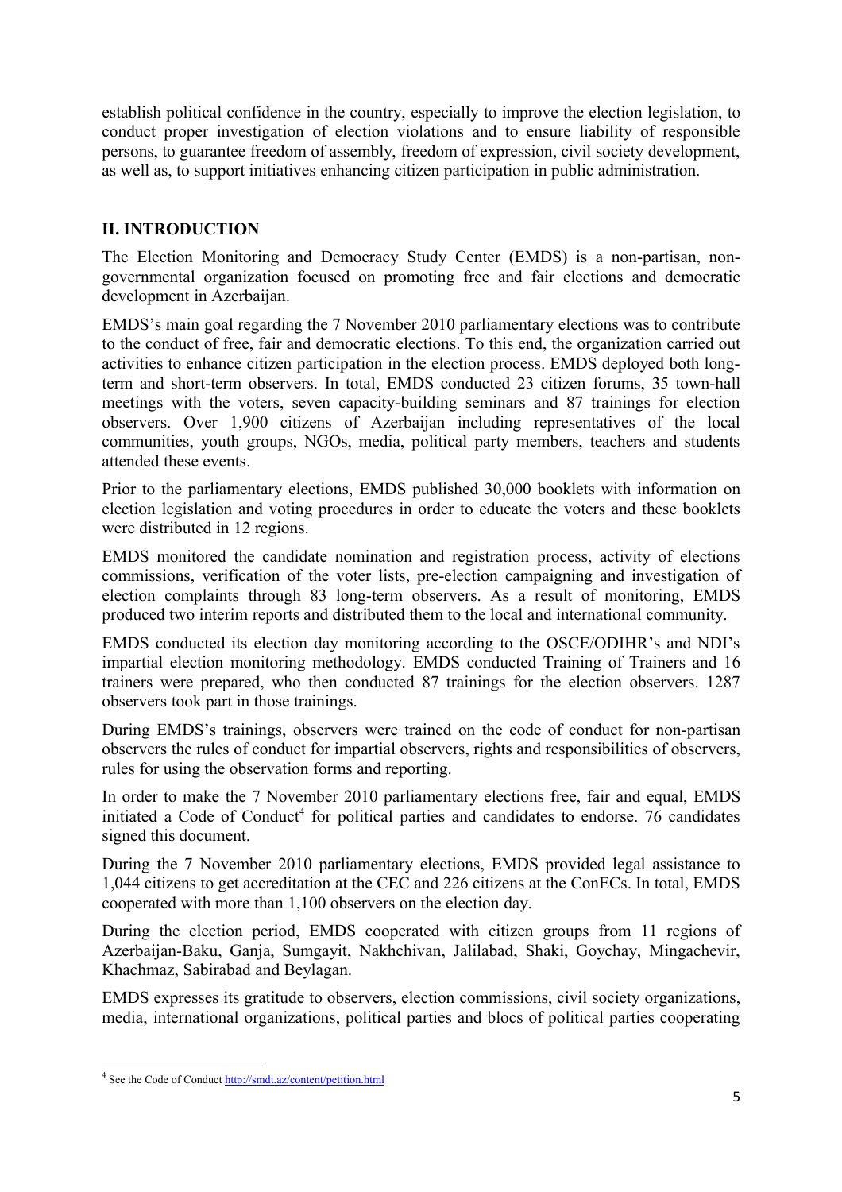establish political confidence in the country, especially to improve the election legislation, to conduct proper investigation of election violations and to ensure liability of responsible persons, to guarantee freedom of assembly, freedom of expression, civil society development, as well as, to support initiatives enhancing citizen participation in public administration.

## II. INTRODUCTION

The Election Monitoring and Democracy Study Center (EMDS) is a non-partisan, non-governmental organization focused on promoting free and fair elections and democratic development in Azerbaijan.

EMDS's main goal regarding the 7 November 2010 parliamentary elections was to contribute to the conduct of free, fair and democratic elections. To this end, the organization carried out activities to enhance citizen participation in the election process. EMDS deployed both long-term and short-term observers. In total, EMDS conducted 23 citizen forums, 35 town-hall meetings with the voters, seven capacity-building seminars and 87 trainings for election observers. Over 1,900 citizens of Azerbaijan including representatives of the local communities, youth groups, NGOs, media, political party members, teachers and students attended these events.

Prior to the parliamentary elections, EMDS published 30,000 booklets with information on election legislation and voting procedures in order to educate the voters and these booklets were distributed in 12 regions.

EMDS monitored the candidate nomination and registration process, activity of elections commissions, verification of the voter lists, pre-election campaigning and investigation of election complaints through 83 long-term observers. As a result of monitoring, EMDS produced two interim reports and distributed them to the local and international community.

EMDS conducted its election day monitoring according to the OSCE/ODIHR's and NDI's impartial election monitoring methodology. EMDS conducted Training of Trainers and 16 trainers were prepared, who then conducted 87 trainings for the election observers. 1287 observers took part in those trainings.

During EMDS's trainings, observers were trained on the code of conduct for non-partisan observers the rules of conduct for impartial observers, rights and responsibilities of observers, rules for using the observation forms and reporting.

In order to make the 7 November 2010 parliamentary elections free, fair and equal, EMDS initiated a Code of Conduct[4] for political parties and candidates to endorse. 76 candidates signed this document.

During the 7 November 2010 parliamentary elections, EMDS provided legal assistance to 1,044 citizens to get accreditation at the CEC and 226 citizens at the ConECs. In total, EMDS cooperated with more than 1,100 observers on the election day.

During the election period, EMDS cooperated with citizen groups from 11 regions of Azerbaijan-Baku, Ganja, Sumgayit, Nakhchivan, Jalilabad, Shaki, Goychay, Mingachevir, Khachmaz, Sabirabad and Beylagan.

EMDS expresses its gratitude to observers, election commissions, civil society organizations, media, international organizations, political parties and blocs of political parties cooperating

[4] See the Code of Conduct http://smdt.az/content/petition.html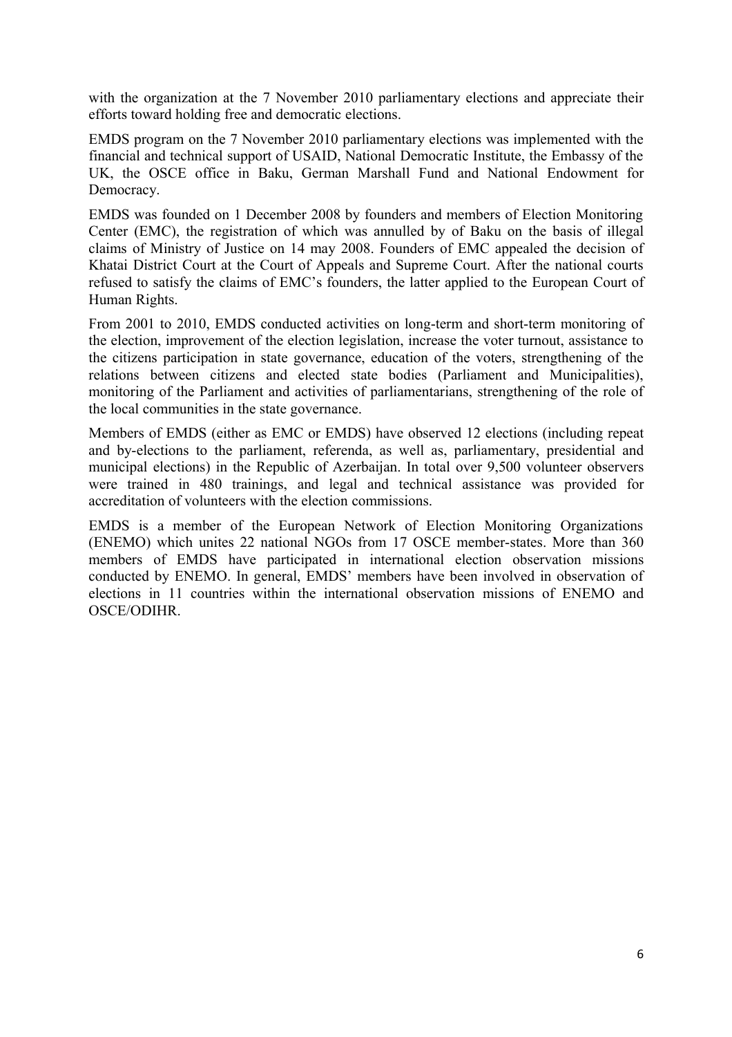with the organization at the 7 November 2010 parliamentary elections and appreciate their efforts toward holding free and democratic elections.

EMDS program on the 7 November 2010 parliamentary elections was implemented with the financial and technical support of USAID, National Democratic Institute, the Embassy of the UK, the OSCE office in Baku, German Marshall Fund and National Endowment for Democracy.

EMDS was founded on 1 December 2008 by founders and members of Election Monitoring Center (EMC), the registration of which was annulled by of Baku on the basis of illegal claims of Ministry of Justice on 14 may 2008. Founders of EMC appealed the decision of Khatai District Court at the Court of Appeals and Supreme Court. After the national courts refused to satisfy the claims of EMC's founders, the latter applied to the European Court of Human Rights.

From 2001 to 2010, EMDS conducted activities on long-term and short-term monitoring of the election, improvement of the election legislation, increase the voter turnout, assistance to the citizens participation in state governance, education of the voters, strengthening of the relations between citizens and elected state bodies (Parliament and Municipalities), monitoring of the Parliament and activities of parliamentarians, strengthening of the role of the local communities in the state governance.

Members of EMDS (either as EMC or EMDS) have observed 12 elections (including repeat and by-elections to the parliament, referenda, as well as, parliamentary, presidential and municipal elections) in the Republic of Azerbaijan. In total over 9,500 volunteer observers were trained in 480 trainings, and legal and technical assistance was provided for accreditation of volunteers with the election commissions.

EMDS is a member of the European Network of Election Monitoring Organizations (ENEMO) which unites 22 national NGOs from 17 OSCE member-states. More than 360 members of EMDS have participated in international election observation missions conducted by ENEMO. In general, EMDS' members have been involved in observation of elections in 11 countries within the international observation missions of ENEMO and OSCE/ODIHR.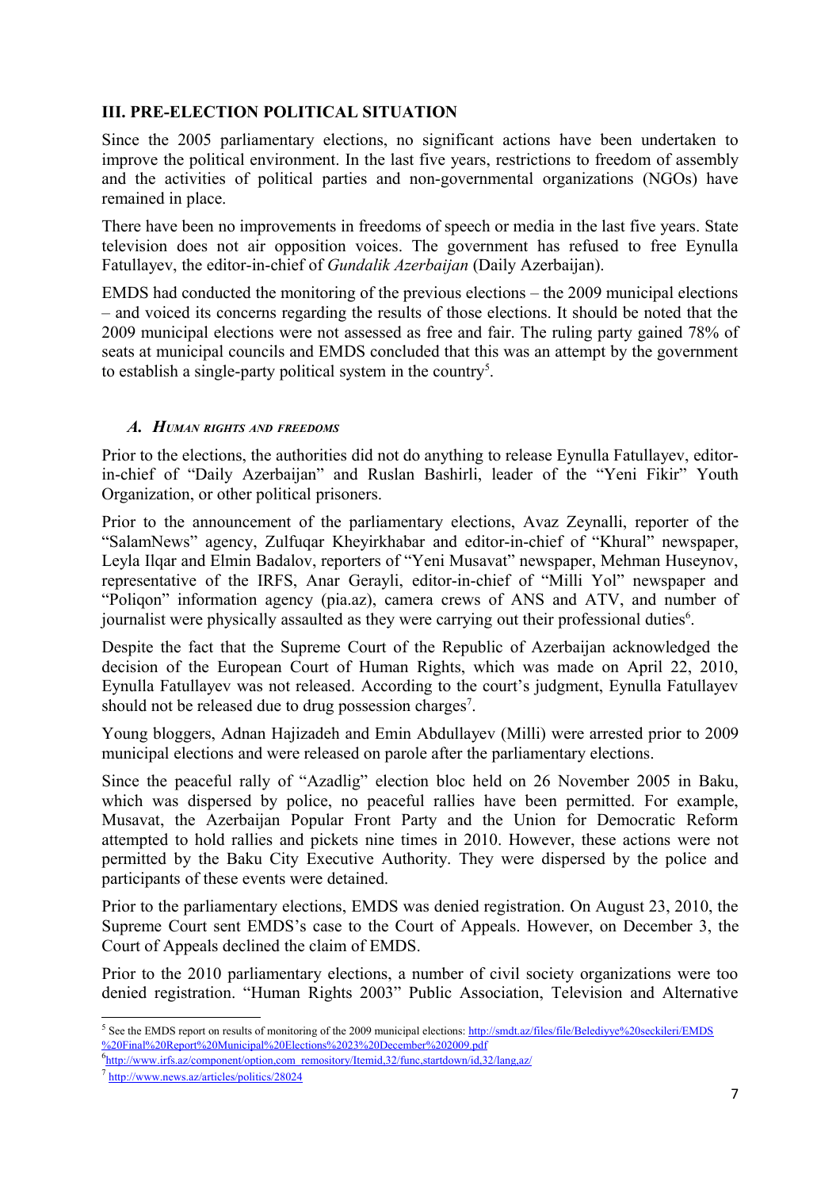## III. PRE-ELECTION POLITICAL SITUATION

Since the 2005 parliamentary elections, no significant actions have been undertaken to improve the political environment. In the last five years, restrictions to freedom of assembly and the activities of political parties and non-governmental organizations (NGOs) have remained in place.

There have been no improvements in freedoms of speech or media in the last five years. State television does not air opposition voices. The government has refused to free Eynulla Fatullayev, the editor-in-chief of *Gundalik Azerbaijan* (Daily Azerbaijan).

EMDS had conducted the monitoring of the previous elections – the 2009 municipal elections – and voiced its concerns regarding the results of those elections. It should be noted that the 2009 municipal elections were not assessed as free and fair. The ruling party gained 78% of seats at municipal councils and EMDS concluded that this was an attempt by the government to establish a single-party political system in the country[5].

### *A. Human rights and freedoms*

Prior to the elections, the authorities did not do anything to release Eynulla Fatullayev, editor-in-chief of "Daily Azerbaijan" and Ruslan Bashirli, leader of the "Yeni Fikir" Youth Organization, or other political prisoners.

Prior to the announcement of the parliamentary elections, Avaz Zeynalli, reporter of the "SalamNews" agency, Zulfuqar Kheyirkhabar and editor-in-chief of "Khural" newspaper, Leyla Ilqar and Elmin Badalov, reporters of "Yeni Musavat" newspaper, Mehman Huseynov, representative of the IRFS, Anar Gerayli, editor-in-chief of "Milli Yol" newspaper and "Poliqon" information agency (pia.az), camera crews of ANS and ATV, and number of journalist were physically assaulted as they were carrying out their professional duties[6].

Despite the fact that the Supreme Court of the Republic of Azerbaijan acknowledged the decision of the European Court of Human Rights, which was made on April 22, 2010, Eynulla Fatullayev was not released. According to the court's judgment, Eynulla Fatullayev should not be released due to drug possession charges[7].

Young bloggers, Adnan Hajizadeh and Emin Abdullayev (Milli) were arrested prior to 2009 municipal elections and were released on parole after the parliamentary elections.

Since the peaceful rally of "Azadlig" election bloc held on 26 November 2005 in Baku, which was dispersed by police, no peaceful rallies have been permitted. For example, Musavat, the Azerbaijan Popular Front Party and the Union for Democratic Reform attempted to hold rallies and pickets nine times in 2010. However, these actions were not permitted by the Baku City Executive Authority. They were dispersed by the police and participants of these events were detained.

Prior to the parliamentary elections, EMDS was denied registration. On August 23, 2010, the Supreme Court sent EMDS's case to the Court of Appeals. However, on December 3, the Court of Appeals declined the claim of EMDS.

Prior to the 2010 parliamentary elections, a number of civil society organizations were too denied registration. "Human Rights 2003" Public Association, Television and Alternative

---

[5] See the EMDS report on results of monitoring of the 2009 municipal elections: http://smdt.az/files/file/Belediyye%20seckileri/EMDS%20Final%20Report%20Municipal%20Elections%2023%20December%202009.pdf

[6] http://www.irfs.az/component/option,com_remository/Itemid,32/func,startdown/id,32/lang,az/

[7] http://www.news.az/articles/politics/28024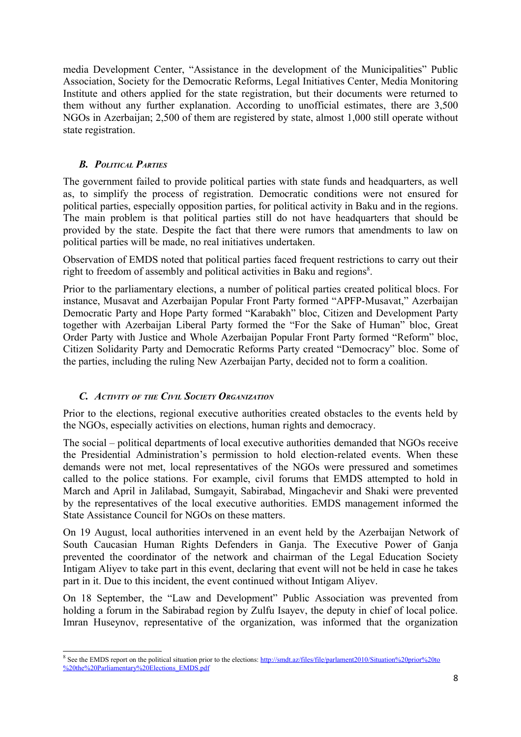media Development Center, "Assistance in the development of the Municipalities" Public Association, Society for the Democratic Reforms, Legal Initiatives Center, Media Monitoring Institute and others applied for the state registration, but their documents were returned to them without any further explanation. According to unofficial estimates, there are 3,500 NGOs in Azerbaijan; 2,500 of them are registered by state, almost 1,000 still operate without state registration.

### *B. Political Parties*

The government failed to provide political parties with state funds and headquarters, as well as, to simplify the process of registration. Democratic conditions were not ensured for political parties, especially opposition parties, for political activity in Baku and in the regions. The main problem is that political parties still do not have headquarters that should be provided by the state. Despite the fact that there were rumors that amendments to law on political parties will be made, no real initiatives undertaken.

Observation of EMDS noted that political parties faced frequent restrictions to carry out their right to freedom of assembly and political activities in Baku and regions[8].

Prior to the parliamentary elections, a number of political parties created political blocs. For instance, Musavat and Azerbaijan Popular Front Party formed "APFP-Musavat," Azerbaijan Democratic Party and Hope Party formed "Karabakh" bloc, Citizen and Development Party together with Azerbaijan Liberal Party formed the "For the Sake of Human" bloc, Great Order Party with Justice and Whole Azerbaijan Popular Front Party formed "Reform" bloc, Citizen Solidarity Party and Democratic Reforms Party created "Democracy" bloc. Some of the parties, including the ruling New Azerbaijan Party, decided not to form a coalition.

### *C. Activity of the Civil Society Organization*

Prior to the elections, regional executive authorities created obstacles to the events held by the NGOs, especially activities on elections, human rights and democracy.

The social – political departments of local executive authorities demanded that NGOs receive the Presidential Administration's permission to hold election-related events. When these demands were not met, local representatives of the NGOs were pressured and sometimes called to the police stations. For example, civil forums that EMDS attempted to hold in March and April in Jalilabad, Sumgayit, Sabirabad, Mingachevir and Shaki were prevented by the representatives of the local executive authorities. EMDS management informed the State Assistance Council for NGOs on these matters.

On 19 August, local authorities intervened in an event held by the Azerbaijan Network of South Caucasian Human Rights Defenders in Ganja. The Executive Power of Ganja prevented the coordinator of the network and chairman of the Legal Education Society Intigam Aliyev to take part in this event, declaring that event will not be held in case he takes part in it. Due to this incident, the event continued without Intigam Aliyev.

On 18 September, the "Law and Development" Public Association was prevented from holding a forum in the Sabirabad region by Zulfu Isayev, the deputy in chief of local police. Imran Huseynov, representative of the organization, was informed that the organization

---

[8] See the EMDS report on the political situation prior to the elections: http://smdt.az/files/file/parlament2010/Situation%20prior%20to%20the%20Parliamentary%20Elections_EMDS.pdf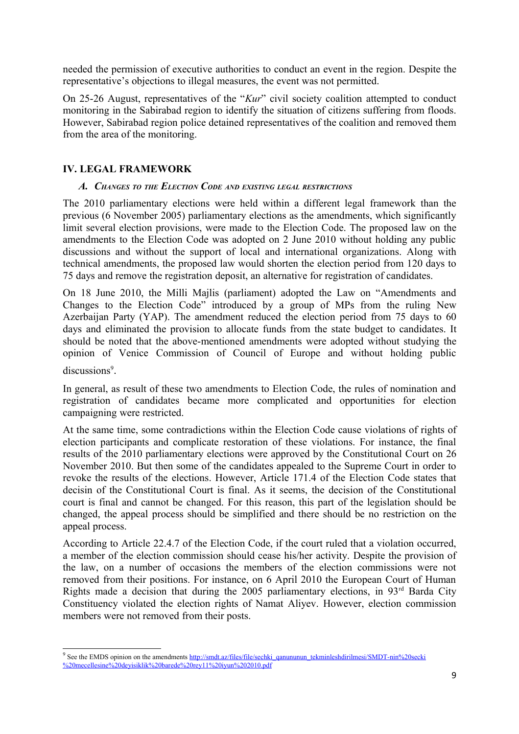needed the permission of executive authorities to conduct an event in the region. Despite the representative's objections to illegal measures, the event was not permitted.

On 25-26 August, representatives of the "*Kur*" civil society coalition attempted to conduct monitoring in the Sabirabad region to identify the situation of citizens suffering from floods. However, Sabirabad region police detained representatives of the coalition and removed them from the area of the monitoring.

## IV. LEGAL FRAMEWORK

### *A. Changes to the Election Code and existing legal restrictions*

The 2010 parliamentary elections were held within a different legal framework than the previous (6 November 2005) parliamentary elections as the amendments, which significantly limit several election provisions, were made to the Election Code. The proposed law on the amendments to the Election Code was adopted on 2 June 2010 without holding any public discussions and without the support of local and international organizations. Along with technical amendments, the proposed law would shorten the election period from 120 days to 75 days and remove the registration deposit, an alternative for registration of candidates.

On 18 June 2010, the Milli Majlis (parliament) adopted the Law on "Amendments and Changes to the Election Code" introduced by a group of MPs from the ruling New Azerbaijan Party (YAP). The amendment reduced the election period from 75 days to 60 days and eliminated the provision to allocate funds from the state budget to candidates. It should be noted that the above-mentioned amendments were adopted without studying the opinion of Venice Commission of Council of Europe and without holding public discussions[9].

In general, as result of these two amendments to Election Code, the rules of nomination and registration of candidates became more complicated and opportunities for election campaigning were restricted.

At the same time, some contradictions within the Election Code cause violations of rights of election participants and complicate restoration of these violations. For instance, the final results of the 2010 parliamentary elections were approved by the Constitutional Court on 26 November 2010. But then some of the candidates appealed to the Supreme Court in order to revoke the results of the elections. However, Article 171.4 of the Election Code states that decisin of the Constitutional Court is final. As it seems, the decision of the Constitutional court is final and cannot be changed. For this reason, this part of the legislation should be changed, the appeal process should be simplified and there should be no restriction on the appeal process.

According to Article 22.4.7 of the Election Code, if the court ruled that a violation occurred, a member of the election commission should cease his/her activity. Despite the provision of the law, on a number of occasions the members of the election commissions were not removed from their positions. For instance, on 6 April 2010 the European Court of Human Rights made a decision that during the 2005 parliamentary elections, in 93rd Barda City Constituency violated the election rights of Namat Aliyev. However, election commission members were not removed from their posts.

---

[9] See the EMDS opinion on the amendments http://smdt.az/files/file/sechki_qanununun_tekminleshdirilmesi/SMDT-nin%20secki%20mecellesine%20deyisiklik%20barede%20rey11%20iyun%202010.pdf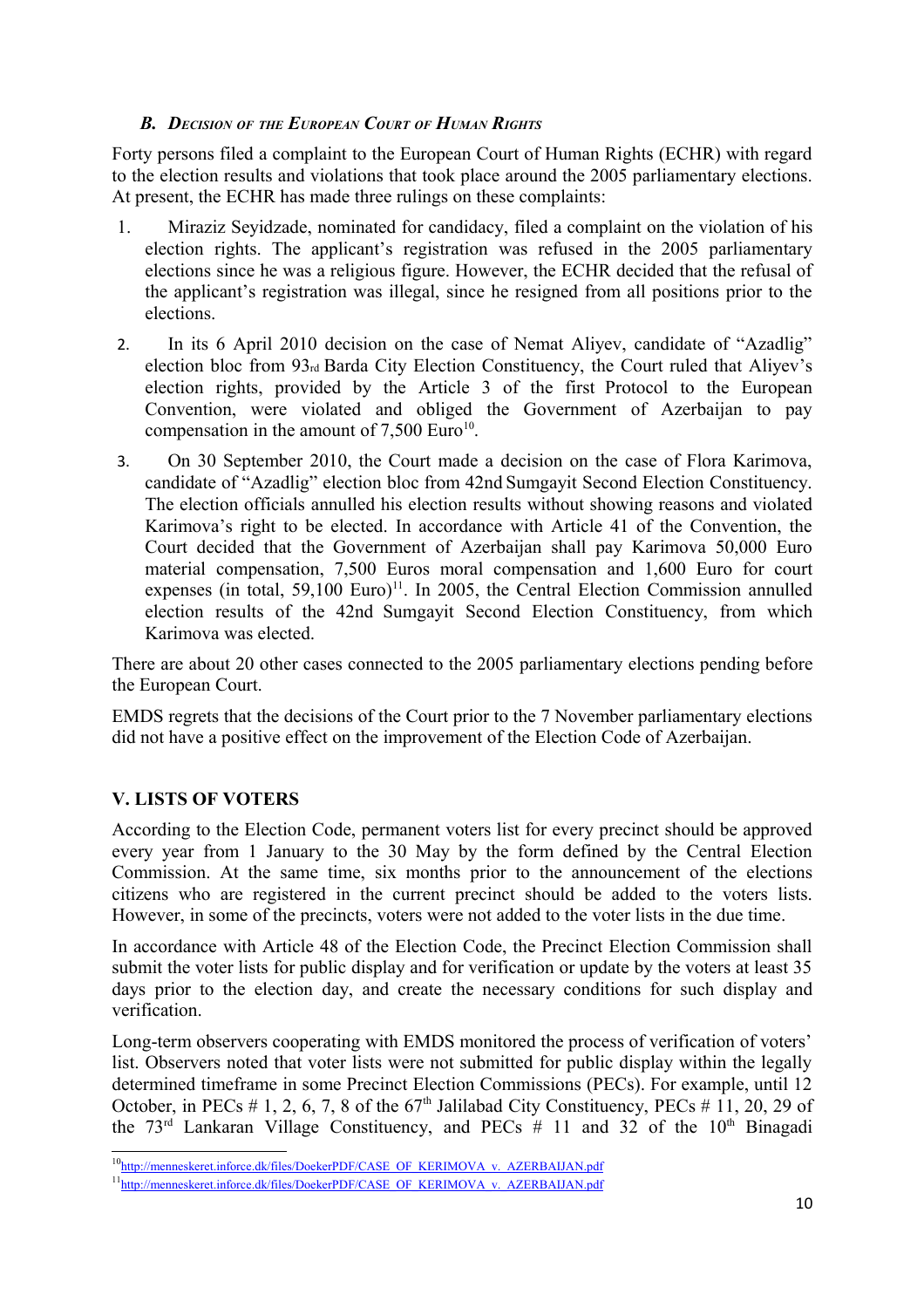### *B. Decision of the European Court of Human Rights*

Forty persons filed a complaint to the European Court of Human Rights (ECHR) with regard to the election results and violations that took place around the 2005 parliamentary elections. At present, the ECHR has made three rulings on these complaints:

1. Miraziz Seyidzade, nominated for candidacy, filed a complaint on the violation of his election rights. The applicant's registration was refused in the 2005 parliamentary elections since he was a religious figure. However, the ECHR decided that the refusal of the applicant's registration was illegal, since he resigned from all positions prior to the elections.
2. In its 6 April 2010 decision on the case of Nemat Aliyev, candidate of "Azadlig" election bloc from 93rd Barda City Election Constituency, the Court ruled that Aliyev's election rights, provided by the Article 3 of the first Protocol to the European Convention, were violated and obliged the Government of Azerbaijan to pay compensation in the amount of 7,500 Euro[10].
3. On 30 September 2010, the Court made a decision on the case of Flora Karimova, candidate of "Azadlig" election bloc from 42nd Sumgayit Second Election Constituency. The election officials annulled his election results without showing reasons and violated Karimova's right to be elected. In accordance with Article 41 of the Convention, the Court decided that the Government of Azerbaijan shall pay Karimova 50,000 Euro material compensation, 7,500 Euros moral compensation and 1,600 Euro for court expenses (in total, 59,100 Euro)[11]. In 2005, the Central Election Commission annulled election results of the 42nd Sumgayit Second Election Constituency, from which Karimova was elected.

There are about 20 other cases connected to the 2005 parliamentary elections pending before the European Court.

EMDS regrets that the decisions of the Court prior to the 7 November parliamentary elections did not have a positive effect on the improvement of the Election Code of Azerbaijan.

## V. LISTS OF VOTERS

According to the Election Code, permanent voters list for every precinct should be approved every year from 1 January to the 30 May by the form defined by the Central Election Commission. At the same time, six months prior to the announcement of the elections citizens who are registered in the current precinct should be added to the voters lists. However, in some of the precincts, voters were not added to the voter lists in the due time.

In accordance with Article 48 of the Election Code, the Precinct Election Commission shall submit the voter lists for public display and for verification or update by the voters at least 35 days prior to the election day, and create the necessary conditions for such display and verification.

Long-term observers cooperating with EMDS monitored the process of verification of voters' list. Observers noted that voter lists were not submitted for public display within the legally determined timeframe in some Precinct Election Commissions (PECs). For example, until 12 October, in PECs # 1, 2, 6, 7, 8 of the 67th Jalilabad City Constituency, PECs # 11, 20, 29 of the 73rd Lankaran Village Constituency, and PECs # 11 and 32 of the 10th Binagadi

---

[10] http://menneskeret.inforce.dk/files/DoekerPDF/CASE_OF_KERIMOVA_v._AZERBAIJAN.pdf

[11] http://menneskeret.inforce.dk/files/DoekerPDF/CASE_OF_KERIMOVA_v._AZERBAIJAN.pdf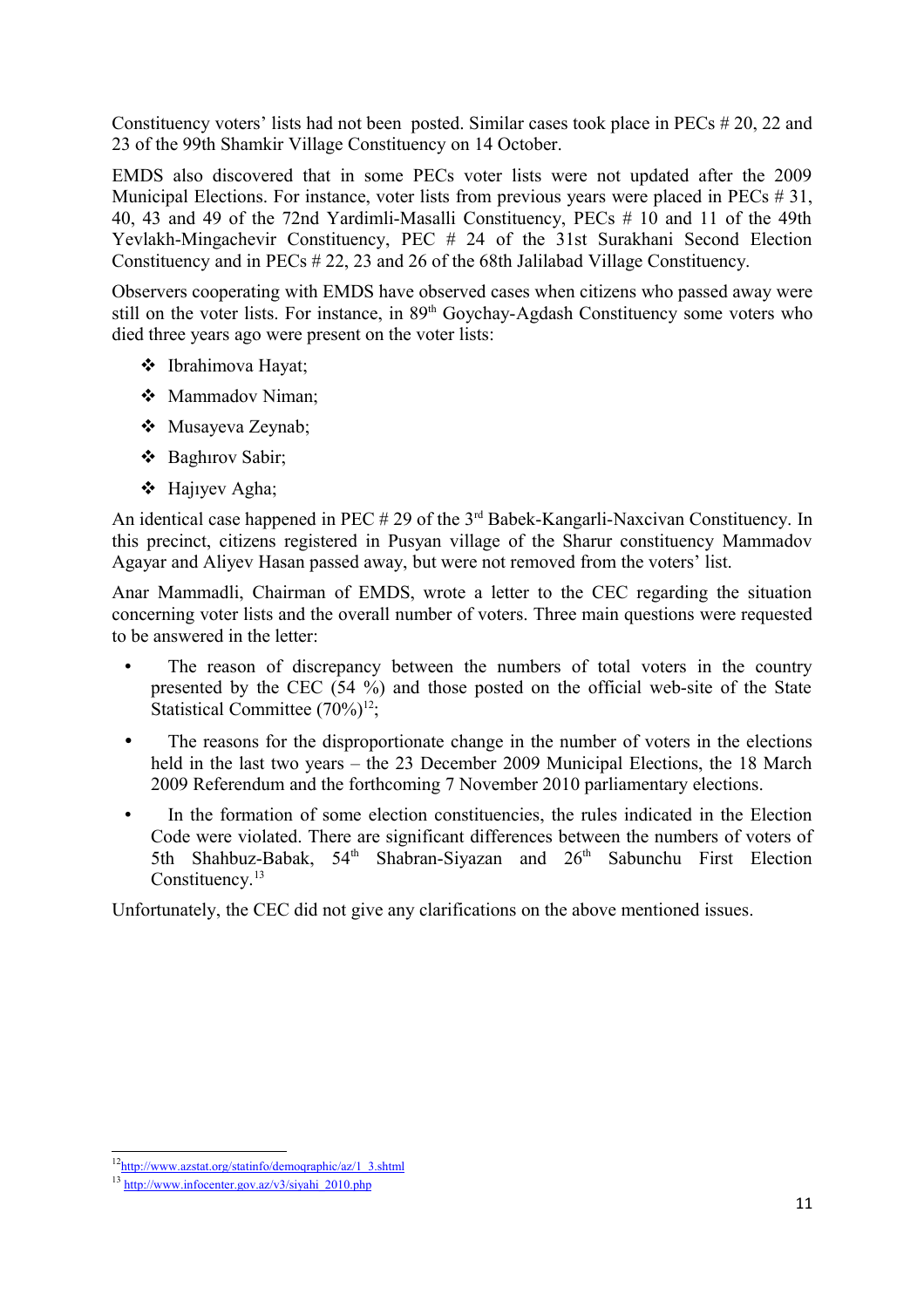Constituency voters' lists had not been posted. Similar cases took place in PECs # 20, 22 and 23 of the 99th Shamkir Village Constituency on 14 October.

EMDS also discovered that in some PECs voter lists were not updated after the 2009 Municipal Elections. For instance, voter lists from previous years were placed in PECs # 31, 40, 43 and 49 of the 72nd Yardimli-Masalli Constituency, PECs # 10 and 11 of the 49th Yevlakh-Mingachevir Constituency, PEC # 24 of the 31st Surakhani Second Election Constituency and in PECs # 22, 23 and 26 of the 68th Jalilabad Village Constituency.

Observers cooperating with EMDS have observed cases when citizens who passed away were still on the voter lists. For instance, in 89th Goychay-Agdash Constituency some voters who died three years ago were present on the voter lists:

- Ibrahimova Hayat;
- Mammadov Niman;
- Musayeva Zeynab;
- Baghırov Sabir;
- Hajıyev Agha;

An identical case happened in PEC # 29 of the 3rd Babek-Kangarli-Naxcivan Constituency. In this precinct, citizens registered in Pusyan village of the Sharur constituency Mammadov Agayar and Aliyev Hasan passed away, but were not removed from the voters' list.

Anar Mammadli, Chairman of EMDS, wrote a letter to the CEC regarding the situation concerning voter lists and the overall number of voters. Three main questions were requested to be answered in the letter:

- The reason of discrepancy between the numbers of total voters in the country presented by the CEC (54 %) and those posted on the official web-site of the State Statistical Committee (70%)[12];
- The reasons for the disproportionate change in the number of voters in the elections held in the last two years – the 23 December 2009 Municipal Elections, the 18 March 2009 Referendum and the forthcoming 7 November 2010 parliamentary elections.
- In the formation of some election constituencies, the rules indicated in the Election Code were violated. There are significant differences between the numbers of voters of 5th Shahbuz-Babak, 54th Shabran-Siyazan and 26th Sabunchu First Election Constituency.[13]

Unfortunately, the CEC did not give any clarifications on the above mentioned issues.

---

[12] http://www.azstat.org/statinfo/demoqraphic/az/1_3.shtml

[13] http://www.infocenter.gov.az/v3/siyahi_2010.php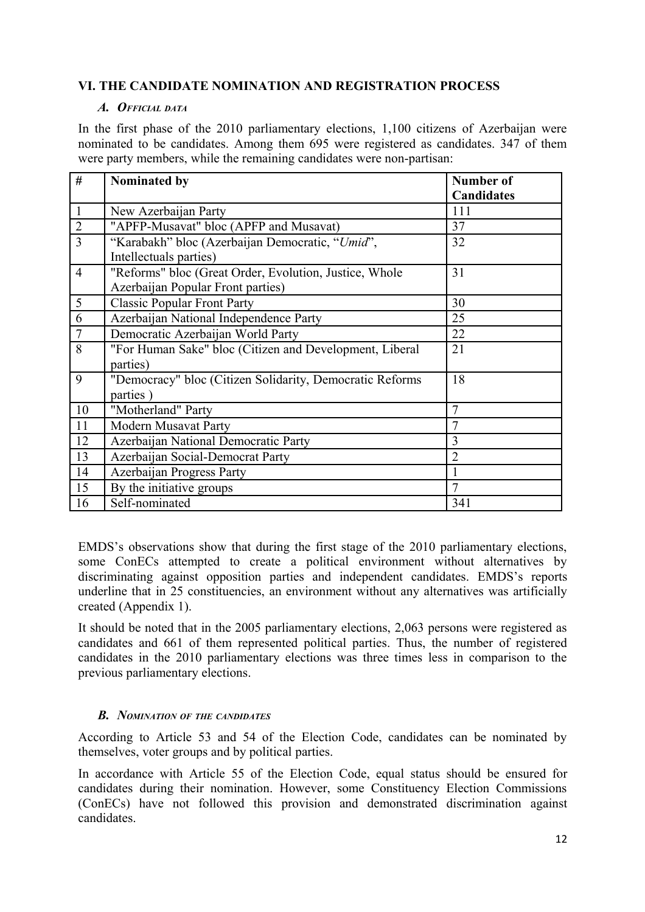## VI. THE CANDIDATE NOMINATION AND REGISTRATION PROCESS

### *A. Official data*

In the first phase of the 2010 parliamentary elections, 1,100 citizens of Azerbaijan were nominated to be candidates. Among them 695 were registered as candidates. 347 of them were party members, while the remaining candidates were non-partisan:

| # | Nominated by | Number of Candidates |
|---|---|---|
| 1 | New Azerbaijan Party | 111 |
| 2 | "APFP-Musavat" bloc (APFP and Musavat) | 37 |
| 3 | "Karabakh" bloc (Azerbaijan Democratic, "*Umid*", Intellectuals parties) | 32 |
| 4 | "Reforms" bloc (Great Order, Evolution, Justice, Whole Azerbaijan Popular Front parties) | 31 |
| 5 | Classic Popular Front Party | 30 |
| 6 | Azerbaijan National Independence Party | 25 |
| 7 | Democratic Azerbaijan World Party | 22 |
| 8 | "For Human Sake" bloc (Citizen and Development, Liberal parties) | 21 |
| 9 | "Democracy" bloc (Citizen Solidarity, Democratic Reforms parties ) | 18 |
| 10 | "Motherland" Party | 7 |
| 11 | Modern Musavat Party | 7 |
| 12 | Azerbaijan National Democratic Party | 3 |
| 13 | Azerbaijan Social-Democrat Party | 2 |
| 14 | Azerbaijan Progress Party | 1 |
| 15 | By the initiative groups | 7 |
| 16 | Self-nominated | 341 |

EMDS's observations show that during the first stage of the 2010 parliamentary elections, some ConECs attempted to create a political environment without alternatives by discriminating against opposition parties and independent candidates. EMDS's reports underline that in 25 constituencies, an environment without any alternatives was artificially created (Appendix 1).

It should be noted that in the 2005 parliamentary elections, 2,063 persons were registered as candidates and 661 of them represented political parties. Thus, the number of registered candidates in the 2010 parliamentary elections was three times less in comparison to the previous parliamentary elections.

### *B. Nomination of the candidates*

According to Article 53 and 54 of the Election Code, candidates can be nominated by themselves, voter groups and by political parties.

In accordance with Article 55 of the Election Code, equal status should be ensured for candidates during their nomination. However, some Constituency Election Commissions (ConECs) have not followed this provision and demonstrated discrimination against candidates.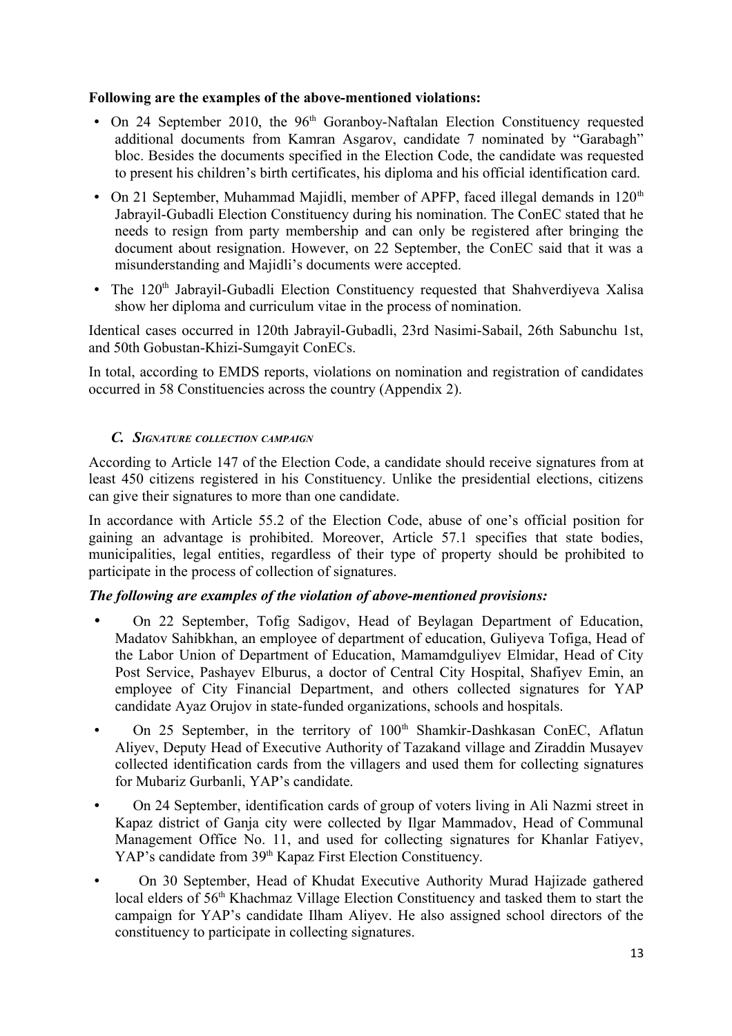**Following are the examples of the above-mentioned violations:**

- On 24 September 2010, the 96th Goranboy-Naftalan Election Constituency requested additional documents from Kamran Asgarov, candidate 7 nominated by "Garabagh" bloc. Besides the documents specified in the Election Code, the candidate was requested to present his children's birth certificates, his diploma and his official identification card.
- On 21 September, Muhammad Majidli, member of APFP, faced illegal demands in 120th Jabrayil-Gubadli Election Constituency during his nomination. The ConEC stated that he needs to resign from party membership and can only be registered after bringing the document about resignation. However, on 22 September, the ConEC said that it was a misunderstanding and Majidli's documents were accepted.
- The 120th Jabrayil-Gubadli Election Constituency requested that Shahverdiyeva Xalisa show her diploma and curriculum vitae in the process of nomination.

Identical cases occurred in 120th Jabrayil-Gubadli, 23rd Nasimi-Sabail, 26th Sabunchu 1st, and 50th Gobustan-Khizi-Sumgayit ConECs.

In total, according to EMDS reports, violations on nomination and registration of candidates occurred in 58 Constituencies across the country (Appendix 2).

### *C. Signature collection campaign*

According to Article 147 of the Election Code, a candidate should receive signatures from at least 450 citizens registered in his Constituency. Unlike the presidential elections, citizens can give their signatures to more than one candidate.

In accordance with Article 55.2 of the Election Code, abuse of one's official position for gaining an advantage is prohibited. Moreover, Article 57.1 specifies that state bodies, municipalities, legal entities, regardless of their type of property should be prohibited to participate in the process of collection of signatures.

***The following are examples of the violation of above-mentioned provisions:***

- On 22 September, Tofig Sadigov, Head of Beylagan Department of Education, Madatov Sahibkhan, an employee of department of education, Guliyeva Tofiga, Head of the Labor Union of Department of Education, Mamamdguliyev Elmidar, Head of City Post Service, Pashayev Elburus, a doctor of Central City Hospital, Shafiyev Emin, an employee of City Financial Department, and others collected signatures for YAP candidate Ayaz Orujov in state-funded organizations, schools and hospitals.
- On 25 September, in the territory of 100th Shamkir-Dashkasan ConEC, Aflatun Aliyev, Deputy Head of Executive Authority of Tazakand village and Ziraddin Musayev collected identification cards from the villagers and used them for collecting signatures for Mubariz Gurbanli, YAP's candidate.
- On 24 September, identification cards of group of voters living in Ali Nazmi street in Kapaz district of Ganja city were collected by Ilgar Mammadov, Head of Communal Management Office No. 11, and used for collecting signatures for Khanlar Fatiyev, YAP's candidate from 39th Kapaz First Election Constituency.
- On 30 September, Head of Khudat Executive Authority Murad Hajizade gathered local elders of 56th Khachmaz Village Election Constituency and tasked them to start the campaign for YAP's candidate Ilham Aliyev. He also assigned school directors of the constituency to participate in collecting signatures.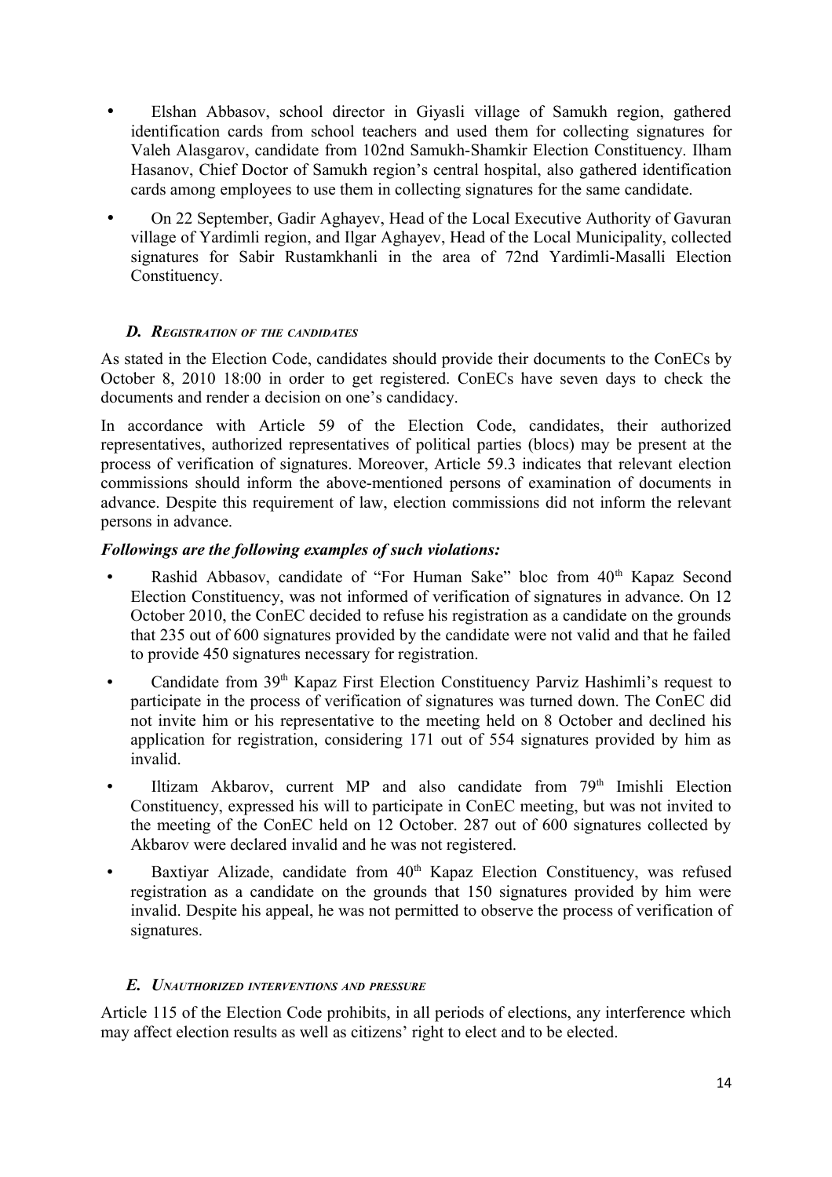- Elshan Abbasov, school director in Giyasli village of Samukh region, gathered identification cards from school teachers and used them for collecting signatures for Valeh Alasgarov, candidate from 102nd Samukh-Shamkir Election Constituency. Ilham Hasanov, Chief Doctor of Samukh region's central hospital, also gathered identification cards among employees to use them in collecting signatures for the same candidate.
- On 22 September, Gadir Aghayev, Head of the Local Executive Authority of Gavuran village of Yardimli region, and Ilgar Aghayev, Head of the Local Municipality, collected signatures for Sabir Rustamkhanli in the area of 72nd Yardimli-Masalli Election Constituency.

### *D. Registration of the candidates*

As stated in the Election Code, candidates should provide their documents to the ConECs by October 8, 2010 18:00 in order to get registered. ConECs have seven days to check the documents and render a decision on one's candidacy.

In accordance with Article 59 of the Election Code, candidates, their authorized representatives, authorized representatives of political parties (blocs) may be present at the process of verification of signatures. Moreover, Article 59.3 indicates that relevant election commissions should inform the above-mentioned persons of examination of documents in advance. Despite this requirement of law, election commissions did not inform the relevant persons in advance.

***Followings are the following examples of such violations:***

- Rashid Abbasov, candidate of "For Human Sake" bloc from 40th Kapaz Second Election Constituency, was not informed of verification of signatures in advance. On 12 October 2010, the ConEC decided to refuse his registration as a candidate on the grounds that 235 out of 600 signatures provided by the candidate were not valid and that he failed to provide 450 signatures necessary for registration.
- Candidate from 39th Kapaz First Election Constituency Parviz Hashimli's request to participate in the process of verification of signatures was turned down. The ConEC did not invite him or his representative to the meeting held on 8 October and declined his application for registration, considering 171 out of 554 signatures provided by him as invalid.
- Iltizam Akbarov, current MP and also candidate from 79th Imishli Election Constituency, expressed his will to participate in ConEC meeting, but was not invited to the meeting of the ConEC held on 12 October. 287 out of 600 signatures collected by Akbarov were declared invalid and he was not registered.
- Baxtiyar Alizade, candidate from 40th Kapaz Election Constituency, was refused registration as a candidate on the grounds that 150 signatures provided by him were invalid. Despite his appeal, he was not permitted to observe the process of verification of signatures.

### *E. Unauthorized interventions and pressure*

Article 115 of the Election Code prohibits, in all periods of elections, any interference which may affect election results as well as citizens' right to elect and to be elected.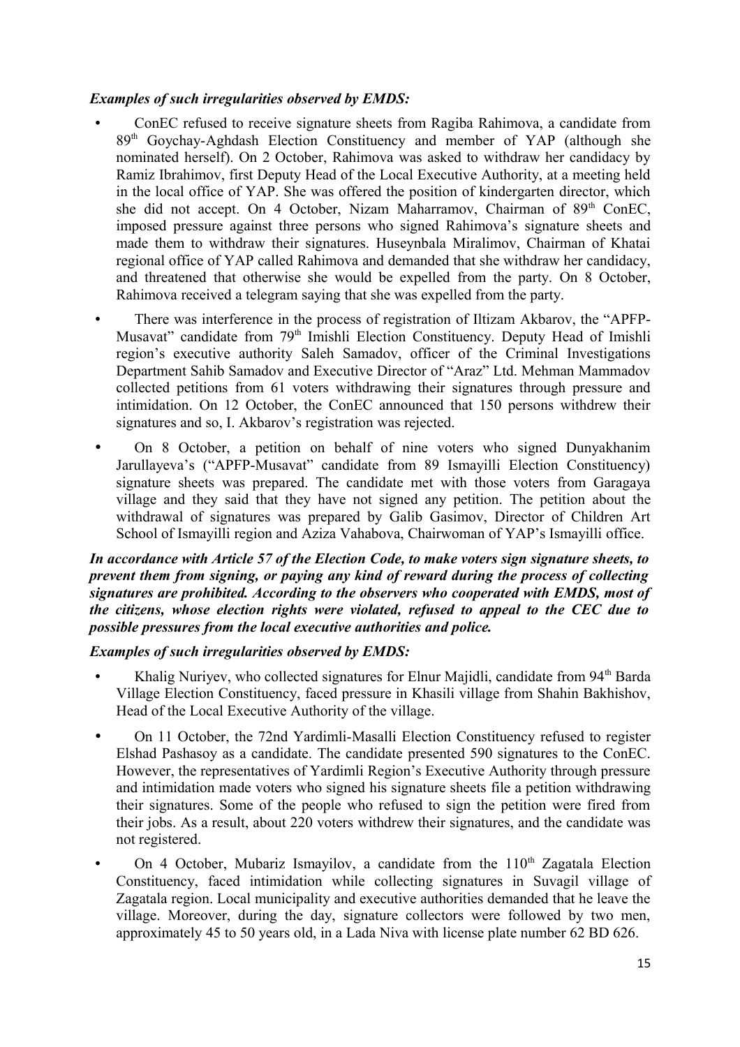***Examples of such irregularities observed by EMDS:***

- ConEC refused to receive signature sheets from Ragiba Rahimova, a candidate from 89th Goychay-Aghdash Election Constituency and member of YAP (although she nominated herself). On 2 October, Rahimova was asked to withdraw her candidacy by Ramiz Ibrahimov, first Deputy Head of the Local Executive Authority, at a meeting held in the local office of YAP. She was offered the position of kindergarten director, which she did not accept. On 4 October, Nizam Maharramov, Chairman of 89th ConEC, imposed pressure against three persons who signed Rahimova's signature sheets and made them to withdraw their signatures. Huseynbala Miralimov, Chairman of Khatai regional office of YAP called Rahimova and demanded that she withdraw her candidacy, and threatened that otherwise she would be expelled from the party. On 8 October, Rahimova received a telegram saying that she was expelled from the party.
- There was interference in the process of registration of Iltizam Akbarov, the "APFP-Musavat" candidate from 79th Imishli Election Constituency. Deputy Head of Imishli region's executive authority Saleh Samadov, officer of the Criminal Investigations Department Sahib Samadov and Executive Director of "Araz" Ltd. Mehman Mammadov collected petitions from 61 voters withdrawing their signatures through pressure and intimidation. On 12 October, the ConEC announced that 150 persons withdrew their signatures and so, I. Akbarov's registration was rejected.
- On 8 October, a petition on behalf of nine voters who signed Dunyakhanim Jarullayeva's ("APFP-Musavat" candidate from 89 Ismayilli Election Constituency) signature sheets was prepared. The candidate met with those voters from Garagaya village and they said that they have not signed any petition. The petition about the withdrawal of signatures was prepared by Galib Gasimov, Director of Children Art School of Ismayilli region and Aziza Vahabova, Chairwoman of YAP's Ismayilli office.

***In accordance with Article 57 of the Election Code, to make voters sign signature sheets, to prevent them from signing, or paying any kind of reward during the process of collecting signatures are prohibited. According to the observers who cooperated with EMDS, most of the citizens, whose election rights were violated, refused to appeal to the CEC due to possible pressures from the local executive authorities and police.***

***Examples of such irregularities observed by EMDS:***

- Khalig Nuriyev, who collected signatures for Elnur Majidli, candidate from 94th Barda Village Election Constituency, faced pressure in Khasili village from Shahin Bakhishov, Head of the Local Executive Authority of the village.
- On 11 October, the 72nd Yardimli-Masalli Election Constituency refused to register Elshad Pashasoy as a candidate. The candidate presented 590 signatures to the ConEC. However, the representatives of Yardimli Region's Executive Authority through pressure and intimidation made voters who signed his signature sheets file a petition withdrawing their signatures. Some of the people who refused to sign the petition were fired from their jobs. As a result, about 220 voters withdrew their signatures, and the candidate was not registered.
- On 4 October, Mubariz Ismayilov, a candidate from the 110th Zagatala Election Constituency, faced intimidation while collecting signatures in Suvagil village of Zagatala region. Local municipality and executive authorities demanded that he leave the village. Moreover, during the day, signature collectors were followed by two men, approximately 45 to 50 years old, in a Lada Niva with license plate number 62 BD 626.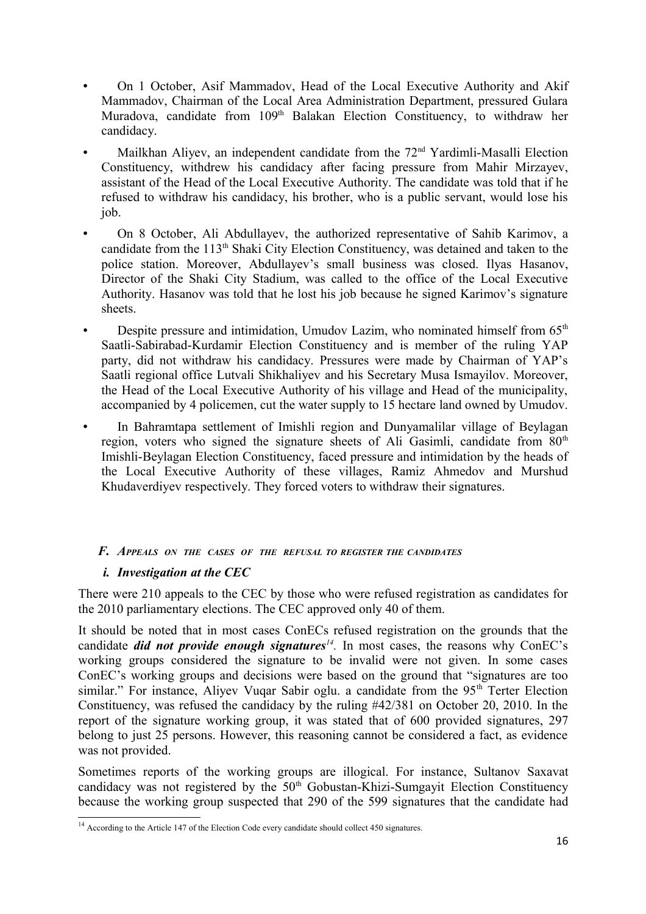- On 1 October, Asif Mammadov, Head of the Local Executive Authority and Akif Mammadov, Chairman of the Local Area Administration Department, pressured Gulara Muradova, candidate from 109th Balakan Election Constituency, to withdraw her candidacy.
- Mailkhan Aliyev, an independent candidate from the 72nd Yardimli-Masalli Election Constituency, withdrew his candidacy after facing pressure from Mahir Mirzayev, assistant of the Head of the Local Executive Authority. The candidate was told that if he refused to withdraw his candidacy, his brother, who is a public servant, would lose his job.
- On 8 October, Ali Abdullayev, the authorized representative of Sahib Karimov, a candidate from the 113th Shaki City Election Constituency, was detained and taken to the police station. Moreover, Abdullayev's small business was closed. Ilyas Hasanov, Director of the Shaki City Stadium, was called to the office of the Local Executive Authority. Hasanov was told that he lost his job because he signed Karimov's signature sheets.
- Despite pressure and intimidation, Umudov Lazim, who nominated himself from 65th Saatli-Sabirabad-Kurdamir Election Constituency and is member of the ruling YAP party, did not withdraw his candidacy. Pressures were made by Chairman of YAP's Saatli regional office Lutvali Shikhaliyev and his Secretary Musa Ismayilov. Moreover, the Head of the Local Executive Authority of his village and Head of the municipality, accompanied by 4 policemen, cut the water supply to 15 hectare land owned by Umudov.
- In Bahramtapa settlement of Imishli region and Dunyamalilar village of Beylagan region, voters who signed the signature sheets of Ali Gasimli, candidate from 80th Imishli-Beylagan Election Constituency, faced pressure and intimidation by the heads of the Local Executive Authority of these villages, Ramiz Ahmedov and Murshud Khudaverdiyev respectively. They forced voters to withdraw their signatures.

### *F. Appeals on the cases of the refusal to register the candidates*

#### *i. Investigation at the CEC*

There were 210 appeals to the CEC by those who were refused registration as candidates for the 2010 parliamentary elections. The CEC approved only 40 of them.

It should be noted that in most cases ConECs refused registration on the grounds that the candidate ***did not provide enough signatures***[14]. In most cases, the reasons why ConEC's working groups considered the signature to be invalid were not given. In some cases ConEC's working groups and decisions were based on the ground that "signatures are too similar." For instance, Aliyev Vuqar Sabir oglu. a candidate from the 95th Terter Election Constituency, was refused the candidacy by the ruling #42/381 on October 20, 2010. In the report of the signature working group, it was stated that of 600 provided signatures, 297 belong to just 25 persons. However, this reasoning cannot be considered a fact, as evidence was not provided.

Sometimes reports of the working groups are illogical. For instance, Sultanov Saxavat candidacy was not registered by the 50th Gobustan-Khizi-Sumgayit Election Constituency because the working group suspected that 290 of the 599 signatures that the candidate had

[14] According to the Article 147 of the Election Code every candidate should collect 450 signatures.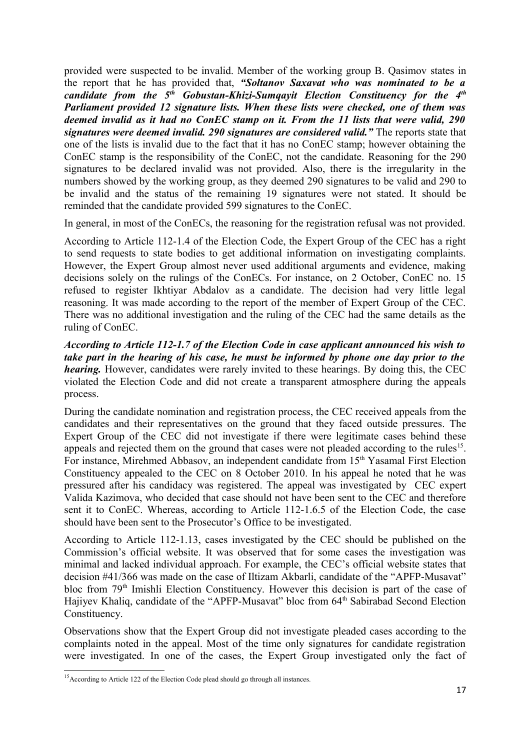provided were suspected to be invalid. Member of the working group B. Qasimov states in the report that he has provided that, ***"Soltanov Saxavat who was nominated to be a candidate from the 5th Gobustan-Khizi-Sumqayit Election Constituency for the 4th Parliament provided 12 signature lists. When these lists were checked, one of them was deemed invalid as it had no ConEC stamp on it. From the 11 lists that were valid, 290 signatures were deemed invalid. 290 signatures are considered valid."*** The reports state that one of the lists is invalid due to the fact that it has no ConEC stamp; however obtaining the ConEC stamp is the responsibility of the ConEC, not the candidate. Reasoning for the 290 signatures to be declared invalid was not provided. Also, there is the irregularity in the numbers showed by the working group, as they deemed 290 signatures to be valid and 290 to be invalid and the status of the remaining 19 signatures were not stated. It should be reminded that the candidate provided 599 signatures to the ConEC.

In general, in most of the ConECs, the reasoning for the registration refusal was not provided.

According to Article 112-1.4 of the Election Code, the Expert Group of the CEC has a right to send requests to state bodies to get additional information on investigating complaints. However, the Expert Group almost never used additional arguments and evidence, making decisions solely on the rulings of the ConECs. For instance, on 2 October, ConEC no. 15 refused to register Ikhtiyar Abdalov as a candidate. The decision had very little legal reasoning. It was made according to the report of the member of Expert Group of the CEC. There was no additional investigation and the ruling of the CEC had the same details as the ruling of ConEC.

***According to Article 112-1.7 of the Election Code in case applicant announced his wish to take part in the hearing of his case, he must be informed by phone one day prior to the hearing.*** However, candidates were rarely invited to these hearings. By doing this, the CEC violated the Election Code and did not create a transparent atmosphere during the appeals process.

During the candidate nomination and registration process, the CEC received appeals from the candidates and their representatives on the ground that they faced outside pressures. The Expert Group of the CEC did not investigate if there were legitimate cases behind these appeals and rejected them on the ground that cases were not pleaded according to the rules[15]. For instance, Mirehmed Abbasov, an independent candidate from 15th Yasamal First Election Constituency appealed to the CEC on 8 October 2010. In his appeal he noted that he was pressured after his candidacy was registered. The appeal was investigated by CEC expert Valida Kazimova, who decided that case should not have been sent to the CEC and therefore sent it to ConEC. Whereas, according to Article 112-1.6.5 of the Election Code, the case should have been sent to the Prosecutor's Office to be investigated.

According to Article 112-1.13, cases investigated by the CEC should be published on the Commission's official website. It was observed that for some cases the investigation was minimal and lacked individual approach. For example, the CEC's official website states that decision #41/366 was made on the case of Iltizam Akbarli, candidate of the "APFP-Musavat" bloc from 79th Imishli Election Constituency. However this decision is part of the case of Hajiyev Khaliq, candidate of the "APFP-Musavat" bloc from 64th Sabirabad Second Election Constituency.

Observations show that the Expert Group did not investigate pleaded cases according to the complaints noted in the appeal. Most of the time only signatures for candidate registration were investigated. In one of the cases, the Expert Group investigated only the fact of

[15] According to Article 122 of the Election Code plead should go through all instances.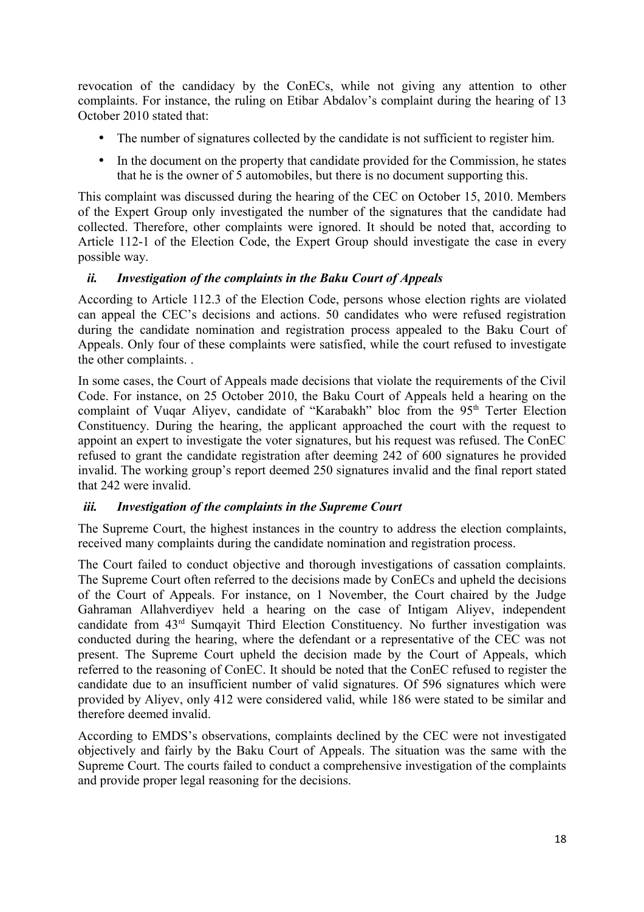revocation of the candidacy by the ConECs, while not giving any attention to other complaints. For instance, the ruling on Etibar Abdalov's complaint during the hearing of 13 October 2010 stated that:

- The number of signatures collected by the candidate is not sufficient to register him.
- In the document on the property that candidate provided for the Commission, he states that he is the owner of 5 automobiles, but there is no document supporting this.

This complaint was discussed during the hearing of the CEC on October 15, 2010. Members of the Expert Group only investigated the number of the signatures that the candidate had collected. Therefore, other complaints were ignored. It should be noted that, according to Article 112-1 of the Election Code, the Expert Group should investigate the case in every possible way.

### *ii. Investigation of the complaints in the Baku Court of Appeals*

According to Article 112.3 of the Election Code, persons whose election rights are violated can appeal the CEC's decisions and actions. 50 candidates who were refused registration during the candidate nomination and registration process appealed to the Baku Court of Appeals. Only four of these complaints were satisfied, while the court refused to investigate the other complaints. .

In some cases, the Court of Appeals made decisions that violate the requirements of the Civil Code. For instance, on 25 October 2010, the Baku Court of Appeals held a hearing on the complaint of Vuqar Aliyev, candidate of "Karabakh" bloc from the 95th Terter Election Constituency. During the hearing, the applicant approached the court with the request to appoint an expert to investigate the voter signatures, but his request was refused. The ConEC refused to grant the candidate registration after deeming 242 of 600 signatures he provided invalid. The working group's report deemed 250 signatures invalid and the final report stated that 242 were invalid.

### *iii. Investigation of the complaints in the Supreme Court*

The Supreme Court, the highest instances in the country to address the election complaints, received many complaints during the candidate nomination and registration process.

The Court failed to conduct objective and thorough investigations of cassation complaints. The Supreme Court often referred to the decisions made by ConECs and upheld the decisions of the Court of Appeals. For instance, on 1 November, the Court chaired by the Judge Gahraman Allahverdiyev held a hearing on the case of Intigam Aliyev, independent candidate from 43rd Sumqayit Third Election Constituency. No further investigation was conducted during the hearing, where the defendant or a representative of the CEC was not present. The Supreme Court upheld the decision made by the Court of Appeals, which referred to the reasoning of ConEC. It should be noted that the ConEC refused to register the candidate due to an insufficient number of valid signatures. Of 596 signatures which were provided by Aliyev, only 412 were considered valid, while 186 were stated to be similar and therefore deemed invalid.

According to EMDS's observations, complaints declined by the CEC were not investigated objectively and fairly by the Baku Court of Appeals. The situation was the same with the Supreme Court. The courts failed to conduct a comprehensive investigation of the complaints and provide proper legal reasoning for the decisions.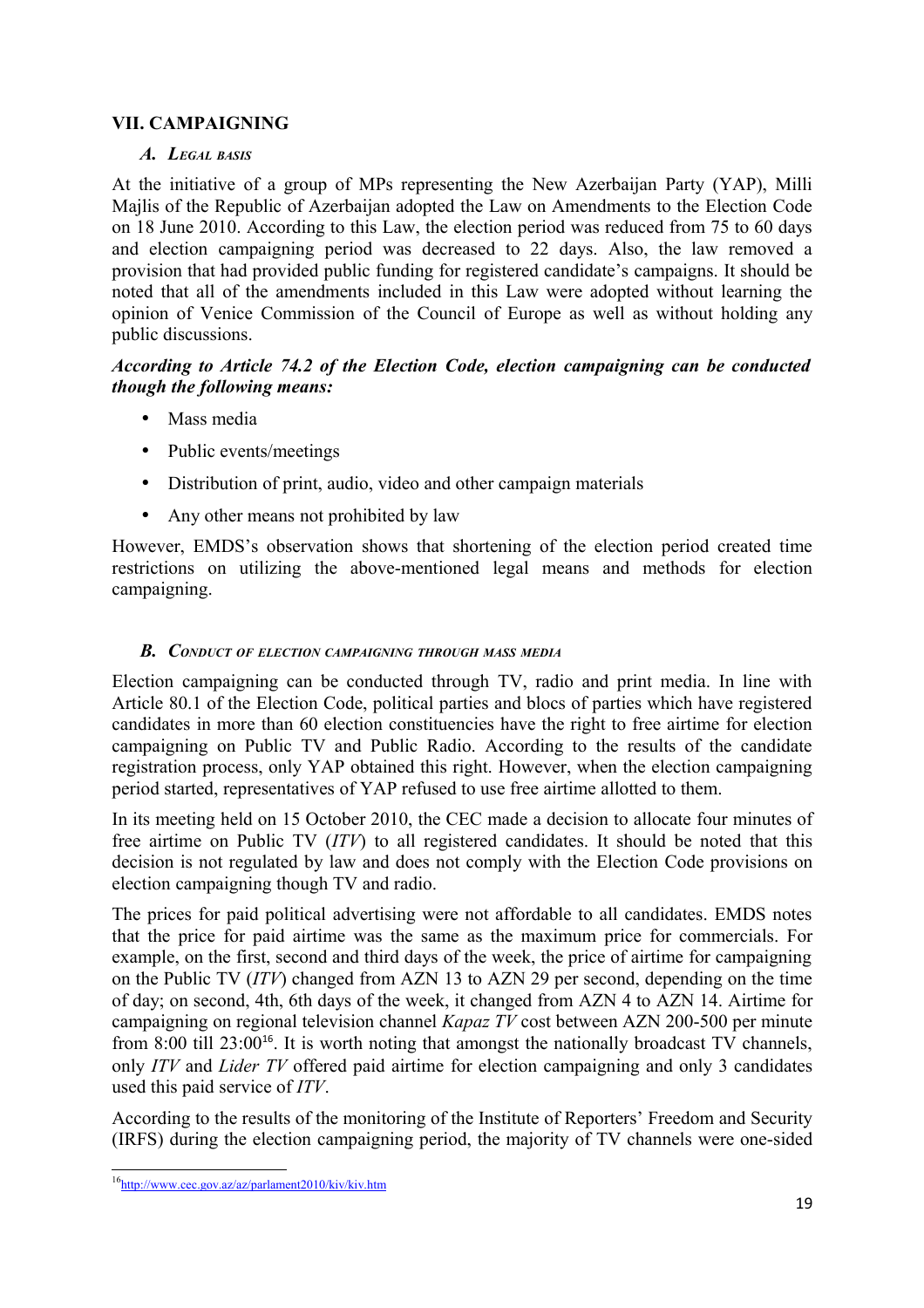## VII. CAMPAIGNING

### *A. Legal basis*

At the initiative of a group of MPs representing the New Azerbaijan Party (YAP), Milli Majlis of the Republic of Azerbaijan adopted the Law on Amendments to the Election Code on 18 June 2010. According to this Law, the election period was reduced from 75 to 60 days and election campaigning period was decreased to 22 days. Also, the law removed a provision that had provided public funding for registered candidate's campaigns. It should be noted that all of the amendments included in this Law were adopted without learning the opinion of Venice Commission of the Council of Europe as well as without holding any public discussions.

***According to Article 74.2 of the Election Code, election campaigning can be conducted though the following means:***

- Mass media
- Public events/meetings
- Distribution of print, audio, video and other campaign materials
- Any other means not prohibited by law

However, EMDS's observation shows that shortening of the election period created time restrictions on utilizing the above-mentioned legal means and methods for election campaigning.

### *B. Conduct of election campaigning through mass media*

Election campaigning can be conducted through TV, radio and print media. In line with Article 80.1 of the Election Code, political parties and blocs of parties which have registered candidates in more than 60 election constituencies have the right to free airtime for election campaigning on Public TV and Public Radio. According to the results of the candidate registration process, only YAP obtained this right. However, when the election campaigning period started, representatives of YAP refused to use free airtime allotted to them.

In its meeting held on 15 October 2010, the CEC made a decision to allocate four minutes of free airtime on Public TV (*ITV*) to all registered candidates. It should be noted that this decision is not regulated by law and does not comply with the Election Code provisions on election campaigning though TV and radio.

The prices for paid political advertising were not affordable to all candidates. EMDS notes that the price for paid airtime was the same as the maximum price for commercials. For example, on the first, second and third days of the week, the price of airtime for campaigning on the Public TV (*ITV*) changed from AZN 13 to AZN 29 per second, depending on the time of day; on second, 4th, 6th days of the week, it changed from AZN 4 to AZN 14. Airtime for campaigning on regional television channel *Kapaz TV* cost between AZN 200-500 per minute from 8:00 till 23:00[16]. It is worth noting that amongst the nationally broadcast TV channels, only *ITV* and *Lider TV* offered paid airtime for election campaigning and only 3 candidates used this paid service of *ITV*.

According to the results of the monitoring of the Institute of Reporters' Freedom and Security (IRFS) during the election campaigning period, the majority of TV channels were one-sided

[16] http://www.cec.gov.az/az/parlament2010/kiv/kiv.htm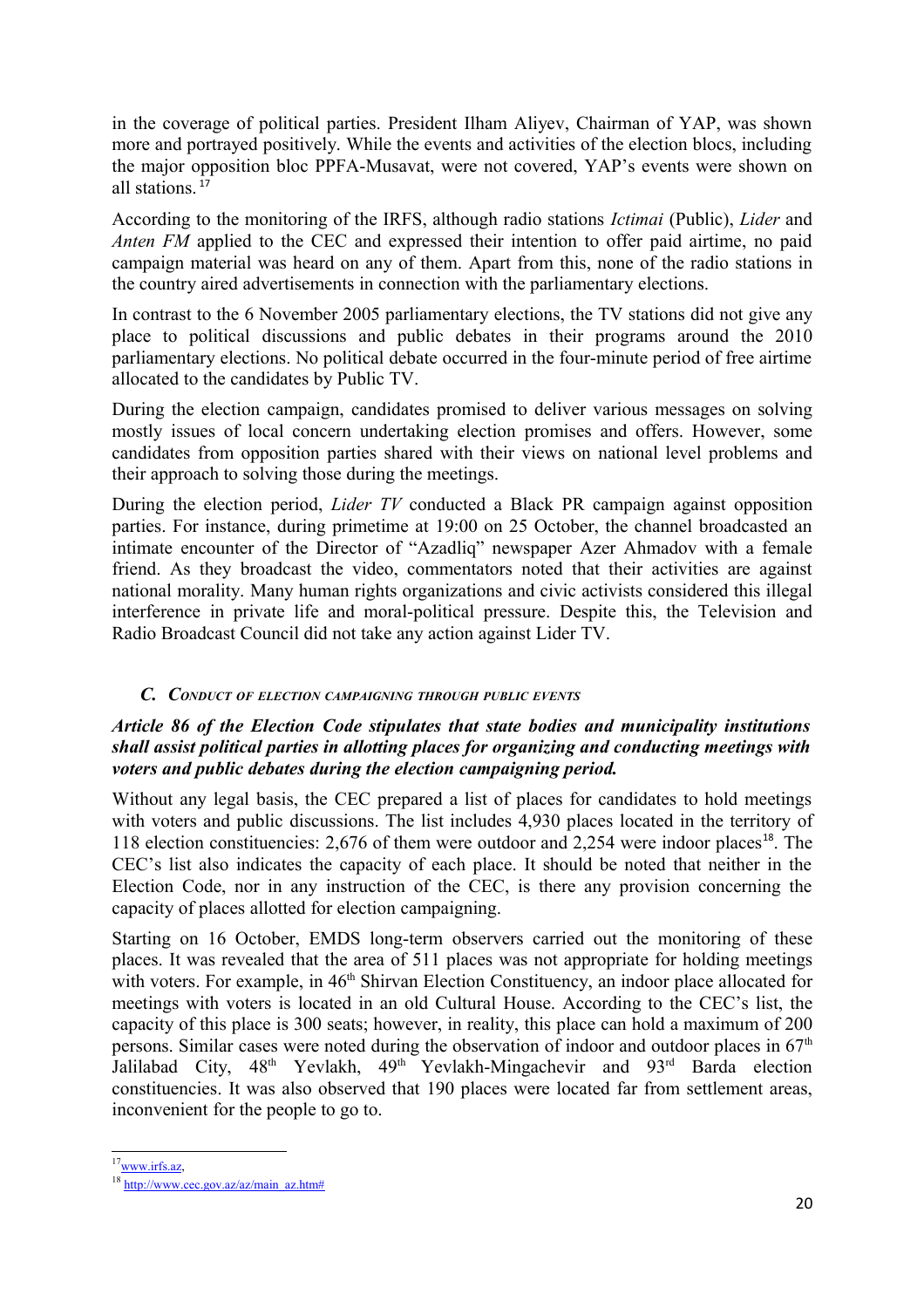in the coverage of political parties. President Ilham Aliyev, Chairman of YAP, was shown more and portrayed positively. While the events and activities of the election blocs, including the major opposition bloc PPFA-Musavat, were not covered, YAP's events were shown on all stations. [17]

According to the monitoring of the IRFS, although radio stations *Ictimai* (Public), *Lider* and *Anten FM* applied to the CEC and expressed their intention to offer paid airtime, no paid campaign material was heard on any of them. Apart from this, none of the radio stations in the country aired advertisements in connection with the parliamentary elections.

In contrast to the 6 November 2005 parliamentary elections, the TV stations did not give any place to political discussions and public debates in their programs around the 2010 parliamentary elections. No political debate occurred in the four-minute period of free airtime allocated to the candidates by Public TV.

During the election campaign, candidates promised to deliver various messages on solving mostly issues of local concern undertaking election promises and offers. However, some candidates from opposition parties shared with their views on national level problems and their approach to solving those during the meetings.

During the election period, *Lider TV* conducted a Black PR campaign against opposition parties. For instance, during primetime at 19:00 on 25 October, the channel broadcasted an intimate encounter of the Director of "Azadliq" newspaper Azer Ahmadov with a female friend. As they broadcast the video, commentators noted that their activities are against national morality. Many human rights organizations and civic activists considered this illegal interference in private life and moral-political pressure. Despite this, the Television and Radio Broadcast Council did not take any action against Lider TV.

### *C. Conduct of election campaigning through public events*

***Article 86 of the Election Code stipulates that state bodies and municipality institutions shall assist political parties in allotting places for organizing and conducting meetings with voters and public debates during the election campaigning period.***

Without any legal basis, the CEC prepared a list of places for candidates to hold meetings with voters and public discussions. The list includes 4,930 places located in the territory of 118 election constituencies: 2,676 of them were outdoor and 2,254 were indoor places[18]. The CEC's list also indicates the capacity of each place. It should be noted that neither in the Election Code, nor in any instruction of the CEC, is there any provision concerning the capacity of places allotted for election campaigning.

Starting on 16 October, EMDS long-term observers carried out the monitoring of these places. It was revealed that the area of 511 places was not appropriate for holding meetings with voters. For example, in 46th Shirvan Election Constituency, an indoor place allocated for meetings with voters is located in an old Cultural House. According to the CEC's list, the capacity of this place is 300 seats; however, in reality, this place can hold a maximum of 200 persons. Similar cases were noted during the observation of indoor and outdoor places in 67th Jalilabad City, 48th Yevlakh, 49th Yevlakh-Mingachevir and 93rd Barda election constituencies. It was also observed that 190 places were located far from settlement areas, inconvenient for the people to go to.

---

[17] www.irfs.az,

[18] http://www.cec.gov.az/az/main_az.htm#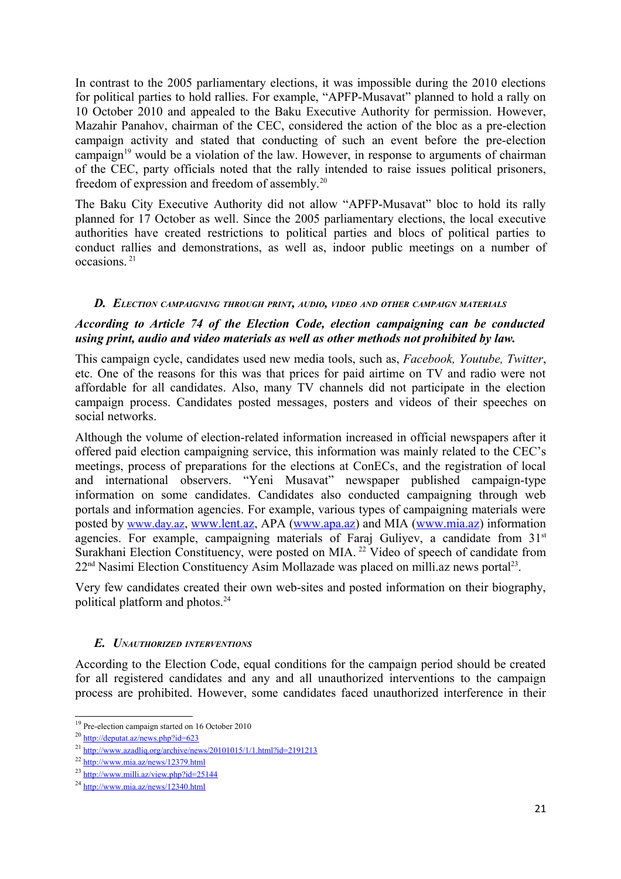In contrast to the 2005 parliamentary elections, it was impossible during the 2010 elections for political parties to hold rallies. For example, "APFP-Musavat" planned to hold a rally on 10 October 2010 and appealed to the Baku Executive Authority for permission. However, Mazahir Panahov, chairman of the CEC, considered the action of the bloc as a pre-election campaign activity and stated that conducting of such an event before the pre-election campaign[19] would be a violation of the law. However, in response to arguments of chairman of the CEC, party officials noted that the rally intended to raise issues political prisoners, freedom of expression and freedom of assembly.[20]

The Baku City Executive Authority did not allow "APFP-Musavat" bloc to hold its rally planned for 17 October as well. Since the 2005 parliamentary elections, the local executive authorities have created restrictions to political parties and blocs of political parties to conduct rallies and demonstrations, as well as, indoor public meetings on a number of occasions.[21]

#### *D. Election campaigning through print, audio, video and other campaign materials*

***According to Article 74 of the Election Code, election campaigning can be conducted using print, audio and video materials as well as other methods not prohibited by law.***

This campaign cycle, candidates used new media tools, such as, *Facebook, Youtube, Twitter*, etc. One of the reasons for this was that prices for paid airtime on TV and radio were not affordable for all candidates. Also, many TV channels did not participate in the election campaign process. Candidates posted messages, posters and videos of their speeches on social networks.

Although the volume of election-related information increased in official newspapers after it offered paid election campaigning service, this information was mainly related to the CEC's meetings, process of preparations for the elections at ConECs, and the registration of local and international observers. "Yeni Musavat" newspaper published campaign-type information on some candidates. Candidates also conducted campaigning through web portals and information agencies. For example, various types of campaigning materials were posted by www.day.az, www.lent.az, APA (www.apa.az) and MIA (www.mia.az) information agencies. For example, campaigning materials of Faraj Guliyev, a candidate from 31st Surakhani Election Constituency, were posted on MIA.[22] Video of speech of candidate from 22nd Nasimi Election Constituency Asim Mollazade was placed on milli.az news portal[23].

Very few candidates created their own web-sites and posted information on their biography, political platform and photos.[24]

#### *E. Unauthorized interventions*

According to the Election Code, equal conditions for the campaign period should be created for all registered candidates and any and all unauthorized interventions to the campaign process are prohibited. However, some candidates faced unauthorized interference in their

---

[19] Pre-election campaign started on 16 October 2010

[20] http://deputat.az/news.php?id=623

[21] http://www.azadliq.org/archive/news/20101015/1/1.html?id=2191213

[22] http://www.mia.az/news/12379.html

[23] http://www.milli.az/view.php?id=25144

[24] http://www.mia.az/news/12340.html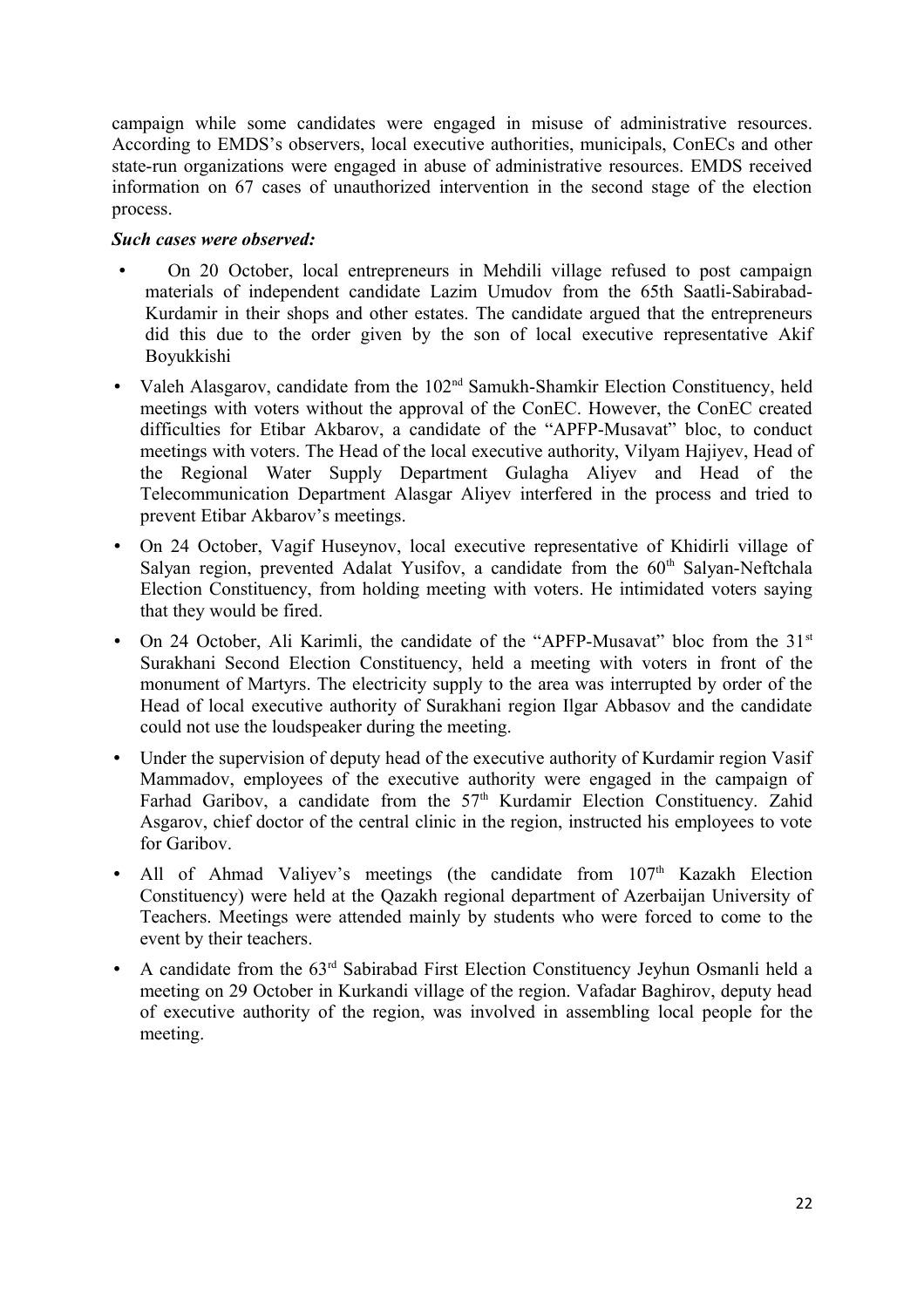campaign while some candidates were engaged in misuse of administrative resources. According to EMDS's observers, local executive authorities, municipals, ConECs and other state-run organizations were engaged in abuse of administrative resources. EMDS received information on 67 cases of unauthorized intervention in the second stage of the election process.

***Such cases were observed:***

- On 20 October, local entrepreneurs in Mehdili village refused to post campaign materials of independent candidate Lazim Umudov from the 65th Saatli-Sabirabad-Kurdamir in their shops and other estates. The candidate argued that the entrepreneurs did this due to the order given by the son of local executive representative Akif Boyukkishi
- Valeh Alasgarov, candidate from the 102nd Samukh-Shamkir Election Constituency, held meetings with voters without the approval of the ConEC. However, the ConEC created difficulties for Etibar Akbarov, a candidate of the "APFP-Musavat" bloc, to conduct meetings with voters. The Head of the local executive authority, Vilyam Hajiyev, Head of the Regional Water Supply Department Gulagha Aliyev and Head of the Telecommunication Department Alasgar Aliyev interfered in the process and tried to prevent Etibar Akbarov's meetings.
- On 24 October, Vagif Huseynov, local executive representative of Khidirli village of Salyan region, prevented Adalat Yusifov, a candidate from the 60th Salyan-Neftchala Election Constituency, from holding meeting with voters. He intimidated voters saying that they would be fired.
- On 24 October, Ali Karimli, the candidate of the "APFP-Musavat" bloc from the 31st Surakhani Second Election Constituency, held a meeting with voters in front of the monument of Martyrs. The electricity supply to the area was interrupted by order of the Head of local executive authority of Surakhani region Ilgar Abbasov and the candidate could not use the loudspeaker during the meeting.
- Under the supervision of deputy head of the executive authority of Kurdamir region Vasif Mammadov, employees of the executive authority were engaged in the campaign of Farhad Garibov, a candidate from the 57th Kurdamir Election Constituency. Zahid Asgarov, chief doctor of the central clinic in the region, instructed his employees to vote for Garibov.
- All of Ahmad Valiyev's meetings (the candidate from 107th Kazakh Election Constituency) were held at the Qazakh regional department of Azerbaijan University of Teachers. Meetings were attended mainly by students who were forced to come to the event by their teachers.
- A candidate from the 63rd Sabirabad First Election Constituency Jeyhun Osmanli held a meeting on 29 October in Kurkandi village of the region. Vafadar Baghirov, deputy head of executive authority of the region, was involved in assembling local people for the meeting.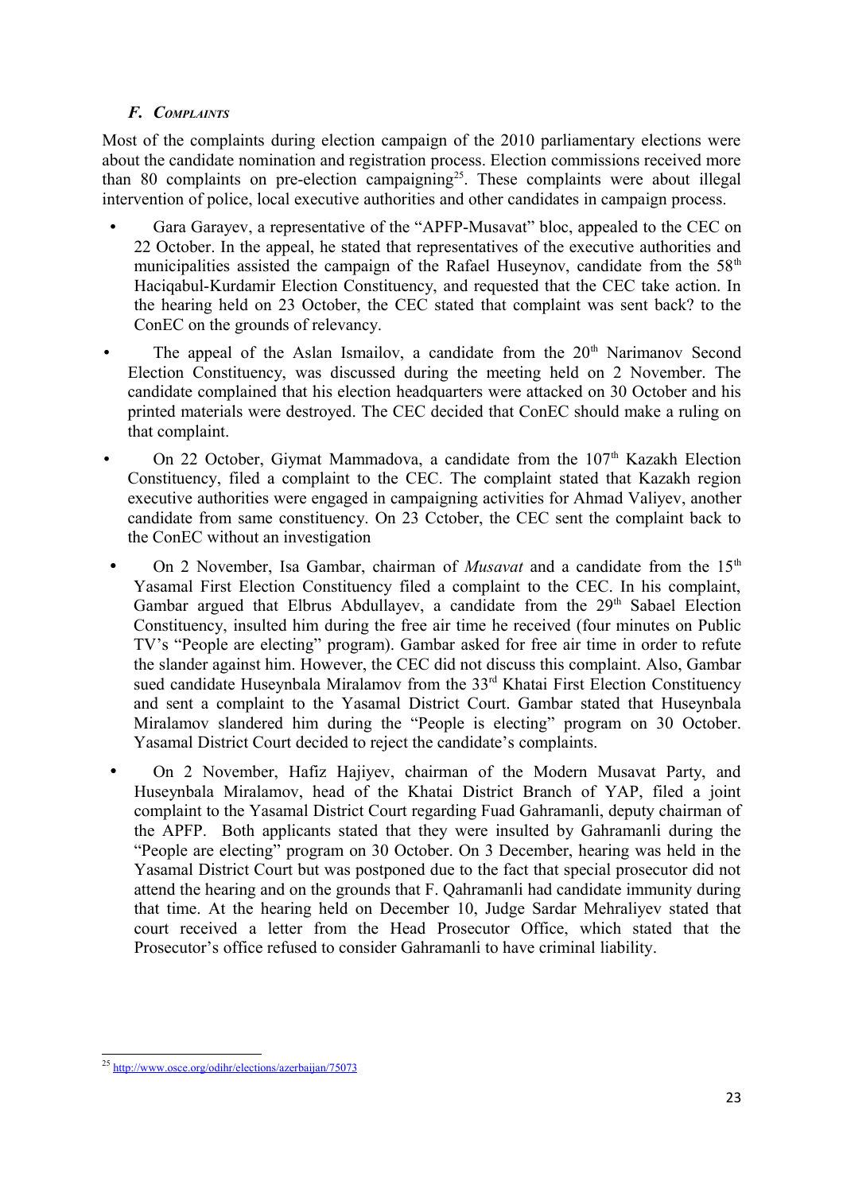### *F. Complaints*

Most of the complaints during election campaign of the 2010 parliamentary elections were about the candidate nomination and registration process. Election commissions received more than 80 complaints on pre-election campaigning[25]. These complaints were about illegal intervention of police, local executive authorities and other candidates in campaign process.

- Gara Garayev, a representative of the "APFP-Musavat" bloc, appealed to the CEC on 22 October. In the appeal, he stated that representatives of the executive authorities and municipalities assisted the campaign of the Rafael Huseynov, candidate from the 58th Haciqabul-Kurdamir Election Constituency, and requested that the CEC take action. In the hearing held on 23 October, the CEC stated that complaint was sent back? to the ConEC on the grounds of relevancy.
- The appeal of the Aslan Ismailov, a candidate from the 20th Narimanov Second Election Constituency, was discussed during the meeting held on 2 November. The candidate complained that his election headquarters were attacked on 30 October and his printed materials were destroyed. The CEC decided that ConEC should make a ruling on that complaint.
- On 22 October, Giymat Mammadova, a candidate from the 107th Kazakh Election Constituency, filed a complaint to the CEC. The complaint stated that Kazakh region executive authorities were engaged in campaigning activities for Ahmad Valiyev, another candidate from same constituency. On 23 Cctober, the CEC sent the complaint back to the ConEC without an investigation
- On 2 November, Isa Gambar, chairman of *Musavat* and a candidate from the 15th Yasamal First Election Constituency filed a complaint to the CEC. In his complaint, Gambar argued that Elbrus Abdullayev, a candidate from the 29th Sabael Election Constituency, insulted him during the free air time he received (four minutes on Public TV's "People are electing" program). Gambar asked for free air time in order to refute the slander against him. However, the CEC did not discuss this complaint. Also, Gambar sued candidate Huseynbala Miralamov from the 33rd Khatai First Election Constituency and sent a complaint to the Yasamal District Court. Gambar stated that Huseynbala Miralamov slandered him during the "People is electing" program on 30 October. Yasamal District Court decided to reject the candidate's complaints.
- On 2 November, Hafiz Hajiyev, chairman of the Modern Musavat Party, and Huseynbala Miralamov, head of the Khatai District Branch of YAP, filed a joint complaint to the Yasamal District Court regarding Fuad Gahramanli, deputy chairman of the APFP. Both applicants stated that they were insulted by Gahramanli during the "People are electing" program on 30 October. On 3 December, hearing was held in the Yasamal District Court but was postponed due to the fact that special prosecutor did not attend the hearing and on the grounds that F. Qahramanli had candidate immunity during that time. At the hearing held on December 10, Judge Sardar Mehraliyev stated that court received a letter from the Head Prosecutor Office, which stated that the Prosecutor's office refused to consider Gahramanli to have criminal liability.

---

[25] http://www.osce.org/odihr/elections/azerbaijan/75073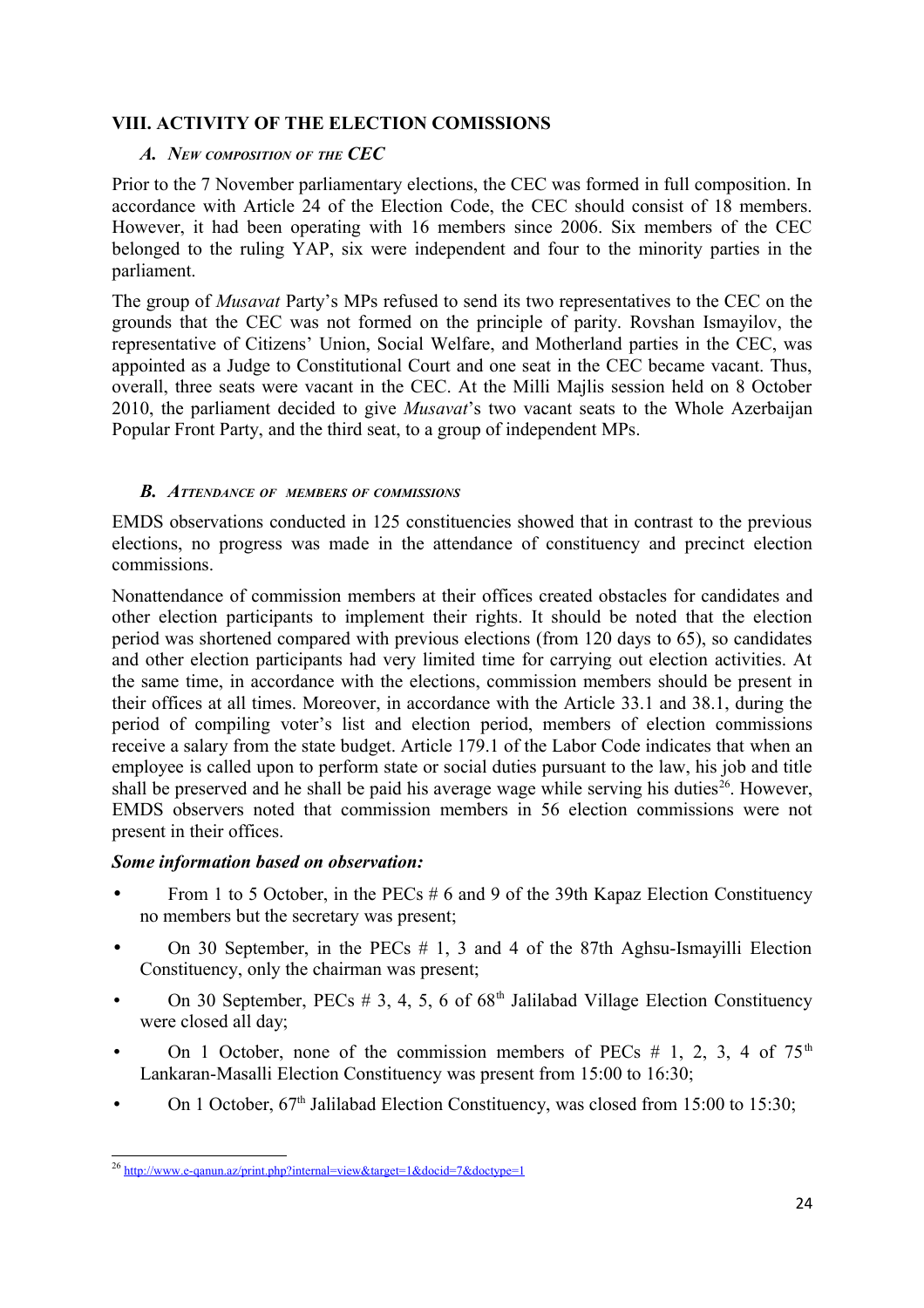## VIII. ACTIVITY OF THE ELECTION COMISSIONS

### *A. New composition of the CEC*

Prior to the 7 November parliamentary elections, the CEC was formed in full composition. In accordance with Article 24 of the Election Code, the CEC should consist of 18 members. However, it had been operating with 16 members since 2006. Six members of the CEC belonged to the ruling YAP, six were independent and four to the minority parties in the parliament.

The group of *Musavat* Party's MPs refused to send its two representatives to the CEC on the grounds that the CEC was not formed on the principle of parity. Rovshan Ismayilov, the representative of Citizens' Union, Social Welfare, and Motherland parties in the CEC, was appointed as a Judge to Constitutional Court and one seat in the CEC became vacant. Thus, overall, three seats were vacant in the CEC. At the Milli Majlis session held on 8 October 2010, the parliament decided to give *Musavat*'s two vacant seats to the Whole Azerbaijan Popular Front Party, and the third seat, to a group of independent MPs.

### *B. Attendance of members of commissions*

EMDS observations conducted in 125 constituencies showed that in contrast to the previous elections, no progress was made in the attendance of constituency and precinct election commissions.

Nonattendance of commission members at their offices created obstacles for candidates and other election participants to implement their rights. It should be noted that the election period was shortened compared with previous elections (from 120 days to 65), so candidates and other election participants had very limited time for carrying out election activities. At the same time, in accordance with the elections, commission members should be present in their offices at all times. Moreover, in accordance with the Article 33.1 and 38.1, during the period of compiling voter's list and election period, members of election commissions receive a salary from the state budget. Article 179.1 of the Labor Code indicates that when an employee is called upon to perform state or social duties pursuant to the law, his job and title shall be preserved and he shall be paid his average wage while serving his duties[26]. However, EMDS observers noted that commission members in 56 election commissions were not present in their offices.

***Some information based on observation:***

- From 1 to 5 October, in the PECs # 6 and 9 of the 39th Kapaz Election Constituency no members but the secretary was present;
- On 30 September, in the PECs # 1, 3 and 4 of the 87th Aghsu-Ismayilli Election Constituency, only the chairman was present;
- On 30 September, PECs # 3, 4, 5, 6 of 68th Jalilabad Village Election Constituency were closed all day;
- On 1 October, none of the commission members of PECs # 1, 2, 3, 4 of 75th Lankaran-Masalli Election Constituency was present from 15:00 to 16:30;
- On 1 October, 67th Jalilabad Election Constituency, was closed from 15:00 to 15:30;

[26] http://www.e-qanun.az/print.php?internal=view&target=1&docid=7&doctype=1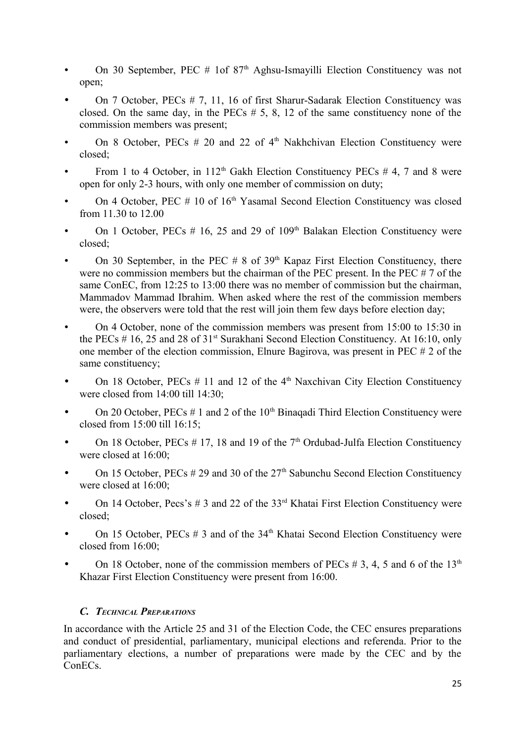- On 30 September, PEC # 1of 87th Aghsu-Ismayilli Election Constituency was not open;
- On 7 October, PECs # 7, 11, 16 of first Sharur-Sadarak Election Constituency was closed. On the same day, in the PECs # 5, 8, 12 of the same constituency none of the commission members was present;
- On 8 October, PECs # 20 and 22 of 4th Nakhchivan Election Constituency were closed;
- From 1 to 4 October, in 112th Gakh Election Constituency PECs # 4, 7 and 8 were open for only 2-3 hours, with only one member of commission on duty;
- On 4 October, PEC # 10 of 16th Yasamal Second Election Constituency was closed from 11.30 to 12.00
- On 1 October, PECs # 16, 25 and 29 of 109th Balakan Election Constituency were closed;
- On 30 September, in the PEC # 8 of 39th Kapaz First Election Constituency, there were no commission members but the chairman of the PEC present. In the PEC # 7 of the same ConEC, from 12:25 to 13:00 there was no member of commission but the chairman, Mammadov Mammad Ibrahim. When asked where the rest of the commission members were, the observers were told that the rest will join them few days before election day;
- On 4 October, none of the commission members was present from 15:00 to 15:30 in the PECs # 16, 25 and 28 of 31st Surakhani Second Election Constituency. At 16:10, only one member of the election commission, Elnure Bagirova, was present in PEC # 2 of the same constituency;
- On 18 October, PECs # 11 and 12 of the 4th Naxchivan City Election Constituency were closed from 14:00 till 14:30;
- On 20 October, PECs # 1 and 2 of the 10th Binaqadi Third Election Constituency were closed from 15:00 till 16:15;
- On 18 October, PECs # 17, 18 and 19 of the 7th Ordubad-Julfa Election Constituency were closed at 16:00;
- On 15 October, PECs # 29 and 30 of the 27th Sabunchu Second Election Constituency were closed at 16:00;
- On 14 October, Pecs's # 3 and 22 of the 33rd Khatai First Election Constituency were closed;
- On 15 October, PECs # 3 and of the 34th Khatai Second Election Constituency were closed from 16:00;
- On 18 October, none of the commission members of PECs # 3, 4, 5 and 6 of the 13th Khazar First Election Constituency were present from 16:00.

### *C. Technical Preparations*

In accordance with the Article 25 and 31 of the Election Code, the CEC ensures preparations and conduct of presidential, parliamentary, municipal elections and referenda. Prior to the parliamentary elections, a number of preparations were made by the CEC and by the ConECs.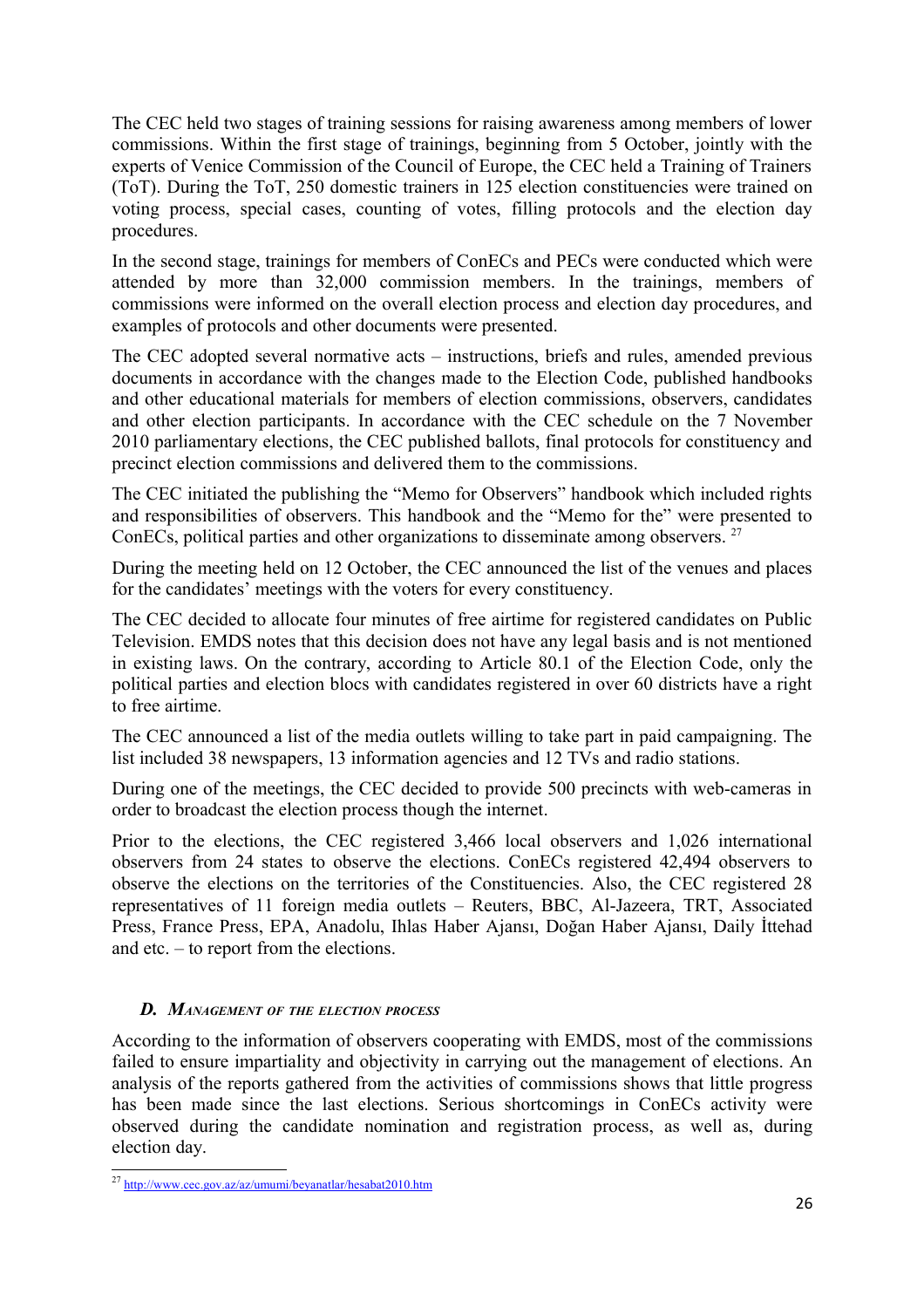The CEC held two stages of training sessions for raising awareness among members of lower commissions. Within the first stage of trainings, beginning from 5 October, jointly with the experts of Venice Commission of the Council of Europe, the CEC held a Training of Trainers (ToT). During the ToT, 250 domestic trainers in 125 election constituencies were trained on voting process, special cases, counting of votes, filling protocols and the election day procedures.

In the second stage, trainings for members of ConECs and PECs were conducted which were attended by more than 32,000 commission members. In the trainings, members of commissions were informed on the overall election process and election day procedures, and examples of protocols and other documents were presented.

The CEC adopted several normative acts – instructions, briefs and rules, amended previous documents in accordance with the changes made to the Election Code, published handbooks and other educational materials for members of election commissions, observers, candidates and other election participants. In accordance with the CEC schedule on the 7 November 2010 parliamentary elections, the CEC published ballots, final protocols for constituency and precinct election commissions and delivered them to the commissions.

The CEC initiated the publishing the "Memo for Observers" handbook which included rights and responsibilities of observers. This handbook and the "Memo for the" were presented to ConECs, political parties and other organizations to disseminate among observers. [27]

During the meeting held on 12 October, the CEC announced the list of the venues and places for the candidates' meetings with the voters for every constituency.

The CEC decided to allocate four minutes of free airtime for registered candidates on Public Television. EMDS notes that this decision does not have any legal basis and is not mentioned in existing laws. On the contrary, according to Article 80.1 of the Election Code, only the political parties and election blocs with candidates registered in over 60 districts have a right to free airtime.

The CEC announced a list of the media outlets willing to take part in paid campaigning. The list included 38 newspapers, 13 information agencies and 12 TVs and radio stations.

During one of the meetings, the CEC decided to provide 500 precincts with web-cameras in order to broadcast the election process though the internet.

Prior to the elections, the CEC registered 3,466 local observers and 1,026 international observers from 24 states to observe the elections. ConECs registered 42,494 observers to observe the elections on the territories of the Constituencies. Also, the CEC registered 28 representatives of 11 foreign media outlets – Reuters, BBC, Al-Jazeera, TRT, Associated Press, France Press, EPA, Anadolu, Ihlas Haber Ajansı, Doğan Haber Ajansı, Daily İttehad and etc. – to report from the elections.

### *D. Management of the election process*

According to the information of observers cooperating with EMDS, most of the commissions failed to ensure impartiality and objectivity in carrying out the management of elections. An analysis of the reports gathered from the activities of commissions shows that little progress has been made since the last elections. Serious shortcomings in ConECs activity were observed during the candidate nomination and registration process, as well as, during election day.

[27] http://www.cec.gov.az/az/umumi/beyanatlar/hesabat2010.htm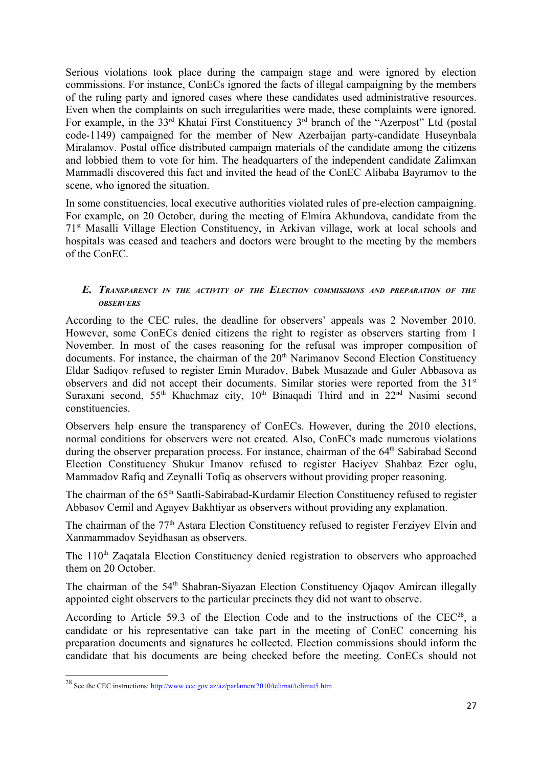Serious violations took place during the campaign stage and were ignored by election commissions. For instance, ConECs ignored the facts of illegal campaigning by the members of the ruling party and ignored cases where these candidates used administrative resources. Even when the complaints on such irregularities were made, these complaints were ignored. For example, in the 33rd Khatai First Constituency 3rd branch of the "Azerpost" Ltd (postal code-1149) campaigned for the member of New Azerbaijan party-candidate Huseynbala Miralamov. Postal office distributed campaign materials of the candidate among the citizens and lobbied them to vote for him. The headquarters of the independent candidate Zalimxan Mammadli discovered this fact and invited the head of the ConEC Alibaba Bayramov to the scene, who ignored the situation.

In some constituencies, local executive authorities violated rules of pre-election campaigning. For example, on 20 October, during the meeting of Elmira Akhundova, candidate from the 71st Masalli Village Election Constituency, in Arkivan village, work at local schools and hospitals was ceased and teachers and doctors were brought to the meeting by the members of the ConEC.

### *E. Transparency in the activity of the Election commissions and preparation of the observers*

According to the CEC rules, the deadline for observers' appeals was 2 November 2010. However, some ConECs denied citizens the right to register as observers starting from 1 November. In most of the cases reasoning for the refusal was improper composition of documents. For instance, the chairman of the 20th Narimanov Second Election Constituency Eldar Sadiqov refused to register Emin Muradov, Babek Musazade and Guler Abbasova as observers and did not accept their documents. Similar stories were reported from the 31st Suraxani second, 55th Khachmaz city, 10th Binaqadi Third and in 22nd Nasimi second constituencies.

Observers help ensure the transparency of ConECs. However, during the 2010 elections, normal conditions for observers were not created. Also, ConECs made numerous violations during the observer preparation process. For instance, chairman of the 64th Sabirabad Second Election Constituency Shukur Imanov refused to register Haciyev Shahbaz Ezer oglu, Mammadov Rafiq and Zeynalli Tofiq as observers without providing proper reasoning.

The chairman of the 65th Saatli-Sabirabad-Kurdamir Election Constituency refused to register Abbasov Cemil and Agayev Bakhtiyar as observers without providing any explanation.

The chairman of the 77th Astara Election Constituency refused to register Ferziyev Elvin and Xanmammadov Seyidhasan as observers.

The 110th Zaqatala Election Constituency denied registration to observers who approached them on 20 October.

The chairman of the 54th Shabran-Siyazan Election Constituency Ojaqov Amircan illegally appointed eight observers to the particular precincts they did not want to observe.

According to Article 59.3 of the Election Code and to the instructions of the CEC[28], a candidate or his representative can take part in the meeting of ConEC concerning his preparation documents and signatures he collected. Election commissions should inform the candidate that his documents are being checked before the meeting. ConECs should not

---

[28] See the CEC instructions: http://www.cec.gov.az/az/parlament2010/telimat/telimat5.htm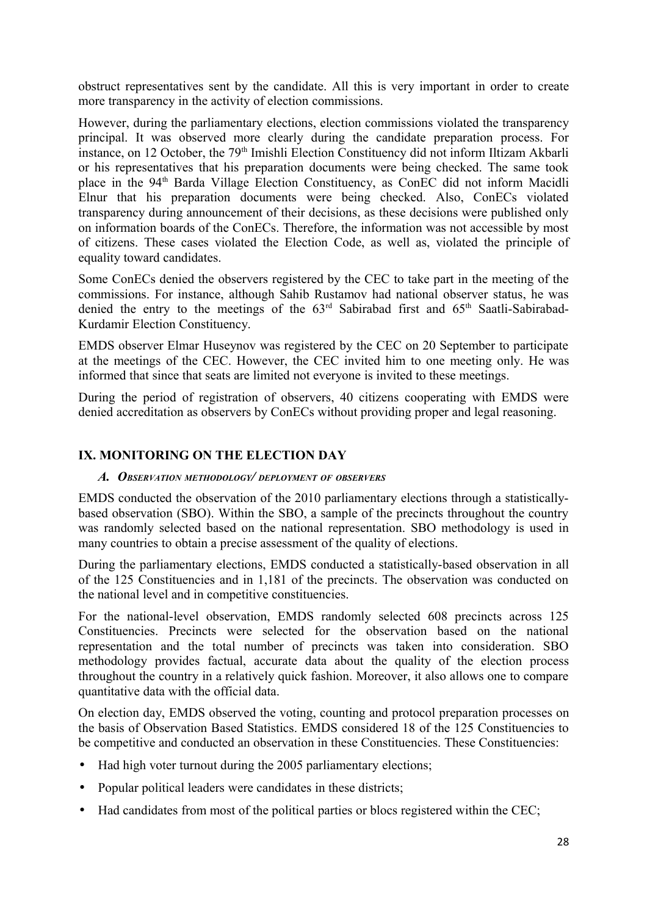obstruct representatives sent by the candidate. All this is very important in order to create more transparency in the activity of election commissions.

However, during the parliamentary elections, election commissions violated the transparency principal. It was observed more clearly during the candidate preparation process. For instance, on 12 October, the 79th Imishli Election Constituency did not inform Iltizam Akbarli or his representatives that his preparation documents were being checked. The same took place in the 94th Barda Village Election Constituency, as ConEC did not inform Macidli Elnur that his preparation documents were being checked. Also, ConECs violated transparency during announcement of their decisions, as these decisions were published only on information boards of the ConECs. Therefore, the information was not accessible by most of citizens. These cases violated the Election Code, as well as, violated the principle of equality toward candidates.

Some ConECs denied the observers registered by the CEC to take part in the meeting of the commissions. For instance, although Sahib Rustamov had national observer status, he was denied the entry to the meetings of the 63rd Sabirabad first and 65th Saatli-Sabirabad-Kurdamir Election Constituency.

EMDS observer Elmar Huseynov was registered by the CEC on 20 September to participate at the meetings of the CEC. However, the CEC invited him to one meeting only. He was informed that since that seats are limited not everyone is invited to these meetings.

During the period of registration of observers, 40 citizens cooperating with EMDS were denied accreditation as observers by ConECs without providing proper and legal reasoning.

## IX. MONITORING ON THE ELECTION DAY

### *A. Observation methodology/ deployment of observers*

EMDS conducted the observation of the 2010 parliamentary elections through a statistically-based observation (SBO). Within the SBO, a sample of the precincts throughout the country was randomly selected based on the national representation. SBO methodology is used in many countries to obtain a precise assessment of the quality of elections.

During the parliamentary elections, EMDS conducted a statistically-based observation in all of the 125 Constituencies and in 1,181 of the precincts. The observation was conducted on the national level and in competitive constituencies.

For the national-level observation, EMDS randomly selected 608 precincts across 125 Constituencies. Precincts were selected for the observation based on the national representation and the total number of precincts was taken into consideration. SBO methodology provides factual, accurate data about the quality of the election process throughout the country in a relatively quick fashion. Moreover, it also allows one to compare quantitative data with the official data.

On election day, EMDS observed the voting, counting and protocol preparation processes on the basis of Observation Based Statistics. EMDS considered 18 of the 125 Constituencies to be competitive and conducted an observation in these Constituencies. These Constituencies:

- Had high voter turnout during the 2005 parliamentary elections;
- Popular political leaders were candidates in these districts;
- Had candidates from most of the political parties or blocs registered within the CEC;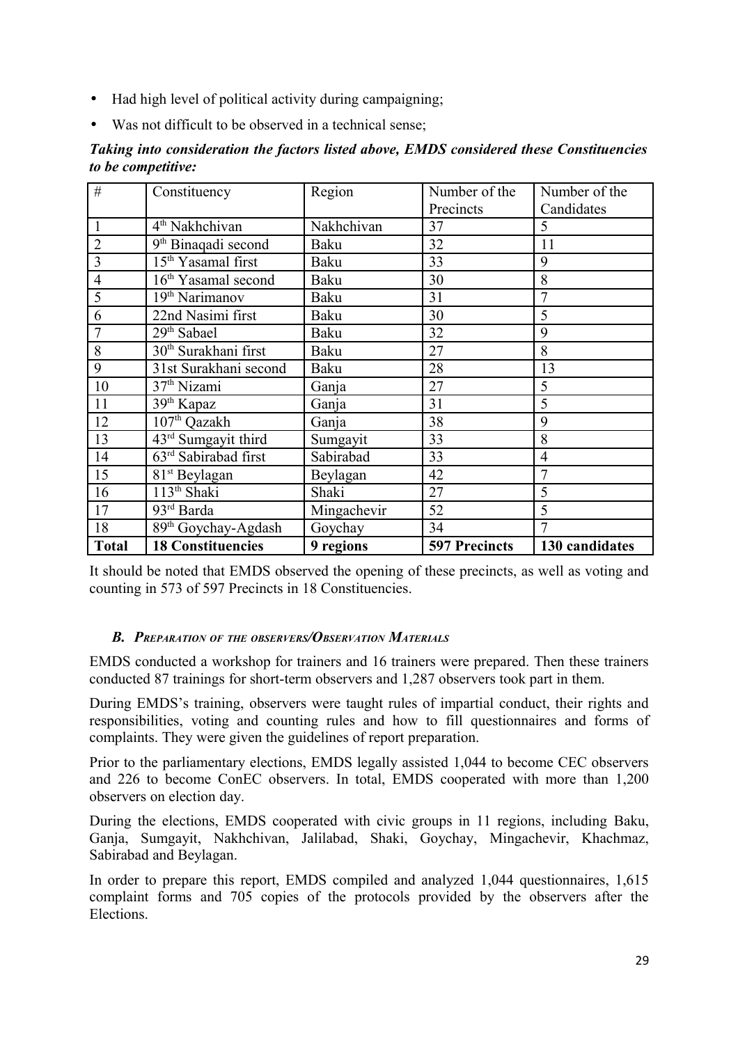- Had high level of political activity during campaigning;
- Was not difficult to be observed in a technical sense;

***Taking into consideration the factors listed above, EMDS considered these Constituencies to be competitive:***

| # | Constituency | Region | Number of the Precincts | Number of the Candidates |
|---|---|---|---|---|
| 1 | 4th Nakhchivan | Nakhchivan | 37 | 5 |
| 2 | 9th Binaqadi second | Baku | 32 | 11 |
| 3 | 15th Yasamal first | Baku | 33 | 9 |
| 4 | 16th Yasamal second | Baku | 30 | 8 |
| 5 | 19th Narimanov | Baku | 31 | 7 |
| 6 | 22nd Nasimi first | Baku | 30 | 5 |
| 7 | 29th Sabael | Baku | 32 | 9 |
| 8 | 30th Surakhani first | Baku | 27 | 8 |
| 9 | 31st Surakhani second | Baku | 28 | 13 |
| 10 | 37th Nizami | Ganja | 27 | 5 |
| 11 | 39th Kapaz | Ganja | 31 | 5 |
| 12 | 107th Qazakh | Ganja | 38 | 9 |
| 13 | 43rd Sumgayit third | Sumgayit | 33 | 8 |
| 14 | 63rd Sabirabad first | Sabirabad | 33 | 4 |
| 15 | 81st Beylagan | Beylagan | 42 | 7 |
| 16 | 113th Shaki | Shaki | 27 | 5 |
| 17 | 93rd Barda | Mingachevir | 52 | 5 |
| 18 | 89th Goychay-Agdash | Goychay | 34 | 7 |
| **Total** | **18 Constituencies** | **9 regions** | **597 Precincts** | **130 candidates** |

It should be noted that EMDS observed the opening of these precincts, as well as voting and counting in 573 of 597 Precincts in 18 Constituencies.

### *B. Preparation of the observers/Observation Materials*

EMDS conducted a workshop for trainers and 16 trainers were prepared. Then these trainers conducted 87 trainings for short-term observers and 1,287 observers took part in them.

During EMDS's training, observers were taught rules of impartial conduct, their rights and responsibilities, voting and counting rules and how to fill questionnaires and forms of complaints. They were given the guidelines of report preparation.

Prior to the parliamentary elections, EMDS legally assisted 1,044 to become CEC observers and 226 to become ConEC observers. In total, EMDS cooperated with more than 1,200 observers on election day.

During the elections, EMDS cooperated with civic groups in 11 regions, including Baku, Ganja, Sumgayit, Nakhchivan, Jalilabad, Shaki, Goychay, Mingachevir, Khachmaz, Sabirabad and Beylagan.

In order to prepare this report, EMDS compiled and analyzed 1,044 questionnaires, 1,615 complaint forms and 705 copies of the protocols provided by the observers after the Elections.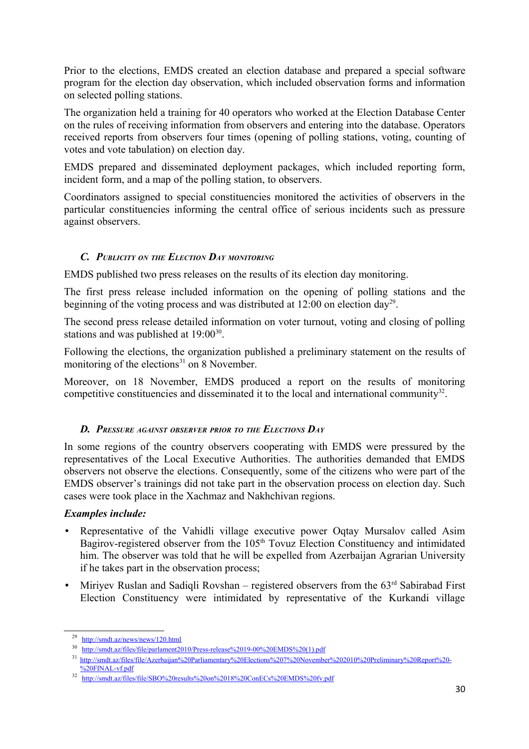Prior to the elections, EMDS created an election database and prepared a special software program for the election day observation, which included observation forms and information on selected polling stations.

The organization held a training for 40 operators who worked at the Election Database Center on the rules of receiving information from observers and entering into the database. Operators received reports from observers four times (opening of polling stations, voting, counting of votes and vote tabulation) on election day.

EMDS prepared and disseminated deployment packages, which included reporting form, incident form, and a map of the polling station, to observers.

Coordinators assigned to special constituencies monitored the activities of observers in the particular constituencies informing the central office of serious incidents such as pressure against observers.

### *C. Publicity on the Election Day monitoring*

EMDS published two press releases on the results of its election day monitoring.

The first press release included information on the opening of polling stations and the beginning of the voting process and was distributed at 12:00 on election day[29].

The second press release detailed information on voter turnout, voting and closing of polling stations and was published at 19:00[30].

Following the elections, the organization published a preliminary statement on the results of monitoring of the elections[31] on 8 November.

Moreover, on 18 November, EMDS produced a report on the results of monitoring competitive constituencies and disseminated it to the local and international community[32].

### *D. Pressure against observer prior to the Elections Day*

In some regions of the country observers cooperating with EMDS were pressured by the representatives of the Local Executive Authorities. The authorities demanded that EMDS observers not observe the elections. Consequently, some of the citizens who were part of the EMDS observer's trainings did not take part in the observation process on election day. Such cases were took place in the Xachmaz and Nakhchivan regions.

***Examples include:***

- Representative of the Vahidli village executive power Oqtay Mursalov called Asim Bagirov-registered observer from the 105th Tovuz Election Constituency and intimidated him. The observer was told that he will be expelled from Azerbaijan Agrarian University if he takes part in the observation process;
- Miriyev Ruslan and Sadiqli Rovshan – registered observers from the 63rd Sabirabad First Election Constituency were intimidated by representative of the Kurkandi village

---

[29] http://smdt.az/news/news/120.html

[30] http://smdt.az/files/file/parlament2010/Press-release%2019-00%20EMDS%20(1).pdf

[31] http://smdt.az/files/file/Azerbaijan%20Parliamentary%20Elections%207%20November%202010%20Preliminary%20Report%20-%20FINAL-vf.pdf

[32] http://smdt.az/files/file/SBO%20results%20on%2018%20ConECs%20EMDS%20fv.pdf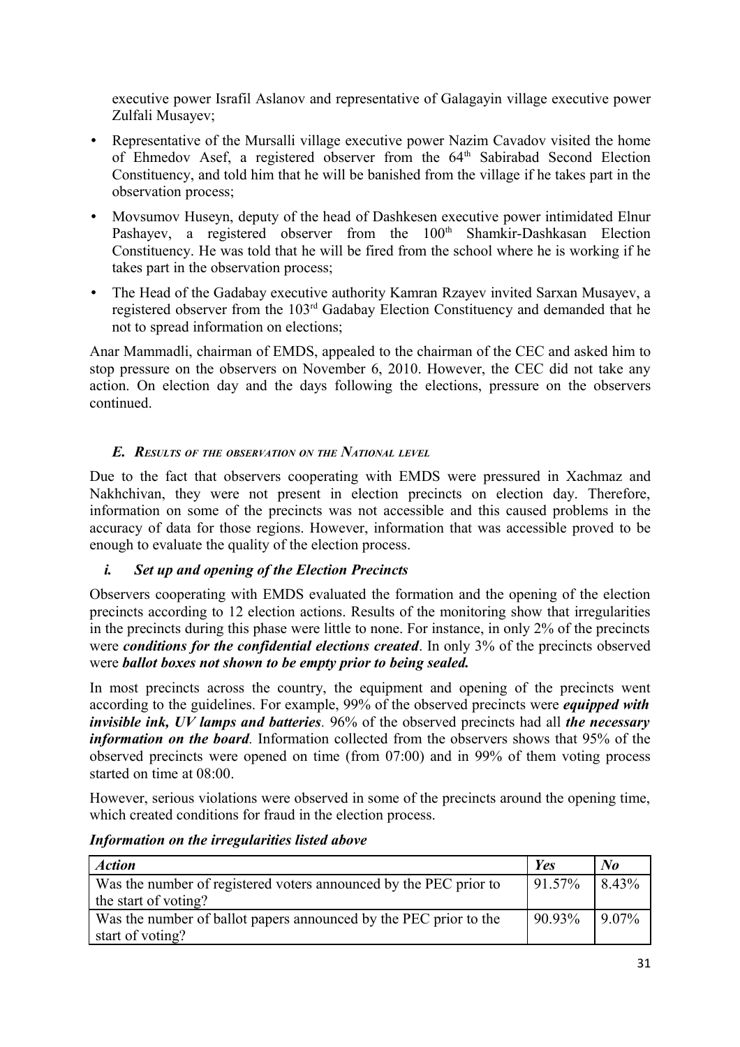executive power Israfil Aslanov and representative of Galagayin village executive power Zulfali Musayev;

- Representative of the Mursalli village executive power Nazim Cavadov visited the home of Ehmedov Asef, a registered observer from the 64th Sabirabad Second Election Constituency, and told him that he will be banished from the village if he takes part in the observation process;
- Movsumov Huseyn, deputy of the head of Dashkesen executive power intimidated Elnur Pashayev, a registered observer from the 100th Shamkir-Dashkasan Election Constituency. He was told that he will be fired from the school where he is working if he takes part in the observation process;
- The Head of the Gadabay executive authority Kamran Rzayev invited Sarxan Musayev, a registered observer from the 103rd Gadabay Election Constituency and demanded that he not to spread information on elections;

Anar Mammadli, chairman of EMDS, appealed to the chairman of the CEC and asked him to stop pressure on the observers on November 6, 2010. However, the CEC did not take any action. On election day and the days following the elections, pressure on the observers continued.

### *E. Results of the observation on the National level*

Due to the fact that observers cooperating with EMDS were pressured in Xachmaz and Nakhchivan, they were not present in election precincts on election day. Therefore, information on some of the precincts was not accessible and this caused problems in the accuracy of data for those regions. However, information that was accessible proved to be enough to evaluate the quality of the election process.

#### *i. Set up and opening of the Election Precincts*

Observers cooperating with EMDS evaluated the formation and the opening of the election precincts according to 12 election actions. Results of the monitoring show that irregularities in the precincts during this phase were little to none. For instance, in only 2% of the precincts were ***conditions for the confidential elections created***. In only 3% of the precincts observed were ***ballot boxes not shown to be empty prior to being sealed.***

In most precincts across the country, the equipment and opening of the precincts went according to the guidelines. For example, 99% of the observed precincts were ***equipped with invisible ink, UV lamps and batteries***. 96% of the observed precincts had all ***the necessary information on the board***. Information collected from the observers shows that 95% of the observed precincts were opened on time (from 07:00) and in 99% of them voting process started on time at 08:00.

However, serious violations were observed in some of the precincts around the opening time, which created conditions for fraud in the election process.

***Information on the irregularities listed above***

| *Action* | *Yes* | *No* |
|---|---|---|
| Was the number of registered voters announced by the PEC prior to the start of voting? | 91.57% | 8.43% |
| Was the number of ballot papers announced by the PEC prior to the start of voting? | 90.93% | 9.07% |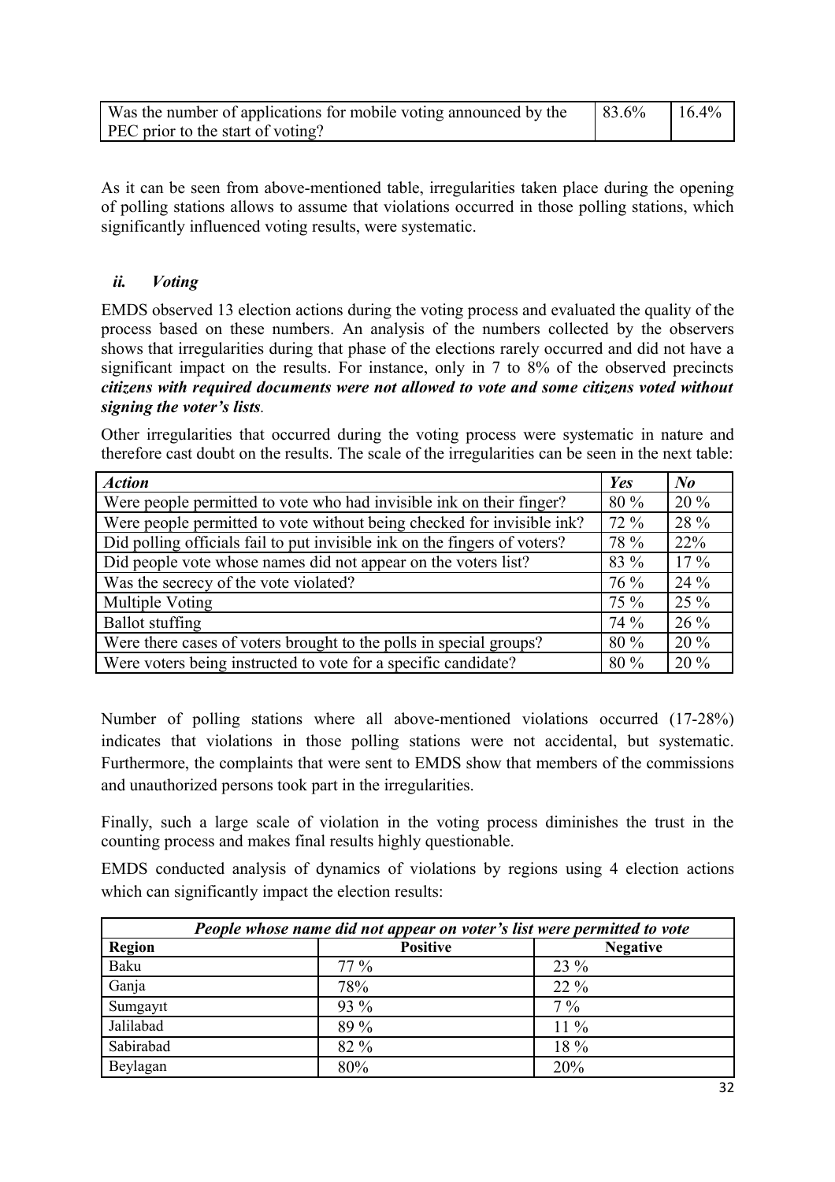| | | |
|---|---|---|
| Was the number of applications for mobile voting announced by the PEC prior to the start of voting? | 83.6% | 16.4% |

As it can be seen from above-mentioned table, irregularities taken place during the opening of polling stations allows to assume that violations occurred in those polling stations, which significantly influenced voting results, were systematic.

### *ii. Voting*

EMDS observed 13 election actions during the voting process and evaluated the quality of the process based on these numbers. An analysis of the numbers collected by the observers shows that irregularities during that phase of the elections rarely occurred and did not have a significant impact on the results. For instance, only in 7 to 8% of the observed precincts ***citizens with required documents were not allowed to vote and some citizens voted without signing the voter's lists***.

Other irregularities that occurred during the voting process were systematic in nature and therefore cast doubt on the results. The scale of the irregularities can be seen in the next table:

| ***Action*** | ***Yes*** | ***No*** |
|---|---|---|
| Were people permitted to vote who had invisible ink on their finger? | 80 % | 20 % |
| Were people permitted to vote without being checked for invisible ink? | 72 % | 28 % |
| Did polling officials fail to put invisible ink on the fingers of voters? | 78 % | 22% |
| Did people vote whose names did not appear on the voters list? | 83 % | 17 % |
| Was the secrecy of the vote violated? | 76 % | 24 % |
| Multiple Voting | 75 % | 25 % |
| Ballot stuffing | 74 % | 26 % |
| Were there cases of voters brought to the polls in special groups? | 80 % | 20 % |
| Were voters being instructed to vote for a specific candidate? | 80 % | 20 % |

Number of polling stations where all above-mentioned violations occurred (17-28%) indicates that violations in those polling stations were not accidental, but systematic. Furthermore, the complaints that were sent to EMDS show that members of the commissions and unauthorized persons took part in the irregularities.

Finally, such a large scale of violation in the voting process diminishes the trust in the counting process and makes final results highly questionable.

EMDS conducted analysis of dynamics of violations by regions using 4 election actions which can significantly impact the election results:

| ***People whose name did not appear on voter's list were permitted to vote*** | | |
|---|---|---|
| **Region** | **Positive** | **Negative** |
| Baku | 77 % | 23 % |
| Ganja | 78% | 22 % |
| Sumgayıt | 93 % | 7 % |
| Jalilabad | 89 % | 11 % |
| Sabirabad | 82 % | 18 % |
| Beylagan | 80% | 20% |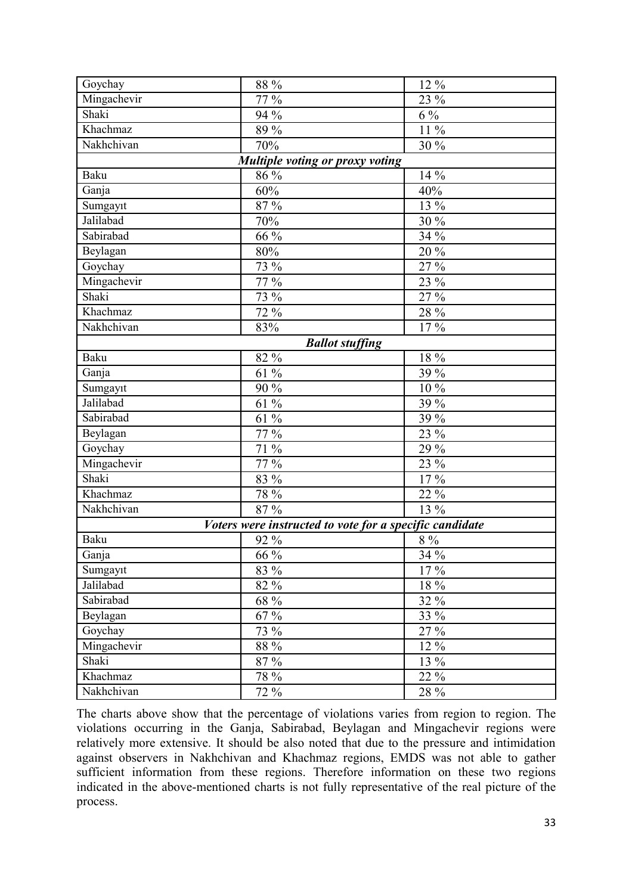| | | |
|---|---|---|
| Goychay | 88 % | 12 % |
| Mingachevir | 77 % | 23 % |
| Shaki | 94 % | 6 % |
| Khachmaz | 89 % | 11 % |
| Nakhchivan | 70% | 30 % |
| ***Multiple voting or proxy voting*** | | |
| Baku | 86 % | 14 % |
| Ganja | 60% | 40% |
| Sumgayıt | 87 % | 13 % |
| Jalilabad | 70% | 30 % |
| Sabirabad | 66 % | 34 % |
| Beylagan | 80% | 20 % |
| Goychay | 73 % | 27 % |
| Mingachevir | 77 % | 23 % |
| Shaki | 73 % | 27 % |
| Khachmaz | 72 % | 28 % |
| Nakhchivan | 83% | 17 % |
| ***Ballot stuffing*** | | |
| Baku | 82 % | 18 % |
| Ganja | 61 % | 39 % |
| Sumgayıt | 90 % | 10 % |
| Jalilabad | 61 % | 39 % |
| Sabirabad | 61 % | 39 % |
| Beylagan | 77 % | 23 % |
| Goychay | 71 % | 29 % |
| Mingachevir | 77 % | 23 % |
| Shaki | 83 % | 17 % |
| Khachmaz | 78 % | 22 % |
| Nakhchivan | 87 % | 13 % |
| ***Voters were instructed to vote for a specific candidate*** | | |
| Baku | 92 % | 8 % |
| Ganja | 66 % | 34 % |
| Sumgayıt | 83 % | 17 % |
| Jalilabad | 82 % | 18 % |
| Sabirabad | 68 % | 32 % |
| Beylagan | 67 % | 33 % |
| Goychay | 73 % | 27 % |
| Mingachevir | 88 % | 12 % |
| Shaki | 87 % | 13 % |
| Khachmaz | 78 % | 22 % |
| Nakhchivan | 72 % | 28 % |

The charts above show that the percentage of violations varies from region to region. The violations occurring in the Ganja, Sabirabad, Beylagan and Mingachevir regions were relatively more extensive. It should be also noted that due to the pressure and intimidation against observers in Nakhchivan and Khachmaz regions, EMDS was not able to gather sufficient information from these regions. Therefore information on these two regions indicated in the above-mentioned charts is not fully representative of the real picture of the process.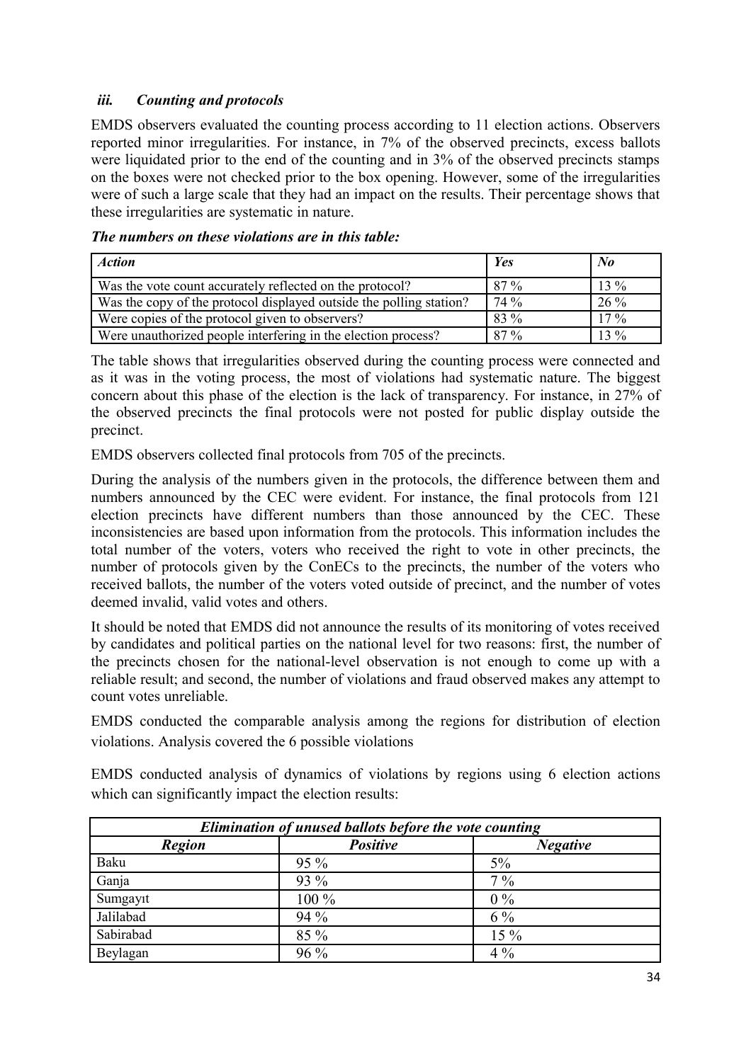### *iii. Counting and protocols*

EMDS observers evaluated the counting process according to 11 election actions. Observers reported minor irregularities. For instance, in 7% of the observed precincts, excess ballots were liquidated prior to the end of the counting and in 3% of the observed precincts stamps on the boxes were not checked prior to the box opening. However, some of the irregularities were of such a large scale that they had an impact on the results. Their percentage shows that these irregularities are systematic in nature.

***The numbers on these violations are in this table:***

| *Action* | *Yes* | *No* |
|---|---|---|
| Was the vote count accurately reflected on the protocol? | 87 % | 13 % |
| Was the copy of the protocol displayed outside the polling station? | 74 % | 26 % |
| Were copies of the protocol given to observers? | 83 % | 17 % |
| Were unauthorized people interfering in the election process? | 87 % | 13 % |

The table shows that irregularities observed during the counting process were connected and as it was in the voting process, the most of violations had systematic nature. The biggest concern about this phase of the election is the lack of transparency. For instance, in 27% of the observed precincts the final protocols were not posted for public display outside the precinct.

EMDS observers collected final protocols from 705 of the precincts.

During the analysis of the numbers given in the protocols, the difference between them and numbers announced by the CEC were evident. For instance, the final protocols from 121 election precincts have different numbers than those announced by the CEC. These inconsistencies are based upon information from the protocols. This information includes the total number of the voters, voters who received the right to vote in other precincts, the number of protocols given by the ConECs to the precincts, the number of the voters who received ballots, the number of the voters voted outside of precinct, and the number of votes deemed invalid, valid votes and others.

It should be noted that EMDS did not announce the results of its monitoring of votes received by candidates and political parties on the national level for two reasons: first, the number of the precincts chosen for the national-level observation is not enough to come up with a reliable result; and second, the number of violations and fraud observed makes any attempt to count votes unreliable.

EMDS conducted the comparable analysis among the regions for distribution of election violations. Analysis covered the 6 possible violations

EMDS conducted analysis of dynamics of violations by regions using 6 election actions which can significantly impact the election results:

| ***Elimination of unused ballots before the vote counting*** | | |
|---|---|---|
| ***Region*** | ***Positive*** | ***Negative*** |
| Baku | 95 % | 5% |
| Ganja | 93 % | 7 % |
| Sumgayıt | 100 % | 0 % |
| Jalilabad | 94 % | 6 % |
| Sabirabad | 85 % | 15 % |
| Beylagan | 96 % | 4 % |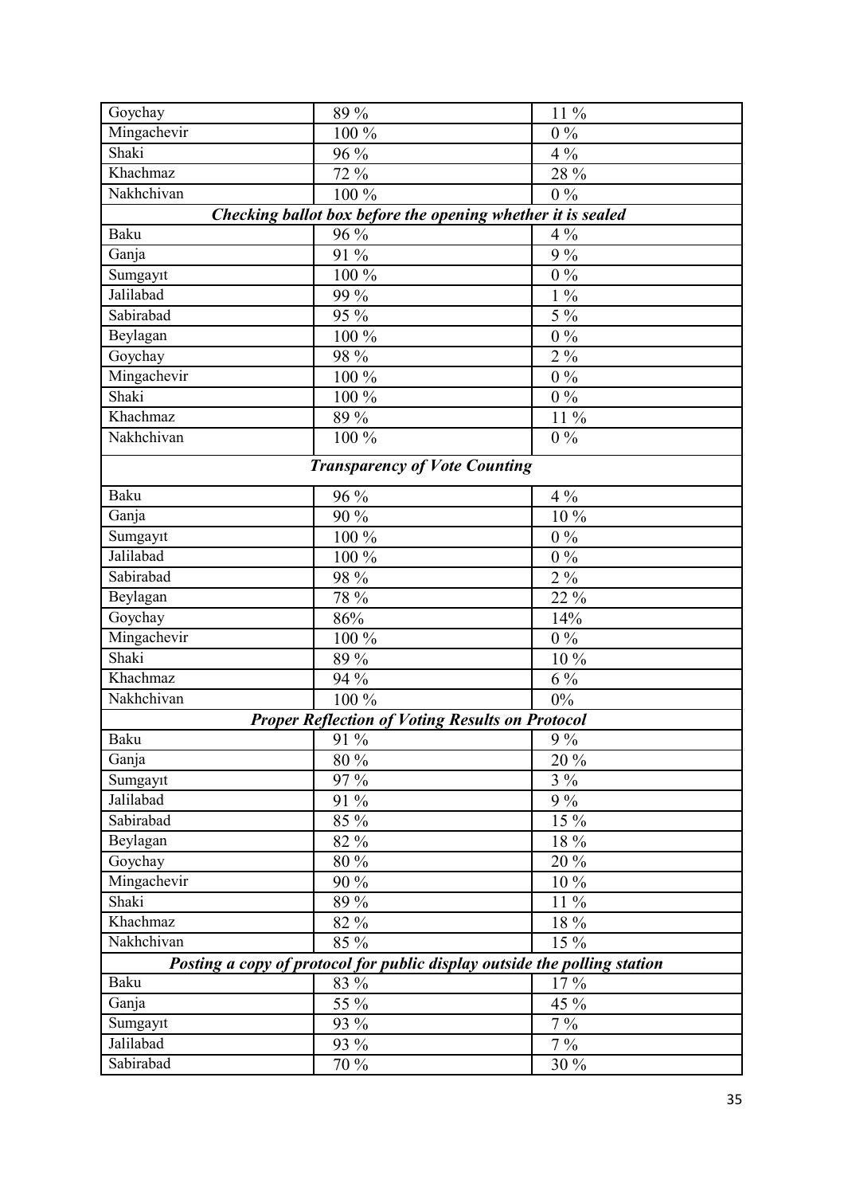| | | |
|---|---|---|
| Goychay | 89 % | 11 % |
| Mingachevir | 100 % | 0 % |
| Shaki | 96 % | 4 % |
| Khachmaz | 72 % | 28 % |
| Nakhchivan | 100 % | 0 % |
| ***Checking ballot box before the opening whether it is sealed*** | | |
| Baku | 96 % | 4 % |
| Ganja | 91 % | 9 % |
| Sumgayıt | 100 % | 0 % |
| Jalilabad | 99 % | 1 % |
| Sabirabad | 95 % | 5 % |
| Beylagan | 100 % | 0 % |
| Goychay | 98 % | 2 % |
| Mingachevir | 100 % | 0 % |
| Shaki | 100 % | 0 % |
| Khachmaz | 89 % | 11 % |
| Nakhchivan | 100 % | 0 % |
| ***Transparency of Vote Counting*** | | |
| Baku | 96 % | 4 % |
| Ganja | 90 % | 10 % |
| Sumgayıt | 100 % | 0 % |
| Jalilabad | 100 % | 0 % |
| Sabirabad | 98 % | 2 % |
| Beylagan | 78 % | 22 % |
| Goychay | 86% | 14% |
| Mingachevir | 100 % | 0 % |
| Shaki | 89 % | 10 % |
| Khachmaz | 94 % | 6 % |
| Nakhchivan | 100 % | 0% |
| ***Proper Reflection of Voting Results on Protocol*** | | |
| Baku | 91 % | 9 % |
| Ganja | 80 % | 20 % |
| Sumgayıt | 97 % | 3 % |
| Jalilabad | 91 % | 9 % |
| Sabirabad | 85 % | 15 % |
| Beylagan | 82 % | 18 % |
| Goychay | 80 % | 20 % |
| Mingachevir | 90 % | 10 % |
| Shaki | 89 % | 11 % |
| Khachmaz | 82 % | 18 % |
| Nakhchivan | 85 % | 15 % |
| ***Posting a copy of protocol for public display outside the polling station*** | | |
| Baku | 83 % | 17 % |
| Ganja | 55 % | 45 % |
| Sumgayıt | 93 % | 7 % |
| Jalilabad | 93 % | 7 % |
| Sabirabad | 70 % | 30 % |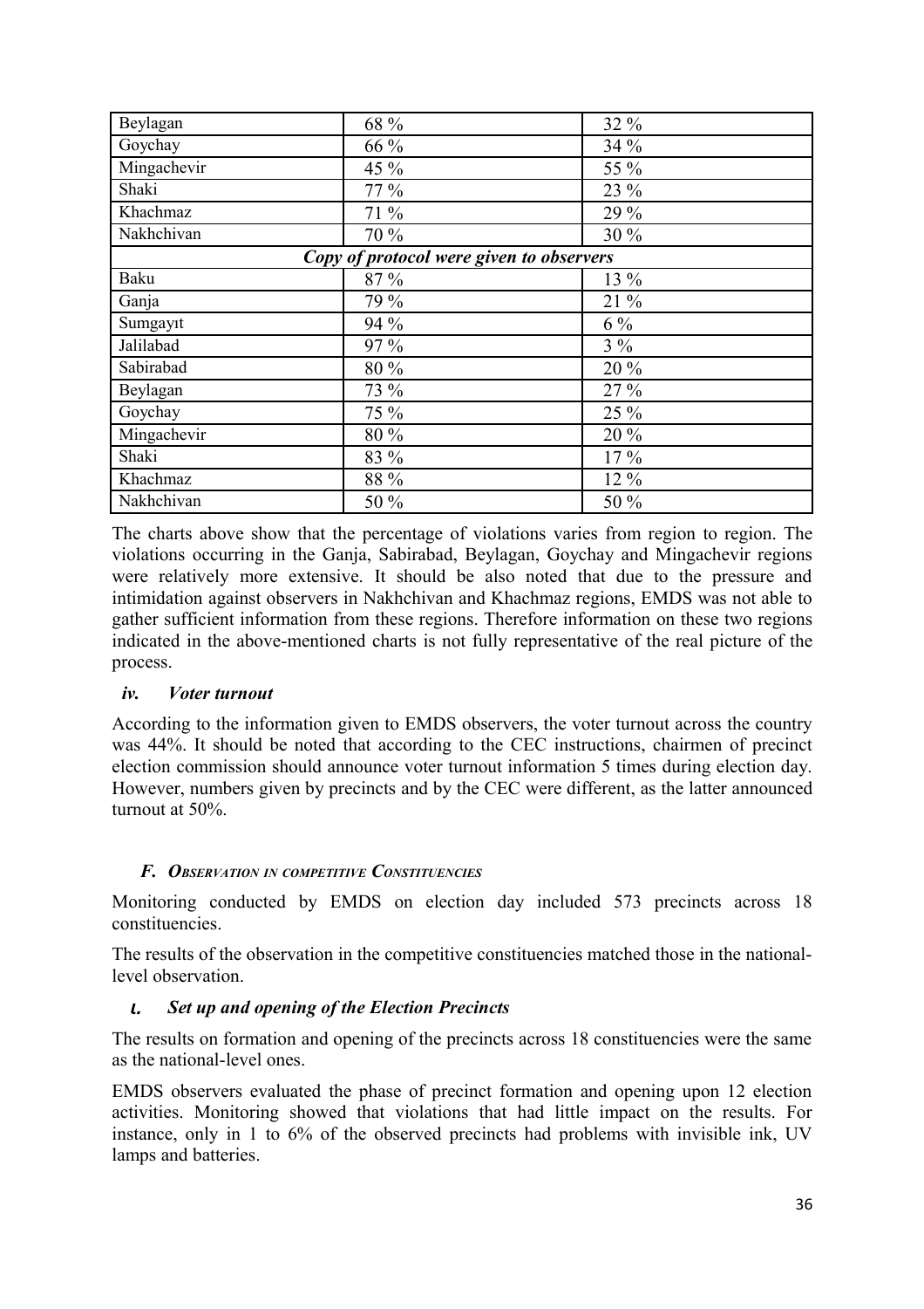| | | |
|---|---|---|
| Beylagan | 68 % | 32 % |
| Goychay | 66 % | 34 % |
| Mingachevir | 45 % | 55 % |
| Shaki | 77 % | 23 % |
| Khachmaz | 71 % | 29 % |
| Nakhchivan | 70 % | 30 % |
| ***Copy of protocol were given to observers*** | | |
| Baku | 87 % | 13 % |
| Ganja | 79 % | 21 % |
| Sumgayıt | 94 % | 6 % |
| Jalilabad | 97 % | 3 % |
| Sabirabad | 80 % | 20 % |
| Beylagan | 73 % | 27 % |
| Goychay | 75 % | 25 % |
| Mingachevir | 80 % | 20 % |
| Shaki | 83 % | 17 % |
| Khachmaz | 88 % | 12 % |
| Nakhchivan | 50 % | 50 % |

The charts above show that the percentage of violations varies from region to region. The violations occurring in the Ganja, Sabirabad, Beylagan, Goychay and Mingachevir regions were relatively more extensive. It should be also noted that due to the pressure and intimidation against observers in Nakhchivan and Khachmaz regions, EMDS was not able to gather sufficient information from these regions. Therefore information on these two regions indicated in the above-mentioned charts is not fully representative of the real picture of the process.

#### *iv. Voter turnout*

According to the information given to EMDS observers, the voter turnout across the country was 44%. It should be noted that according to the CEC instructions, chairmen of precinct election commission should announce voter turnout information 5 times during election day. However, numbers given by precincts and by the CEC were different, as the latter announced turnout at 50%.

### *F. Observation in competitive Constituencies*

Monitoring conducted by EMDS on election day included 573 precincts across 18 constituencies.

The results of the observation in the competitive constituencies matched those in the national-level observation.

#### *i. Set up and opening of the Election Precincts*

The results on formation and opening of the precincts across 18 constituencies were the same as the national-level ones.

EMDS observers evaluated the phase of precinct formation and opening upon 12 election activities. Monitoring showed that violations that had little impact on the results. For instance, only in 1 to 6% of the observed precincts had problems with invisible ink, UV lamps and batteries.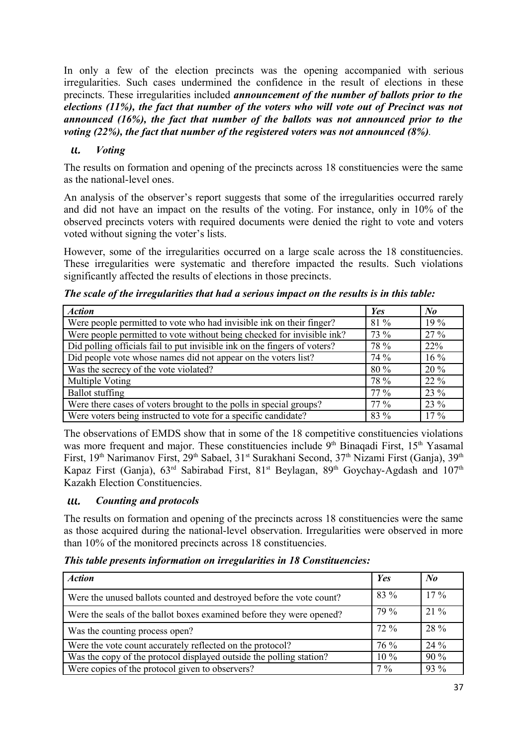In only a few of the election precincts was the opening accompanied with serious irregularities. Such cases undermined the confidence in the result of elections in these precincts. These irregularities included ***announcement of the number of ballots prior to the elections (11%), the fact that number of the voters who will vote out of Precinct was not announced (16%), the fact that number of the ballots was not announced prior to the voting (22%), the fact that number of the registered voters was not announced (8%)***.

### *ii. Voting*

The results on formation and opening of the precincts across 18 constituencies were the same as the national-level ones.

An analysis of the observer's report suggests that some of the irregularities occurred rarely and did not have an impact on the results of the voting. For instance, only in 10% of the observed precincts voters with required documents were denied the right to vote and voters voted without signing the voter's lists.

However, some of the irregularities occurred on a large scale across the 18 constituencies. These irregularities were systematic and therefore impacted the results. Such violations significantly affected the results of elections in those precincts.

***The scale of the irregularities that had a serious impact on the results is in this table:***

| *Action* | *Yes* | *No* |
|---|---|---|
| Were people permitted to vote who had invisible ink on their finger? | 81 % | 19 % |
| Were people permitted to vote without being checked for invisible ink? | 73 % | 27 % |
| Did polling officials fail to put invisible ink on the fingers of voters? | 78 % | 22% |
| Did people vote whose names did not appear on the voters list? | 74 % | 16 % |
| Was the secrecy of the vote violated? | 80 % | 20 % |
| Multiple Voting | 78 % | 22 % |
| Ballot stuffing | 77 % | 23 % |
| Were there cases of voters brought to the polls in special groups? | 77 % | 23 % |
| Were voters being instructed to vote for a specific candidate? | 83 % | 17 % |

The observations of EMDS show that in some of the 18 competitive constituencies violations was more frequent and major. These constituencies include 9th Binaqadi First, 15th Yasamal First, 19th Narimanov First, 29th Sabael, 31st Surakhani Second, 37th Nizami First (Ganja), 39th Kapaz First (Ganja), 63rd Sabirabad First, 81st Beylagan, 89th Goychay-Agdash and 107th Kazakh Election Constituencies.

### *iii. Counting and protocols*

The results on formation and opening of the precincts across 18 constituencies were the same as those acquired during the national-level observation. Irregularities were observed in more than 10% of the monitored precincts across 18 constituencies.

***This table presents information on irregularities in 18 Constituencies:***

| *Action* | *Yes* | *No* |
|---|---|---|
| Were the unused ballots counted and destroyed before the vote count? | 83 % | 17 % |
| Were the seals of the ballot boxes examined before they were opened? | 79 % | 21 % |
| Was the counting process open? | 72 % | 28 % |
| Were the vote count accurately reflected on the protocol? | 76 % | 24 % |
| Was the copy of the protocol displayed outside the polling station? | 10 % | 90 % |
| Were copies of the protocol given to observers? | 7 % | 93 % |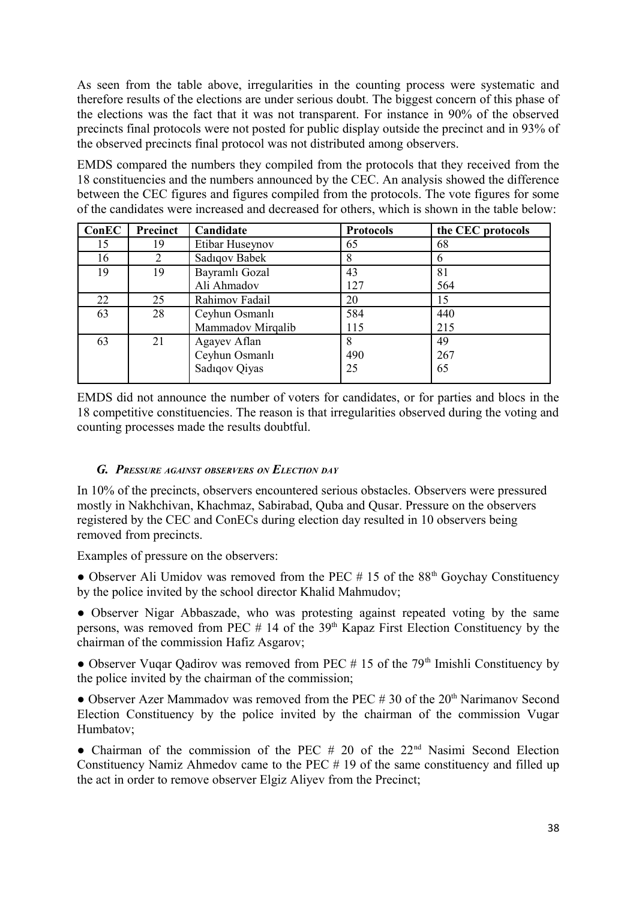As seen from the table above, irregularities in the counting process were systematic and therefore results of the elections are under serious doubt. The biggest concern of this phase of the elections was the fact that it was not transparent. For instance in 90% of the observed precincts final protocols were not posted for public display outside the precinct and in 93% of the observed precincts final protocol was not distributed among observers.

EMDS compared the numbers they compiled from the protocols that they received from the 18 constituencies and the numbers announced by the CEC. An analysis showed the difference between the CEC figures and figures compiled from the protocols. The vote figures for some of the candidates were increased and decreased for others, which is shown in the table below:

| ConEC | Precinct | Candidate | Protocols | the CEC protocols |
|---|---|---|---|---|
| 15 | 19 | Etibar Huseynov | 65 | 68 |
| 16 | 2 | Sadıqov Babek | 8 | 6 |
| 19 | 19 | Bayramlı Gozal<br>Ali Ahmadov | 43<br>127 | 81<br>564 |
| 22 | 25 | Rahimov Fadail | 20 | 15 |
| 63 | 28 | Ceyhun Osmanlı<br>Mammadov Mirqalib | 584<br>115 | 440<br>215 |
| 63 | 21 | Agayev Aflan<br>Ceyhun Osmanlı<br>Sadıqov Qiyas | 8<br>490<br>25 | 49<br>267<br>65 |

EMDS did not announce the number of voters for candidates, or for parties and blocs in the 18 competitive constituencies. The reason is that irregularities observed during the voting and counting processes made the results doubtful.

### *G. Pressure against observers on Election day*

In 10% of the precincts, observers encountered serious obstacles. Observers were pressured mostly in Nakhchivan, Khachmaz, Sabirabad, Quba and Qusar. Pressure on the observers registered by the CEC and ConECs during election day resulted in 10 observers being removed from precincts.

Examples of pressure on the observers:

- Observer Ali Umidov was removed from the PEC # 15 of the 88th Goychay Constituency by the police invited by the school director Khalid Mahmudov;
- Observer Nigar Abbaszade, who was protesting against repeated voting by the same persons, was removed from PEC # 14 of the 39th Kapaz First Election Constituency by the chairman of the commission Hafiz Asgarov;
- Observer Vuqar Qadirov was removed from PEC # 15 of the 79th Imishli Constituency by the police invited by the chairman of the commission;
- Observer Azer Mammadov was removed from the PEC # 30 of the 20th Narimanov Second Election Constituency by the police invited by the chairman of the commission Vugar Humbatov;
- Chairman of the commission of the PEC # 20 of the 22nd Nasimi Second Election Constituency Namiz Ahmedov came to the PEC # 19 of the same constituency and filled up the act in order to remove observer Elgiz Aliyev from the Precinct;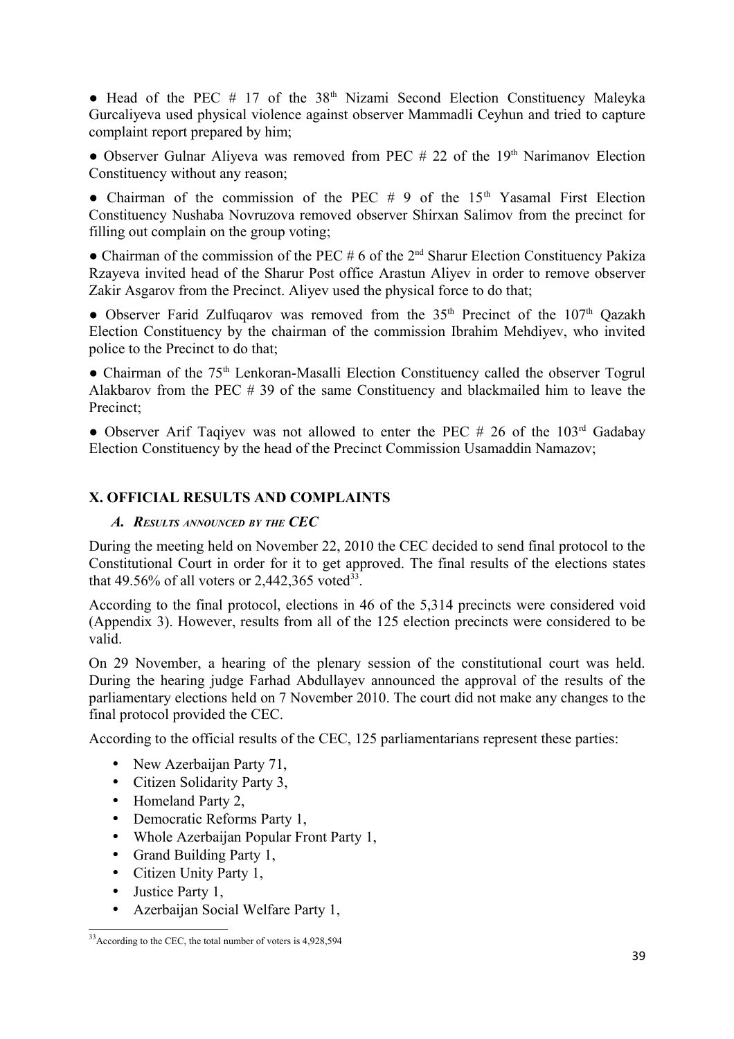● Head of the PEC # 17 of the 38th Nizami Second Election Constituency Maleyka Gurcaliyeva used physical violence against observer Mammadli Ceyhun and tried to capture complaint report prepared by him;

● Observer Gulnar Aliyeva was removed from PEC # 22 of the 19th Narimanov Election Constituency without any reason;

● Chairman of the commission of the PEC # 9 of the 15th Yasamal First Election Constituency Nushaba Novruzova removed observer Shirxan Salimov from the precinct for filling out complain on the group voting;

● Chairman of the commission of the PEC # 6 of the 2nd Sharur Election Constituency Pakiza Rzayeva invited head of the Sharur Post office Arastun Aliyev in order to remove observer Zakir Asgarov from the Precinct. Aliyev used the physical force to do that;

● Observer Farid Zulfuqarov was removed from the 35th Precinct of the 107th Qazakh Election Constituency by the chairman of the commission Ibrahim Mehdiyev, who invited police to the Precinct to do that;

● Chairman of the 75th Lenkoran-Masalli Election Constituency called the observer Togrul Alakbarov from the PEC # 39 of the same Constituency and blackmailed him to leave the Precinct;

● Observer Arif Taqiyev was not allowed to enter the PEC # 26 of the 103rd Gadabay Election Constituency by the head of the Precinct Commission Usamaddin Namazov;

## X. OFFICIAL RESULTS AND COMPLAINTS

### *A. Results announced by the CEC*

During the meeting held on November 22, 2010 the CEC decided to send final protocol to the Constitutional Court in order for it to get approved. The final results of the elections states that 49.56% of all voters or 2,442,365 voted[33].

According to the final protocol, elections in 46 of the 5,314 precincts were considered void (Appendix 3). However, results from all of the 125 election precincts were considered to be valid.

On 29 November, a hearing of the plenary session of the constitutional court was held. During the hearing judge Farhad Abdullayev announced the approval of the results of the parliamentary elections held on 7 November 2010. The court did not make any changes to the final protocol provided the CEC.

According to the official results of the CEC, 125 parliamentarians represent these parties:

- New Azerbaijan Party 71,
- Citizen Solidarity Party 3,
- Homeland Party 2,
- Democratic Reforms Party 1,
- Whole Azerbaijan Popular Front Party 1,
- Grand Building Party 1,
- Citizen Unity Party 1,
- Justice Party 1,
- Azerbaijan Social Welfare Party 1,

[33] According to the CEC, the total number of voters is 4,928,594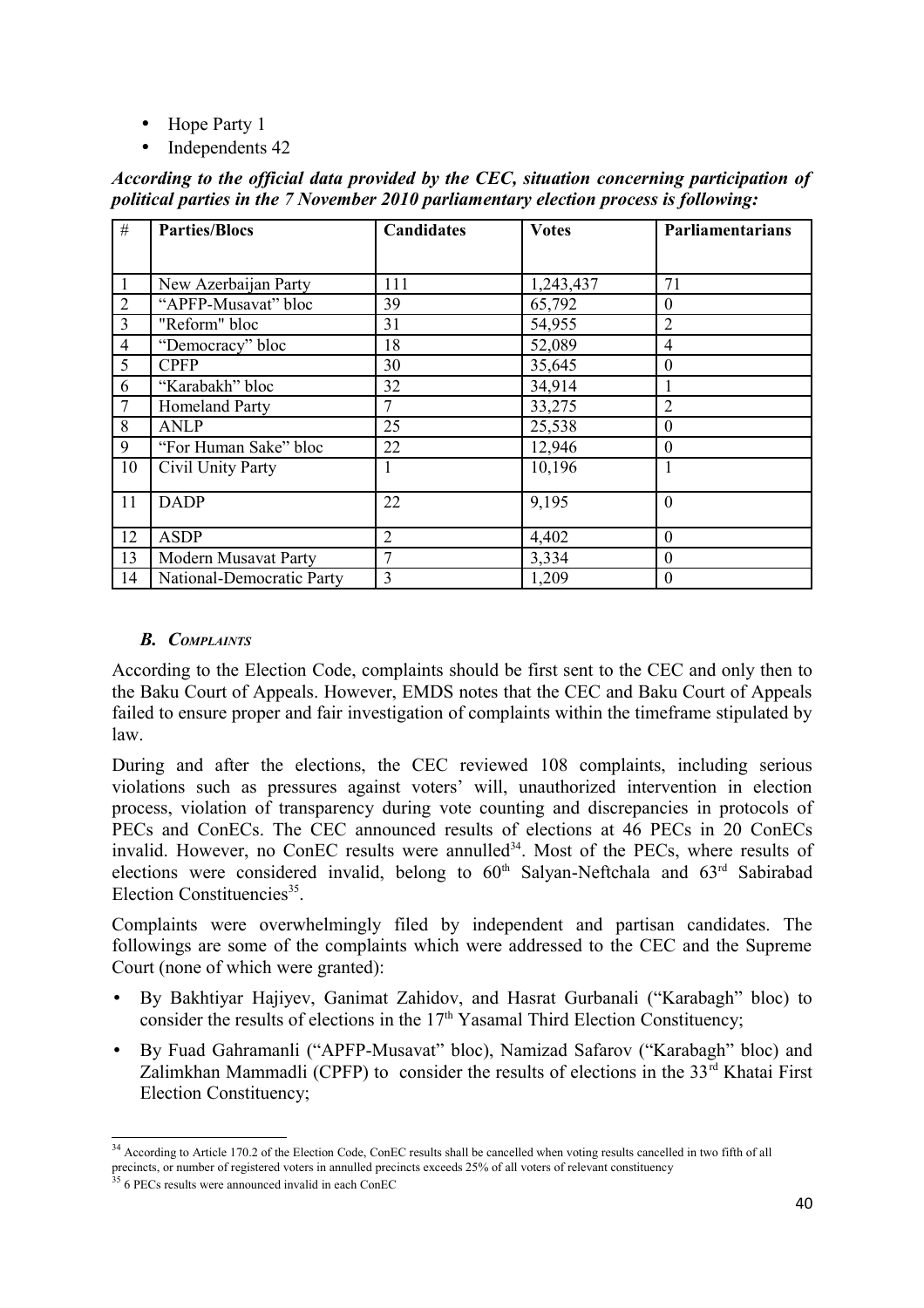- Hope Party 1
- Independents 42

***According to the official data provided by the CEC, situation concerning participation of political parties in the 7 November 2010 parliamentary election process is following:***

| # | Parties/Blocs | Candidates | Votes | Parliamentarians |
|---|---|---|---|---|
| 1 | New Azerbaijan Party | 111 | 1,243,437 | 71 |
| 2 | "APFP-Musavat" bloc | 39 | 65,792 | 0 |
| 3 | "Reform" bloc | 31 | 54,955 | 2 |
| 4 | "Democracy" bloc | 18 | 52,089 | 4 |
| 5 | CPFP | 30 | 35,645 | 0 |
| 6 | "Karabakh" bloc | 32 | 34,914 | 1 |
| 7 | Homeland Party | 7 | 33,275 | 2 |
| 8 | ANLP | 25 | 25,538 | 0 |
| 9 | "For Human Sake" bloc | 22 | 12,946 | 0 |
| 10 | Civil Unity Party | 1 | 10,196 | 1 |
| 11 | DADP | 22 | 9,195 | 0 |
| 12 | ASDP | 2 | 4,402 | 0 |
| 13 | Modern Musavat Party | 7 | 3,334 | 0 |
| 14 | National-Democratic Party | 3 | 1,209 | 0 |

### *B. Complaints*

According to the Election Code, complaints should be first sent to the CEC and only then to the Baku Court of Appeals. However, EMDS notes that the CEC and Baku Court of Appeals failed to ensure proper and fair investigation of complaints within the timeframe stipulated by law.

During and after the elections, the CEC reviewed 108 complaints, including serious violations such as pressures against voters' will, unauthorized intervention in election process, violation of transparency during vote counting and discrepancies in protocols of PECs and ConECs. The CEC announced results of elections at 46 PECs in 20 ConECs invalid. However, no ConEC results were annulled[34]. Most of the PECs, where results of elections were considered invalid, belong to 60th Salyan-Neftchala and 63rd Sabirabad Election Constituencies[35].

Complaints were overwhelmingly filed by independent and partisan candidates. The followings are some of the complaints which were addressed to the CEC and the Supreme Court (none of which were granted):

- By Bakhtiyar Hajiyev, Ganimat Zahidov, and Hasrat Gurbanali ("Karabagh" bloc) to consider the results of elections in the 17th Yasamal Third Election Constituency;
- By Fuad Gahramanli ("APFP-Musavat" bloc), Namizad Safarov ("Karabagh" bloc) and Zalimkhan Mammadli (CPFP) to consider the results of elections in the 33rd Khatai First Election Constituency;

---

[34] According to Article 170.2 of the Election Code, ConEC results shall be cancelled when voting results cancelled in two fifth of all precincts, or number of registered voters in annulled precincts exceeds 25% of all voters of relevant constituency

[35] 6 PECs results were announced invalid in each ConEC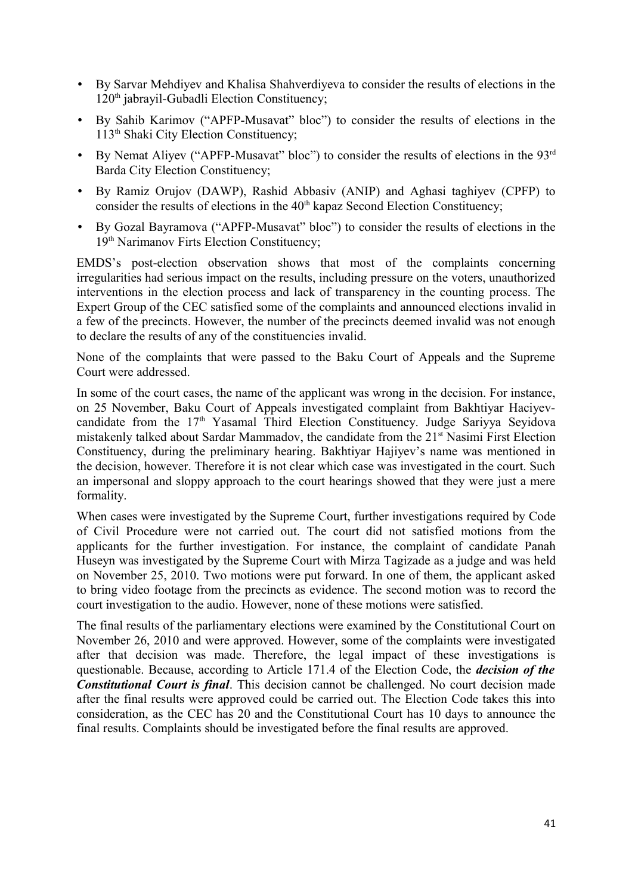- By Sarvar Mehdiyev and Khalisa Shahverdiyeva to consider the results of elections in the 120th jabrayil-Gubadli Election Constituency;
- By Sahib Karimov ("APFP-Musavat" bloc") to consider the results of elections in the 113th Shaki City Election Constituency;
- By Nemat Aliyev ("APFP-Musavat" bloc") to consider the results of elections in the 93rd Barda City Election Constituency;
- By Ramiz Orujov (DAWP), Rashid Abbasiv (ANIP) and Aghasi taghiyev (CPFP) to consider the results of elections in the 40th kapaz Second Election Constituency;
- By Gozal Bayramova ("APFP-Musavat" bloc") to consider the results of elections in the 19th Narimanov Firts Election Constituency;

EMDS's post-election observation shows that most of the complaints concerning irregularities had serious impact on the results, including pressure on the voters, unauthorized interventions in the election process and lack of transparency in the counting process. The Expert Group of the CEC satisfied some of the complaints and announced elections invalid in a few of the precincts. However, the number of the precincts deemed invalid was not enough to declare the results of any of the constituencies invalid.

None of the complaints that were passed to the Baku Court of Appeals and the Supreme Court were addressed.

In some of the court cases, the name of the applicant was wrong in the decision. For instance, on 25 November, Baku Court of Appeals investigated complaint from Bakhtiyar Haciyev-candidate from the 17th Yasamal Third Election Constituency. Judge Sariyya Seyidova mistakenly talked about Sardar Mammadov, the candidate from the 21st Nasimi First Election Constituency, during the preliminary hearing. Bakhtiyar Hajiyev's name was mentioned in the decision, however. Therefore it is not clear which case was investigated in the court. Such an impersonal and sloppy approach to the court hearings showed that they were just a mere formality.

When cases were investigated by the Supreme Court, further investigations required by Code of Civil Procedure were not carried out. The court did not satisfied motions from the applicants for the further investigation. For instance, the complaint of candidate Panah Huseyn was investigated by the Supreme Court with Mirza Tagizade as a judge and was held on November 25, 2010. Two motions were put forward. In one of them, the applicant asked to bring video footage from the precincts as evidence. The second motion was to record the court investigation to the audio. However, none of these motions were satisfied.

The final results of the parliamentary elections were examined by the Constitutional Court on November 26, 2010 and were approved. However, some of the complaints were investigated after that decision was made. Therefore, the legal impact of these investigations is questionable. Because, according to Article 171.4 of the Election Code, the ***decision of the Constitutional Court is final***. This decision cannot be challenged. No court decision made after the final results were approved could be carried out. The Election Code takes this into consideration, as the CEC has 20 and the Constitutional Court has 10 days to announce the final results. Complaints should be investigated before the final results are approved.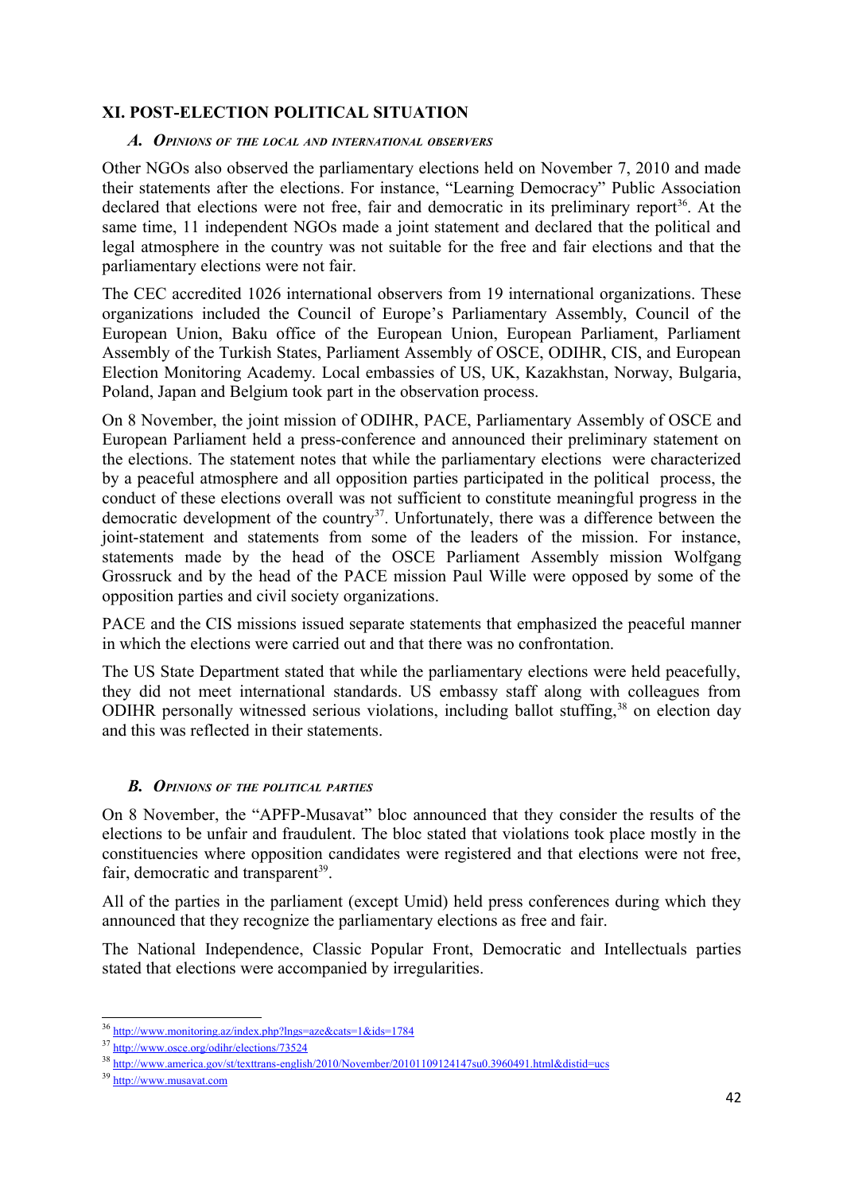## XI. POST-ELECTION POLITICAL SITUATION

### *A. Opinions of the local and international observers*

Other NGOs also observed the parliamentary elections held on November 7, 2010 and made their statements after the elections. For instance, "Learning Democracy" Public Association declared that elections were not free, fair and democratic in its preliminary report[36]. At the same time, 11 independent NGOs made a joint statement and declared that the political and legal atmosphere in the country was not suitable for the free and fair elections and that the parliamentary elections were not fair.

The CEC accredited 1026 international observers from 19 international organizations. These organizations included the Council of Europe's Parliamentary Assembly, Council of the European Union, Baku office of the European Union, European Parliament, Parliament Assembly of the Turkish States, Parliament Assembly of OSCE, ODIHR, CIS, and European Election Monitoring Academy. Local embassies of US, UK, Kazakhstan, Norway, Bulgaria, Poland, Japan and Belgium took part in the observation process.

On 8 November, the joint mission of ODIHR, PACE, Parliamentary Assembly of OSCE and European Parliament held a press-conference and announced their preliminary statement on the elections. The statement notes that while the parliamentary elections were characterized by a peaceful atmosphere and all opposition parties participated in the political process, the conduct of these elections overall was not sufficient to constitute meaningful progress in the democratic development of the country[37]. Unfortunately, there was a difference between the joint-statement and statements from some of the leaders of the mission. For instance, statements made by the head of the OSCE Parliament Assembly mission Wolfgang Grossruck and by the head of the PACE mission Paul Wille were opposed by some of the opposition parties and civil society organizations.

PACE and the CIS missions issued separate statements that emphasized the peaceful manner in which the elections were carried out and that there was no confrontation.

The US State Department stated that while the parliamentary elections were held peacefully, they did not meet international standards. US embassy staff along with colleagues from ODIHR personally witnessed serious violations, including ballot stuffing,[38] on election day and this was reflected in their statements.

### *B. Opinions of the political parties*

On 8 November, the "APFP-Musavat" bloc announced that they consider the results of the elections to be unfair and fraudulent. The bloc stated that violations took place mostly in the constituencies where opposition candidates were registered and that elections were not free, fair, democratic and transparent[39].

All of the parties in the parliament (except Umid) held press conferences during which they announced that they recognize the parliamentary elections as free and fair.

The National Independence, Classic Popular Front, Democratic and Intellectuals parties stated that elections were accompanied by irregularities.

---

[36] http://www.monitoring.az/index.php?lngs=aze&cats=1&ids=1784

[37] http://www.osce.org/odihr/elections/73524

[38] http://www.america.gov/st/texttrans-english/2010/November/20101109124147su0.3960491.html&distid=ucs

[39] http://www.musavat.com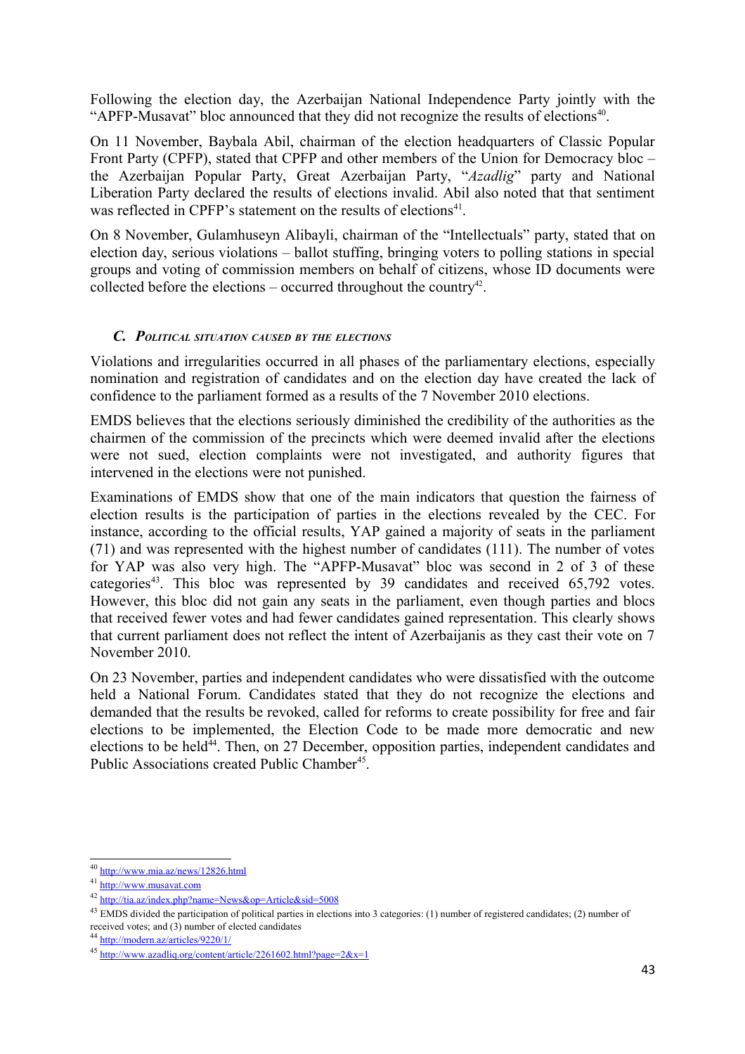Following the election day, the Azerbaijan National Independence Party jointly with the "APFP-Musavat" bloc announced that they did not recognize the results of elections[40].

On 11 November, Baybala Abil, chairman of the election headquarters of Classic Popular Front Party (CPFP), stated that CPFP and other members of the Union for Democracy bloc – the Azerbaijan Popular Party, Great Azerbaijan Party, "*Azadlig*" party and National Liberation Party declared the results of elections invalid. Abil also noted that that sentiment was reflected in CPFP's statement on the results of elections[41].

On 8 November, Gulamhuseyn Alibayli, chairman of the "Intellectuals" party, stated that on election day, serious violations – ballot stuffing, bringing voters to polling stations in special groups and voting of commission members on behalf of citizens, whose ID documents were collected before the elections – occurred throughout the country[42].

### *C. Political situation caused by the elections*

Violations and irregularities occurred in all phases of the parliamentary elections, especially nomination and registration of candidates and on the election day have created the lack of confidence to the parliament formed as a results of the 7 November 2010 elections.

EMDS believes that the elections seriously diminished the credibility of the authorities as the chairmen of the commission of the precincts which were deemed invalid after the elections were not sued, election complaints were not investigated, and authority figures that intervened in the elections were not punished.

Examinations of EMDS show that one of the main indicators that question the fairness of election results is the participation of parties in the elections revealed by the CEC. For instance, according to the official results, YAP gained a majority of seats in the parliament (71) and was represented with the highest number of candidates (111). The number of votes for YAP was also very high. The "APFP-Musavat" bloc was second in 2 of 3 of these categories[43]. This bloc was represented by 39 candidates and received 65,792 votes. However, this bloc did not gain any seats in the parliament, even though parties and blocs that received fewer votes and had fewer candidates gained representation. This clearly shows that current parliament does not reflect the intent of Azerbaijanis as they cast their vote on 7 November 2010.

On 23 November, parties and independent candidates who were dissatisfied with the outcome held a National Forum. Candidates stated that they do not recognize the elections and demanded that the results be revoked, called for reforms to create possibility for free and fair elections to be implemented, the Election Code to be made more democratic and new elections to be held[44]. Then, on 27 December, opposition parties, independent candidates and Public Associations created Public Chamber[45].

---

[40] http://www.mia.az/news/12826.html

[41] http://www.musavat.com

[42] http://tia.az/index.php?name=News&op=Article&sid=5008

[43] EMDS divided the participation of political parties in elections into 3 categories: (1) number of registered candidates; (2) number of received votes; and (3) number of elected candidates

[44] http://modern.az/articles/9220/1/

[45] http://www.azadliq.org/content/article/2261602.html?page=2&x=1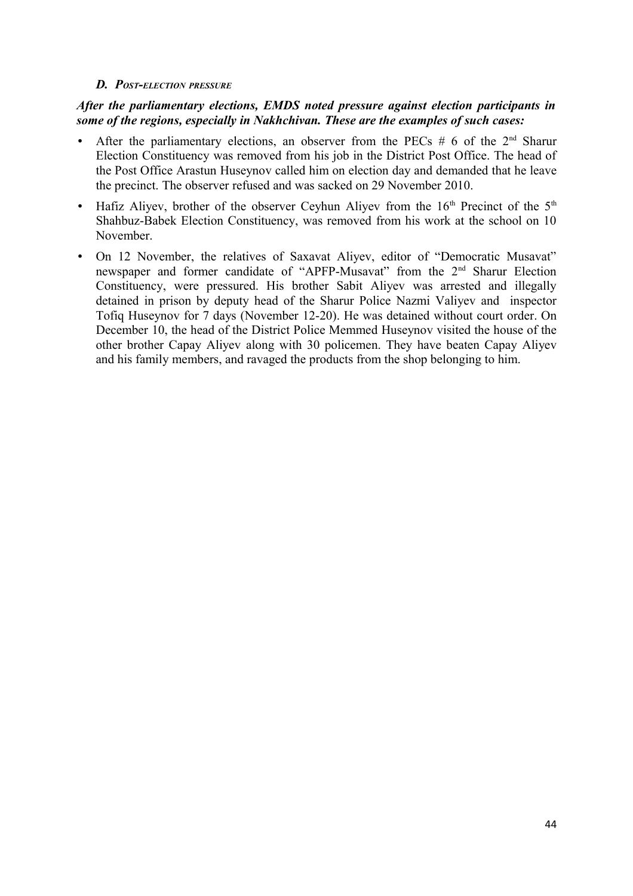### *D. Post-election pressure*

***After the parliamentary elections, EMDS noted pressure against election participants in some of the regions, especially in Nakhchivan. These are the examples of such cases:***

- After the parliamentary elections, an observer from the PECs # 6 of the 2nd Sharur Election Constituency was removed from his job in the District Post Office. The head of the Post Office Arastun Huseynov called him on election day and demanded that he leave the precinct. The observer refused and was sacked on 29 November 2010.
- Hafiz Aliyev, brother of the observer Ceyhun Aliyev from the 16th Precinct of the 5th Shahbuz-Babek Election Constituency, was removed from his work at the school on 10 November.
- On 12 November, the relatives of Saxavat Aliyev, editor of "Democratic Musavat" newspaper and former candidate of "APFP-Musavat" from the 2nd Sharur Election Constituency, were pressured. His brother Sabit Aliyev was arrested and illegally detained in prison by deputy head of the Sharur Police Nazmi Valiyev and inspector Tofiq Huseynov for 7 days (November 12-20). He was detained without court order. On December 10, the head of the District Police Memmed Huseynov visited the house of the other brother Capay Aliyev along with 30 policemen. They have beaten Capay Aliyev and his family members, and ravaged the products from the shop belonging to him.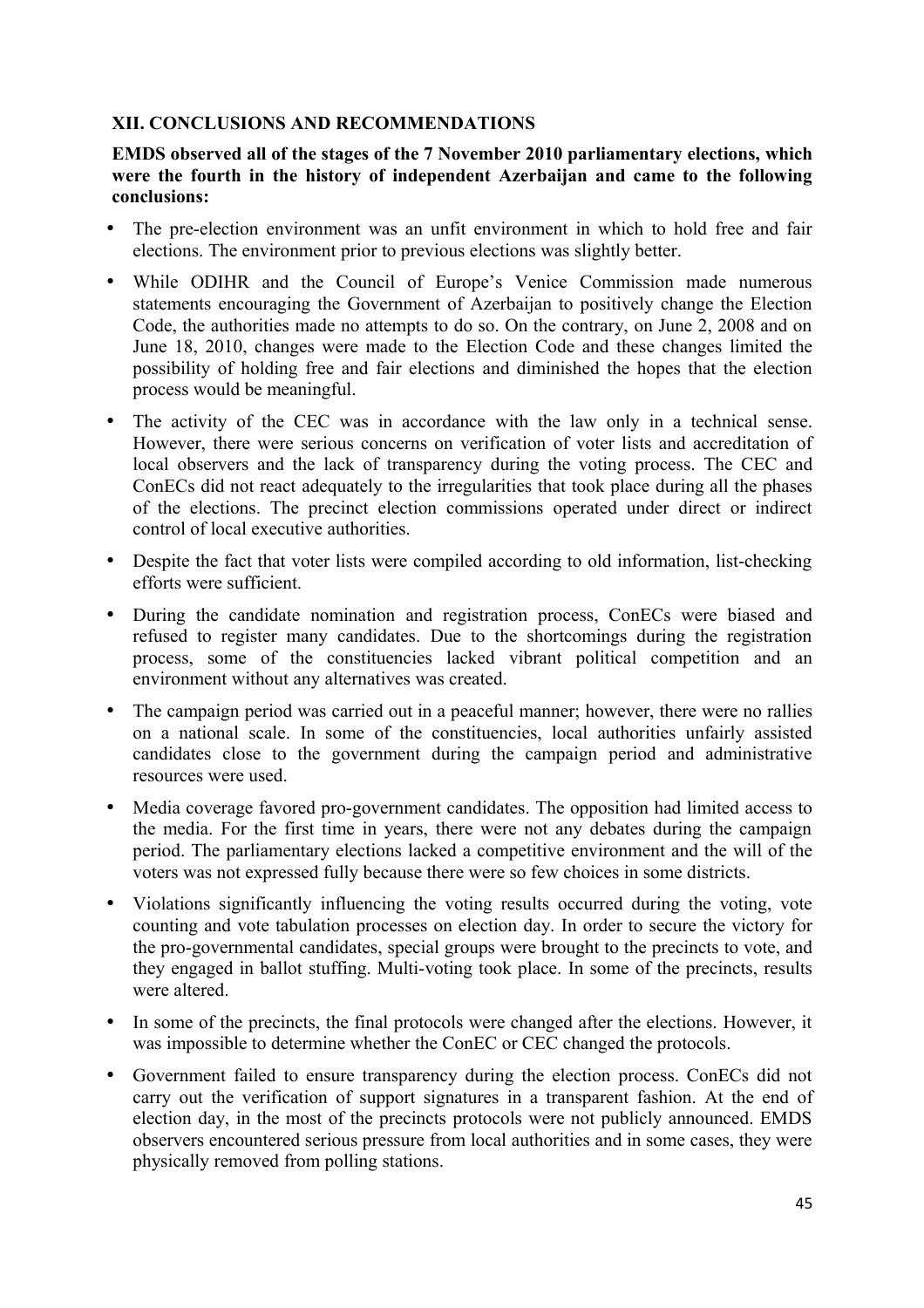## XII. CONCLUSIONS AND RECOMMENDATIONS

**EMDS observed all of the stages of the 7 November 2010 parliamentary elections, which were the fourth in the history of independent Azerbaijan and came to the following conclusions:**

- The pre-election environment was an unfit environment in which to hold free and fair elections. The environment prior to previous elections was slightly better.
- While ODIHR and the Council of Europe's Venice Commission made numerous statements encouraging the Government of Azerbaijan to positively change the Election Code, the authorities made no attempts to do so. On the contrary, on June 2, 2008 and on June 18, 2010, changes were made to the Election Code and these changes limited the possibility of holding free and fair elections and diminished the hopes that the election process would be meaningful.
- The activity of the CEC was in accordance with the law only in a technical sense. However, there were serious concerns on verification of voter lists and accreditation of local observers and the lack of transparency during the voting process. The CEC and ConECs did not react adequately to the irregularities that took place during all the phases of the elections. The precinct election commissions operated under direct or indirect control of local executive authorities.
- Despite the fact that voter lists were compiled according to old information, list-checking efforts were sufficient.
- During the candidate nomination and registration process, ConECs were biased and refused to register many candidates. Due to the shortcomings during the registration process, some of the constituencies lacked vibrant political competition and an environment without any alternatives was created.
- The campaign period was carried out in a peaceful manner; however, there were no rallies on a national scale. In some of the constituencies, local authorities unfairly assisted candidates close to the government during the campaign period and administrative resources were used.
- Media coverage favored pro-government candidates. The opposition had limited access to the media. For the first time in years, there were not any debates during the campaign period. The parliamentary elections lacked a competitive environment and the will of the voters was not expressed fully because there were so few choices in some districts.
- Violations significantly influencing the voting results occurred during the voting, vote counting and vote tabulation processes on election day. In order to secure the victory for the pro-governmental candidates, special groups were brought to the precincts to vote, and they engaged in ballot stuffing. Multi-voting took place. In some of the precincts, results were altered.
- In some of the precincts, the final protocols were changed after the elections. However, it was impossible to determine whether the ConEC or CEC changed the protocols.
- Government failed to ensure transparency during the election process. ConECs did not carry out the verification of support signatures in a transparent fashion. At the end of election day, in the most of the precincts protocols were not publicly announced. EMDS observers encountered serious pressure from local authorities and in some cases, they were physically removed from polling stations.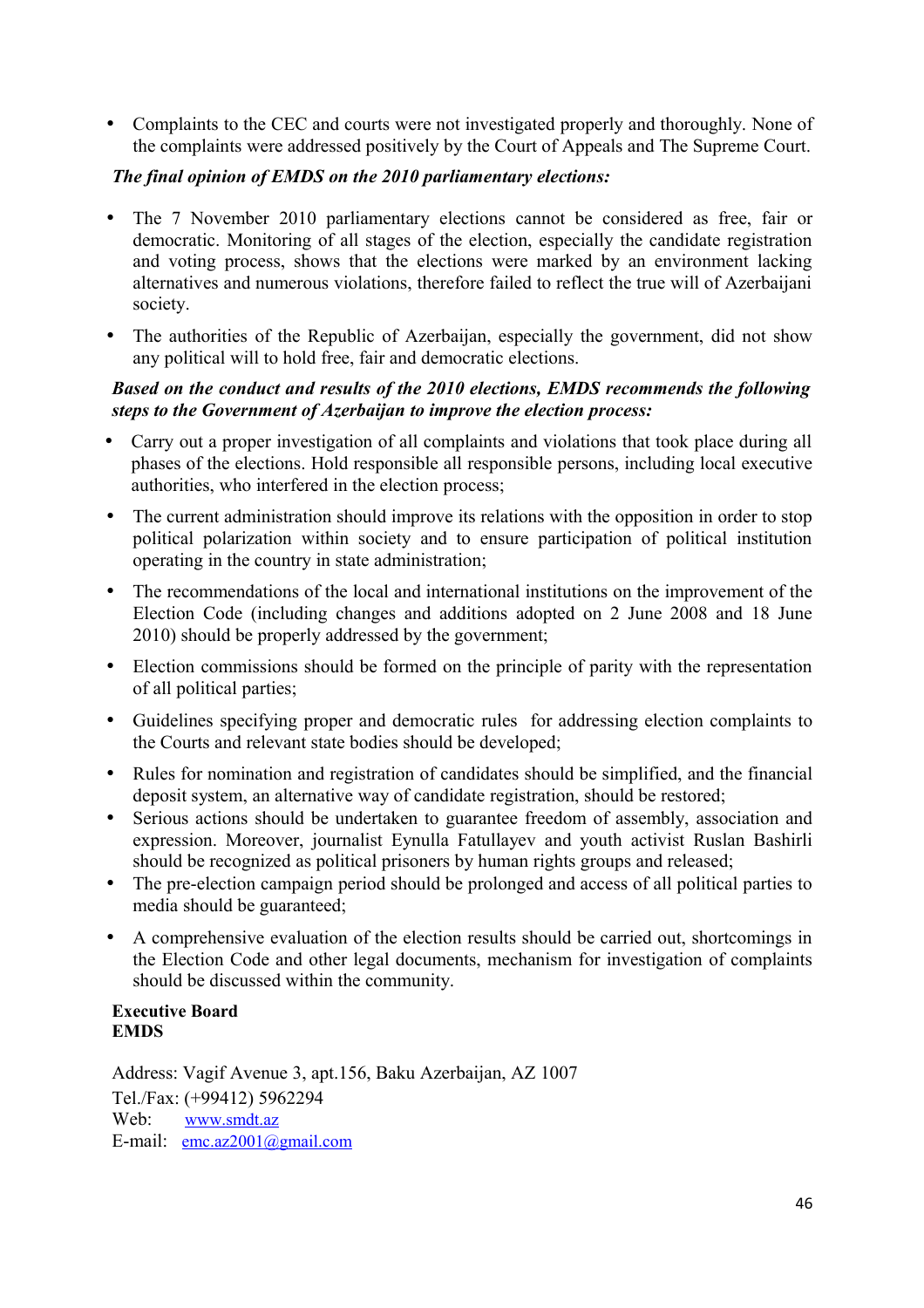- Complaints to the CEC and courts were not investigated properly and thoroughly. None of the complaints were addressed positively by the Court of Appeals and The Supreme Court.

***The final opinion of EMDS on the 2010 parliamentary elections:***

- The 7 November 2010 parliamentary elections cannot be considered as free, fair or democratic. Monitoring of all stages of the election, especially the candidate registration and voting process, shows that the elections were marked by an environment lacking alternatives and numerous violations, therefore failed to reflect the true will of Azerbaijani society.
- The authorities of the Republic of Azerbaijan, especially the government, did not show any political will to hold free, fair and democratic elections.

***Based on the conduct and results of the 2010 elections, EMDS recommends the following steps to the Government of Azerbaijan to improve the election process:***

- Carry out a proper investigation of all complaints and violations that took place during all phases of the elections. Hold responsible all responsible persons, including local executive authorities, who interfered in the election process;
- The current administration should improve its relations with the opposition in order to stop political polarization within society and to ensure participation of political institution operating in the country in state administration;
- The recommendations of the local and international institutions on the improvement of the Election Code (including changes and additions adopted on 2 June 2008 and 18 June 2010) should be properly addressed by the government;
- Election commissions should be formed on the principle of parity with the representation of all political parties;
- Guidelines specifying proper and democratic rules for addressing election complaints to the Courts and relevant state bodies should be developed;
- Rules for nomination and registration of candidates should be simplified, and the financial deposit system, an alternative way of candidate registration, should be restored;
- Serious actions should be undertaken to guarantee freedom of assembly, association and expression. Moreover, journalist Eynulla Fatullayev and youth activist Ruslan Bashirli should be recognized as political prisoners by human rights groups and released;
- The pre-election campaign period should be prolonged and access of all political parties to media should be guaranteed;
- A comprehensive evaluation of the election results should be carried out, shortcomings in the Election Code and other legal documents, mechanism for investigation of complaints should be discussed within the community.

**Executive Board**
**EMDS**

Address: Vagif Avenue 3, apt.156, Baku Azerbaijan, AZ 1007
Tel./Fax: (+99412) 5962294
Web: www.smdt.az
E-mail: emc.az2001@gmail.com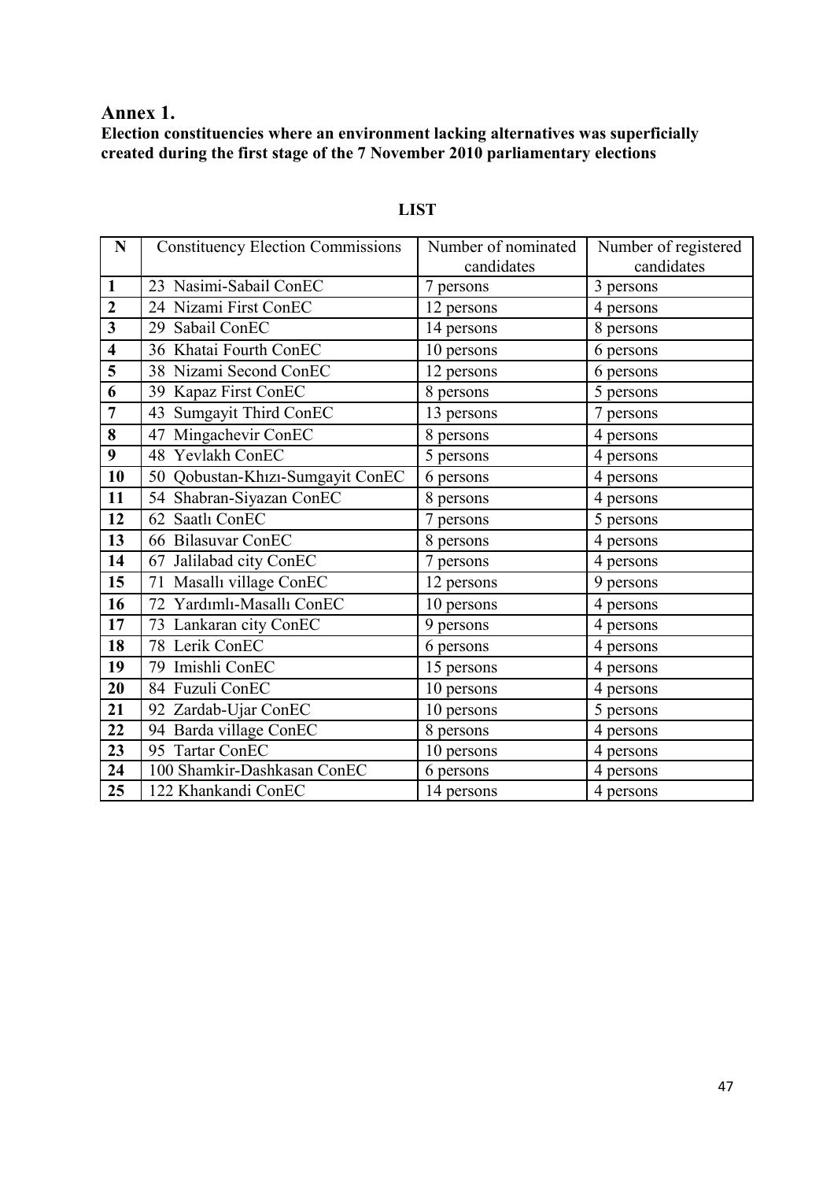## Annex 1.

**Election constituencies where an environment lacking alternatives was superficially created during the first stage of the 7 November 2010 parliamentary elections**

**LIST**

| N | Constituency Election Commissions | Number of nominated candidates | Number of registered candidates |
|---|---|---|---|
| **1** | 23 Nasimi-Sabail ConEC | 7 persons | 3 persons |
| **2** | 24 Nizami First ConEC | 12 persons | 4 persons |
| **3** | 29 Sabail ConEC | 14 persons | 8 persons |
| **4** | 36 Khatai Fourth ConEC | 10 persons | 6 persons |
| **5** | 38 Nizami Second ConEC | 12 persons | 6 persons |
| **6** | 39 Kapaz First ConEC | 8 persons | 5 persons |
| **7** | 43 Sumgayit Third ConEC | 13 persons | 7 persons |
| **8** | 47 Mingachevir ConEC | 8 persons | 4 persons |
| **9** | 48 Yevlakh ConEC | 5 persons | 4 persons |
| **10** | 50 Qobustan-Khızı-Sumgayit ConEC | 6 persons | 4 persons |
| **11** | 54 Shabran-Siyazan ConEC | 8 persons | 4 persons |
| **12** | 62 Saatlı ConEC | 7 persons | 5 persons |
| **13** | 66 Bilasuvar ConEC | 8 persons | 4 persons |
| **14** | 67 Jalilabad city ConEC | 7 persons | 4 persons |
| **15** | 71 Masallı village ConEC | 12 persons | 9 persons |
| **16** | 72 Yardımlı-Masallı ConEC | 10 persons | 4 persons |
| **17** | 73 Lankaran city ConEC | 9 persons | 4 persons |
| **18** | 78 Lerik ConEC | 6 persons | 4 persons |
| **19** | 79 Imishli ConEC | 15 persons | 4 persons |
| **20** | 84 Fuzuli ConEC | 10 persons | 4 persons |
| **21** | 92 Zardab-Ujar ConEC | 10 persons | 5 persons |
| **22** | 94 Barda village ConEC | 8 persons | 4 persons |
| **23** | 95 Tartar ConEC | 10 persons | 4 persons |
| **24** | 100 Shamkir-Dashkasan ConEC | 6 persons | 4 persons |
| **25** | 122 Khankandi ConEC | 14 persons | 4 persons |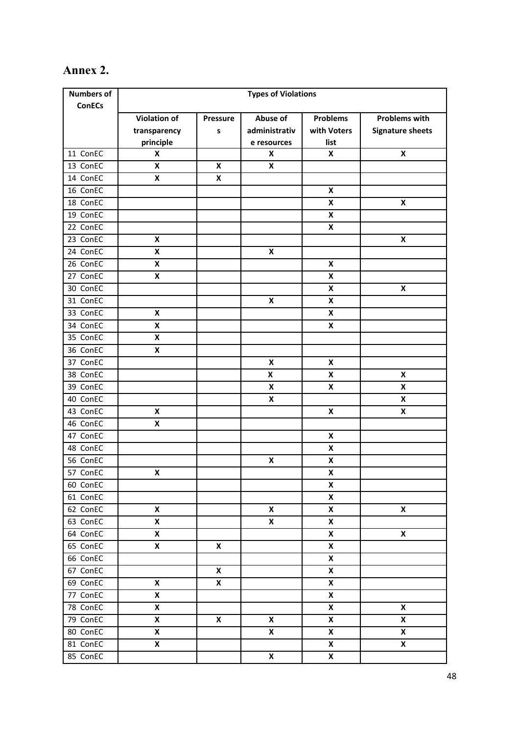# Annex 2.

| Numbers of ConECs | Types of Violations | | | | |
|---|---|---|---|---|---|
| | Violation of transparency principle | Pressures | Abuse of administrative resources | Problems with Voters list | Problems with Signature sheets |
| 11 ConEC | X | | X | X | X |
| 13 ConEC | X | X | X | | |
| 14 ConEC | X | X | | | |
| 16 ConEC | | | | X | |
| 18 ConEC | | | | X | X |
| 19 ConEC | | | | X | |
| 22 ConEC | | | | X | |
| 23 ConEC | X | | | | X |
| 24 ConEC | X | | X | | |
| 26 ConEC | X | | | X | |
| 27 ConEC | X | | | X | |
| 30 ConEC | | | | X | X |
| 31 ConEC | | | X | X | |
| 33 ConEC | X | | | X | |
| 34 ConEC | X | | | X | |
| 35 ConEC | X | | | | |
| 36 ConEC | X | | | | |
| 37 ConEC | | | X | X | |
| 38 ConEC | | | X | X | X |
| 39 ConEC | | | X | X | X |
| 40 ConEC | | | X | | X |
| 43 ConEC | X | | | X | X |
| 46 ConEC | X | | | | |
| 47 ConEC | | | | X | |
| 48 ConEC | | | | X | |
| 56 ConEC | | | X | X | |
| 57 ConEC | X | | | X | |
| 60 ConEC | | | | X | |
| 61 ConEC | | | | X | |
| 62 ConEC | X | | X | X | X |
| 63 ConEC | X | | X | X | |
| 64 ConEC | X | | | X | X |
| 65 ConEC | X | X | | X | |
| 66 ConEC | | | | X | |
| 67 ConEC | | X | | X | |
| 69 ConEC | X | X | | X | |
| 77 ConEC | X | | | X | |
| 78 ConEC | X | | | X | X |
| 79 ConEC | X | X | X | X | X |
| 80 ConEC | X | | X | X | X |
| 81 ConEC | X | | | X | X |
| 85 ConEC | | | X | X | |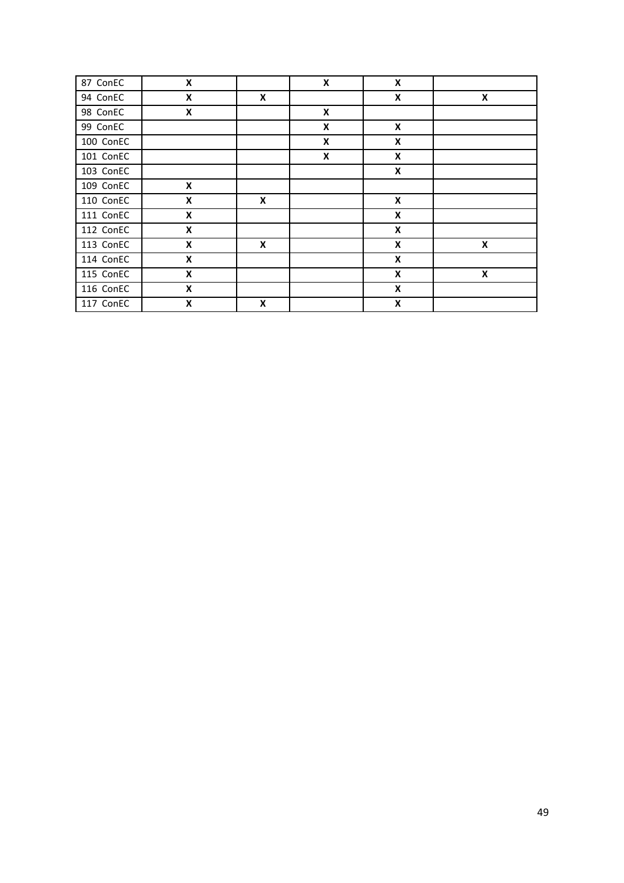| | | | | | |
|---|---|---|---|---|---|
| 87 ConEC | X | | X | X | |
| 94 ConEC | X | X | | X | X |
| 98 ConEC | X | | X | | |
| 99 ConEC | | | X | X | |
| 100 ConEC | | | X | X | |
| 101 ConEC | | | X | X | |
| 103 ConEC | | | | X | |
| 109 ConEC | X | | | | |
| 110 ConEC | X | X | | X | |
| 111 ConEC | X | | | X | |
| 112 ConEC | X | | | X | |
| 113 ConEC | X | X | | X | X |
| 114 ConEC | X | | | X | |
| 115 ConEC | X | | | X | X |
| 116 ConEC | X | | | X | |
| 117 ConEC | X | X | | X | |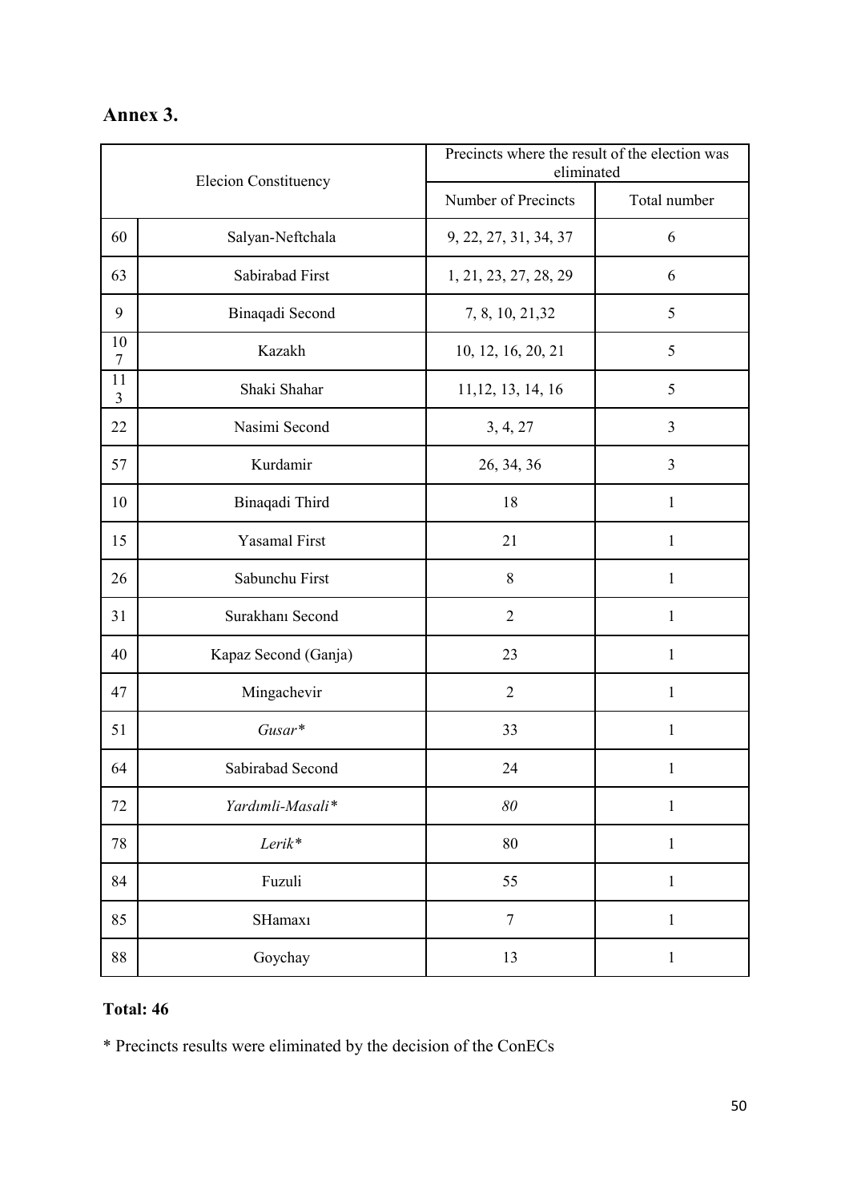## Annex 3.

| Elecion Constituency | | Precincts where the result of the election was eliminated | |
|---|---|---|---|
| | | Number of Precincts | Total number |
| 60 | Salyan-Neftchala | 9, 22, 27, 31, 34, 37 | 6 |
| 63 | Sabirabad First | 1, 21, 23, 27, 28, 29 | 6 |
| 9 | Binaqadi Second | 7, 8, 10, 21,32 | 5 |
| 107 | Kazakh | 10, 12, 16, 20, 21 | 5 |
| 113 | Shaki Shahar | 11,12, 13, 14, 16 | 5 |
| 22 | Nasimi Second | 3, 4, 27 | 3 |
| 57 | Kurdamir | 26, 34, 36 | 3 |
| 10 | Binaqadi Third | 18 | 1 |
| 15 | Yasamal First | 21 | 1 |
| 26 | Sabunchu First | 8 | 1 |
| 31 | Surakhanı Second | 2 | 1 |
| 40 | Kapaz Second (Ganja) | 23 | 1 |
| 47 | Mingachevir | 2 | 1 |
| 51 | *Gusar** | 33 | 1 |
| 64 | Sabirabad Second | 24 | 1 |
| 72 | *Yardımli-Masali** | *80* | 1 |
| 78 | *Lerik** | 80 | 1 |
| 84 | Fuzuli | 55 | 1 |
| 85 | SHamaxı | 7 | 1 |
| 88 | Goychay | 13 | 1 |

**Total: 46**

* Precincts results were eliminated by the decision of the ConECs